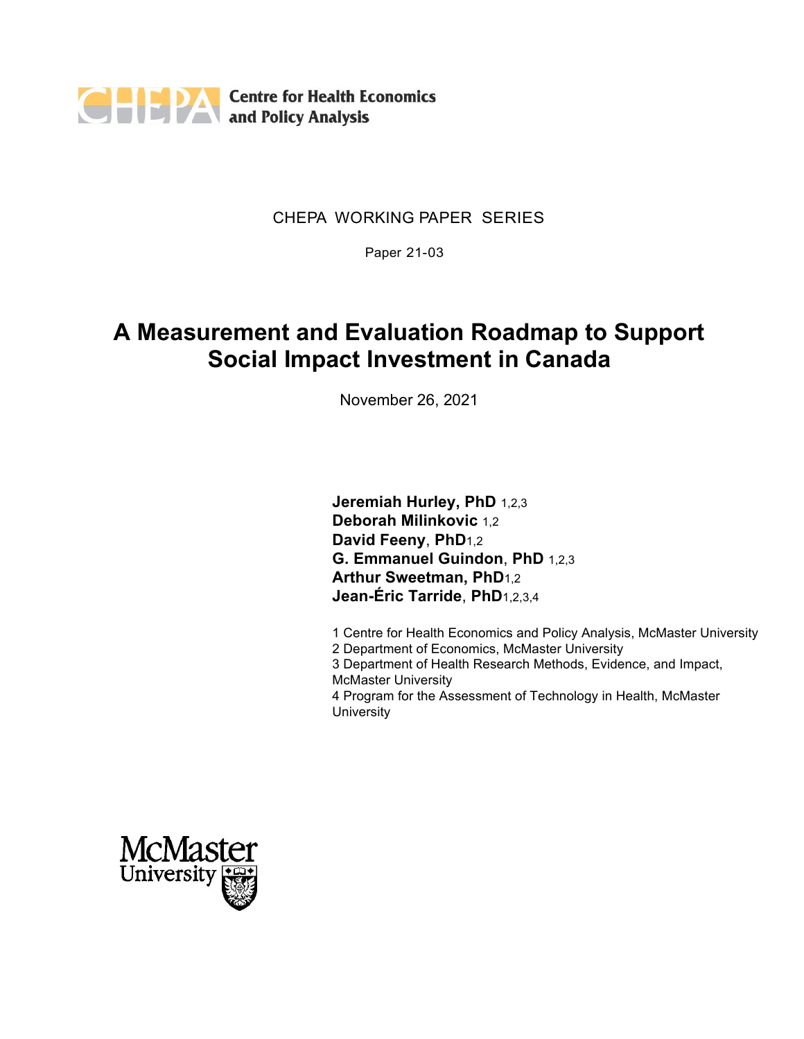Centre for Health Economics and Policy Analysis

CHEPA WORKING PAPER SERIES

Paper 21-03

# A Measurement and Evaluation Roadmap to Support Social Impact Investment in Canada

November 26, 2021

**Jeremiah Hurley, PhD** [1,2,3]
**Deborah Milinkovic** [1,2]
**David Feeny**, **PhD**[1,2]
**G. Emmanuel Guindon**, **PhD** [1,2,3]
**Arthur Sweetman, PhD**[1,2]
**Jean-Éric Tarride**, **PhD**[1,2,3,4]

1 Centre for Health Economics and Policy Analysis, McMaster University
2 Department of Economics, McMaster University
3 Department of Health Research Methods, Evidence, and Impact, McMaster University
4 Program for the Assessment of Technology in Health, McMaster University

McMaster University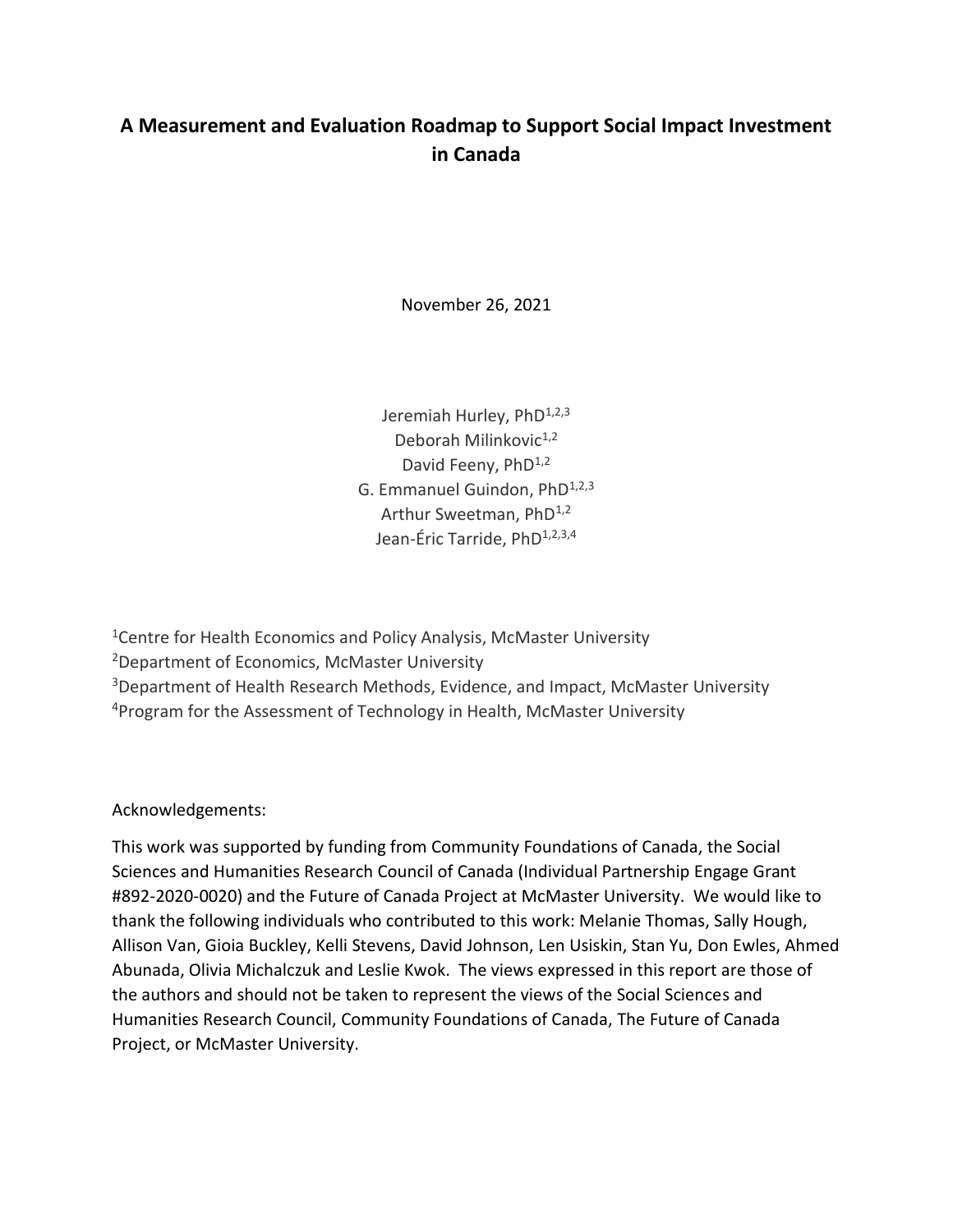# A Measurement and Evaluation Roadmap to Support Social Impact Investment in Canada

November 26, 2021

Jeremiah Hurley, PhD[1,2,3]
Deborah Milinkovic[1,2]
David Feeny, PhD[1,2]
G. Emmanuel Guindon, PhD[1,2,3]
Arthur Sweetman, PhD[1,2]
Jean-Éric Tarride, PhD[1,2,3,4]

[1]Centre for Health Economics and Policy Analysis, McMaster University
[2]Department of Economics, McMaster University
[3]Department of Health Research Methods, Evidence, and Impact, McMaster University
[4]Program for the Assessment of Technology in Health, McMaster University

Acknowledgements:

This work was supported by funding from Community Foundations of Canada, the Social Sciences and Humanities Research Council of Canada (Individual Partnership Engage Grant #892-2020-0020) and the Future of Canada Project at McMaster University. We would like to thank the following individuals who contributed to this work: Melanie Thomas, Sally Hough, Allison Van, Gioia Buckley, Kelli Stevens, David Johnson, Len Usiskin, Stan Yu, Don Ewles, Ahmed Abunada, Olivia Michalczuk and Leslie Kwok. The views expressed in this report are those of the authors and should not be taken to represent the views of the Social Sciences and Humanities Research Council, Community Foundations of Canada, The Future of Canada Project, or McMaster University.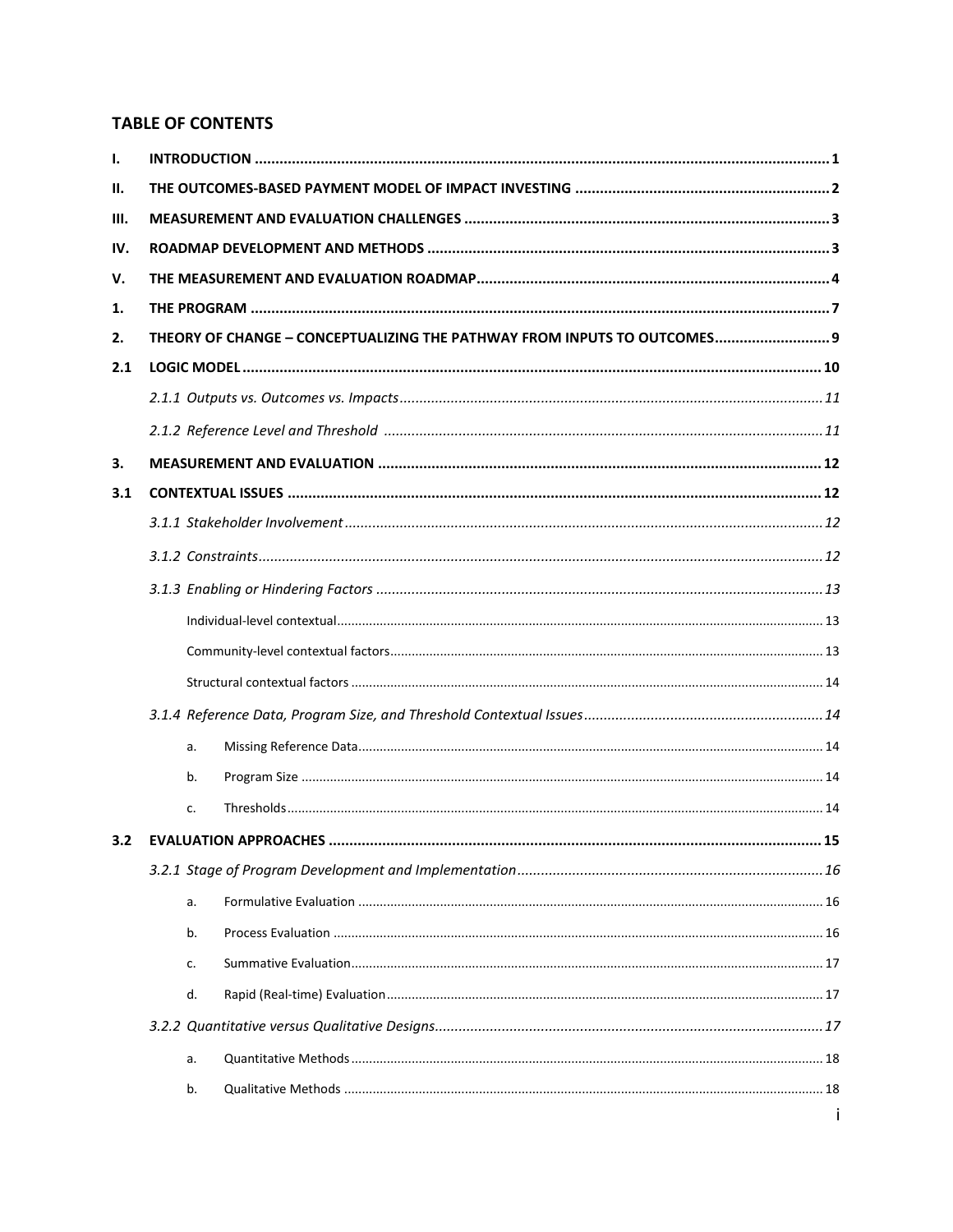## TABLE OF CONTENTS

| | | |
|---|---|---|
| **I.** | **INTRODUCTION** | **1** |
| **II.** | **THE OUTCOMES-BASED PAYMENT MODEL OF IMPACT INVESTING** | **2** |
| **III.** | **MEASUREMENT AND EVALUATION CHALLENGES** | **3** |
| **IV.** | **ROADMAP DEVELOPMENT AND METHODS** | **3** |
| **V.** | **THE MEASUREMENT AND EVALUATION ROADMAP** | **4** |
| **1.** | **THE PROGRAM** | **7** |
| **2.** | **THEORY OF CHANGE – CONCEPTUALIZING THE PATHWAY FROM INPUTS TO OUTCOMES** | **9** |
| **2.1** | **LOGIC MODEL** | **10** |
| | *2.1.1 Outputs vs. Outcomes vs. Impacts* | *11* |
| | *2.1.2 Reference Level and Threshold* | *11* |
| **3.** | **MEASUREMENT AND EVALUATION** | **12** |
| **3.1** | **CONTEXTUAL ISSUES** | **12** |
| | *3.1.1 Stakeholder Involvement* | *12* |
| | *3.1.2 Constraints* | *12* |
| | *3.1.3 Enabling or Hindering Factors* | *13* |
| | Individual-level contextual | 13 |
| | Community-level contextual factors | 13 |
| | Structural contextual factors | 14 |
| | *3.1.4 Reference Data, Program Size, and Threshold Contextual Issues* | *14* |
| | a. Missing Reference Data | 14 |
| | b. Program Size | 14 |
| | c. Thresholds | 14 |
| **3.2** | **EVALUATION APPROACHES** | **15** |
| | *3.2.1 Stage of Program Development and Implementation* | *16* |
| | a. Formulative Evaluation | 16 |
| | b. Process Evaluation | 16 |
| | c. Summative Evaluation | 17 |
| | d. Rapid (Real-time) Evaluation | 17 |
| | *3.2.2 Quantitative versus Qualitative Designs* | *17* |
| | a. Quantitative Methods | 18 |
| | b. Qualitative Methods | 18 |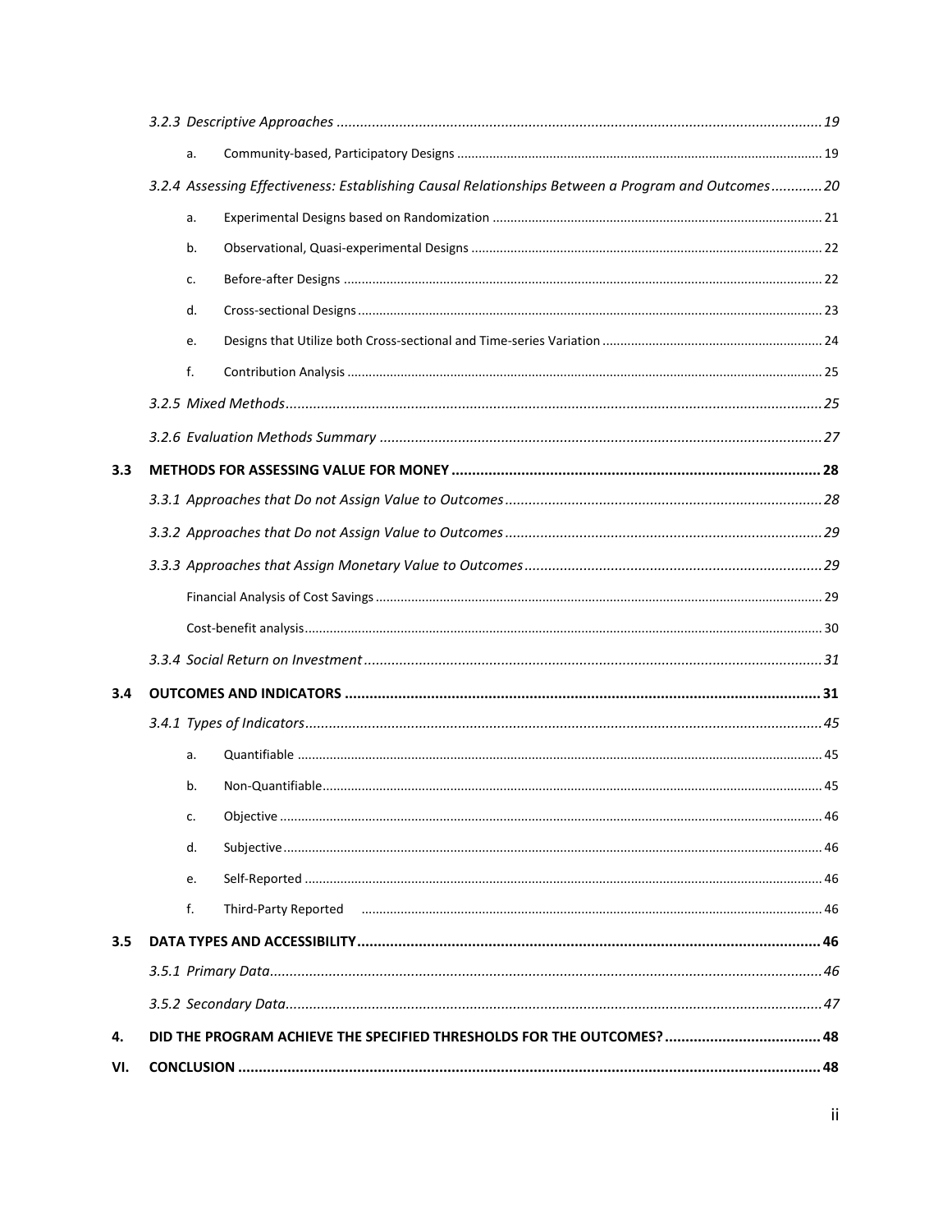*3.2.3 Descriptive Approaches* ........ *19*

a. Community-based, Participatory Designs ........ 19

*3.2.4 Assessing Effectiveness: Establishing Causal Relationships Between a Program and Outcomes* ........ *20*

a. Experimental Designs based on Randomization ........ 21

b. Observational, Quasi-experimental Designs ........ 22

c. Before-after Designs ........ 22

d. Cross-sectional Designs ........ 23

e. Designs that Utilize both Cross-sectional and Time-series Variation ........ 24

f. Contribution Analysis ........ 25

*3.2.5 Mixed Methods* ........ *25*

*3.2.6 Evaluation Methods Summary* ........ *27*

**3.3 METHODS FOR ASSESSING VALUE FOR MONEY** ........ **28**

*3.3.1 Approaches that Do not Assign Value to Outcomes* ........ *28*

*3.3.2 Approaches that Do not Assign Value to Outcomes* ........ *29*

*3.3.3 Approaches that Assign Monetary Value to Outcomes* ........ *29*

Financial Analysis of Cost Savings ........ 29

Cost-benefit analysis ........ 30

*3.3.4 Social Return on Investment* ........ *31*

**3.4 OUTCOMES AND INDICATORS** ........ **31**

*3.4.1 Types of Indicators* ........ *45*

a. Quantifiable ........ 45

b. Non-Quantifiable ........ 45

c. Objective ........ 46

d. Subjective ........ 46

e. Self-Reported ........ 46

f. Third-Party Reported ........ 46

**3.5 DATA TYPES AND ACCESSIBILITY** ........ **46**

*3.5.1 Primary Data* ........ *46*

*3.5.2 Secondary Data* ........ *47*

**4. DID THE PROGRAM ACHIEVE THE SPECIFIED THRESHOLDS FOR THE OUTCOMES?** ........ **48**

**VI. CONCLUSION** ........ **48**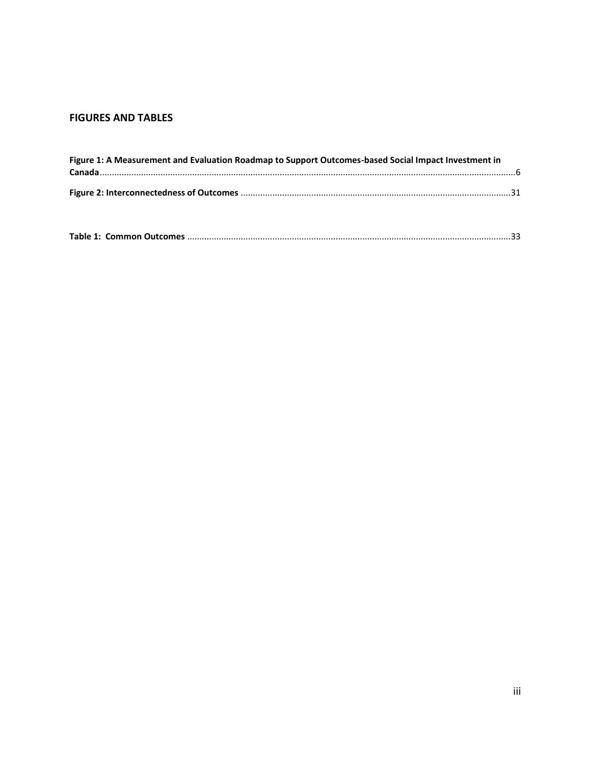## FIGURES AND TABLES

**Figure 1: A Measurement and Evaluation Roadmap to Support Outcomes-based Social Impact Investment in Canada**......6

**Figure 2: Interconnectedness of Outcomes**......31

**Table 1: Common Outcomes**......33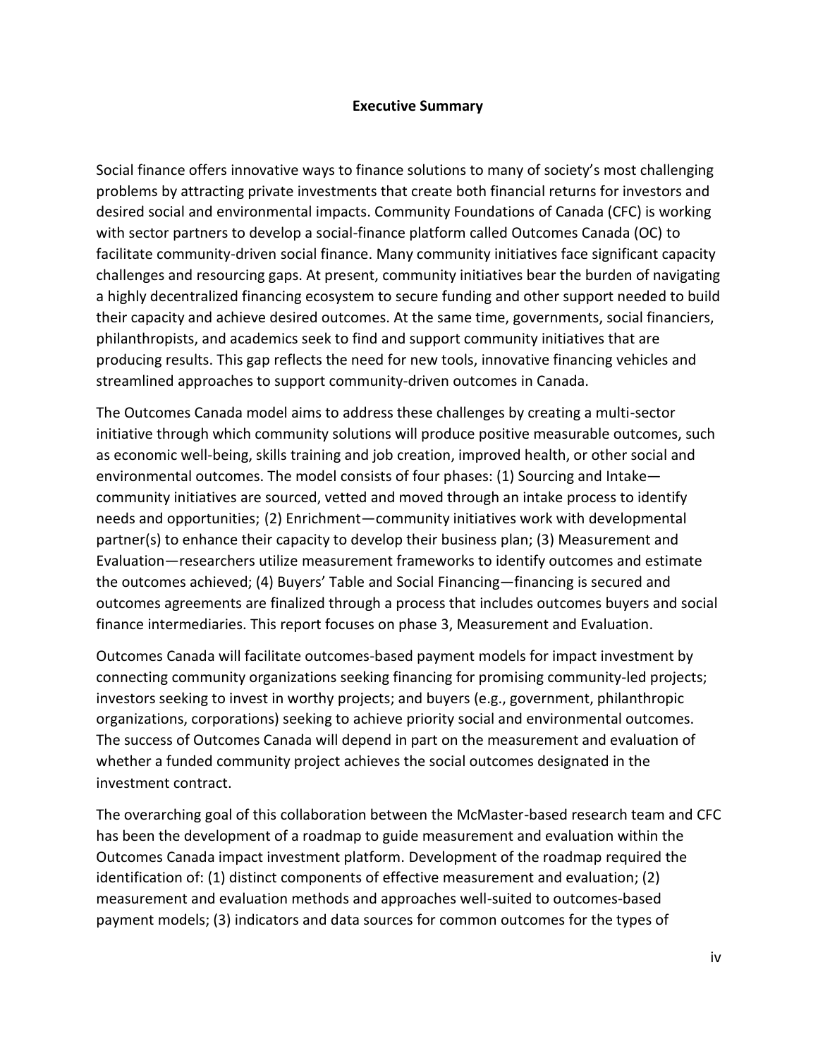## Executive Summary

Social finance offers innovative ways to finance solutions to many of society's most challenging problems by attracting private investments that create both financial returns for investors and desired social and environmental impacts. Community Foundations of Canada (CFC) is working with sector partners to develop a social-finance platform called Outcomes Canada (OC) to facilitate community-driven social finance. Many community initiatives face significant capacity challenges and resourcing gaps. At present, community initiatives bear the burden of navigating a highly decentralized financing ecosystem to secure funding and other support needed to build their capacity and achieve desired outcomes. At the same time, governments, social financiers, philanthropists, and academics seek to find and support community initiatives that are producing results. This gap reflects the need for new tools, innovative financing vehicles and streamlined approaches to support community-driven outcomes in Canada.

The Outcomes Canada model aims to address these challenges by creating a multi-sector initiative through which community solutions will produce positive measurable outcomes, such as economic well-being, skills training and job creation, improved health, or other social and environmental outcomes. The model consists of four phases: (1) Sourcing and Intake—community initiatives are sourced, vetted and moved through an intake process to identify needs and opportunities; (2) Enrichment—community initiatives work with developmental partner(s) to enhance their capacity to develop their business plan; (3) Measurement and Evaluation—researchers utilize measurement frameworks to identify outcomes and estimate the outcomes achieved; (4) Buyers' Table and Social Financing—financing is secured and outcomes agreements are finalized through a process that includes outcomes buyers and social finance intermediaries. This report focuses on phase 3, Measurement and Evaluation.

Outcomes Canada will facilitate outcomes-based payment models for impact investment by connecting community organizations seeking financing for promising community-led projects; investors seeking to invest in worthy projects; and buyers (e.g., government, philanthropic organizations, corporations) seeking to achieve priority social and environmental outcomes. The success of Outcomes Canada will depend in part on the measurement and evaluation of whether a funded community project achieves the social outcomes designated in the investment contract.

The overarching goal of this collaboration between the McMaster-based research team and CFC has been the development of a roadmap to guide measurement and evaluation within the Outcomes Canada impact investment platform. Development of the roadmap required the identification of: (1) distinct components of effective measurement and evaluation; (2) measurement and evaluation methods and approaches well-suited to outcomes-based payment models; (3) indicators and data sources for common outcomes for the types of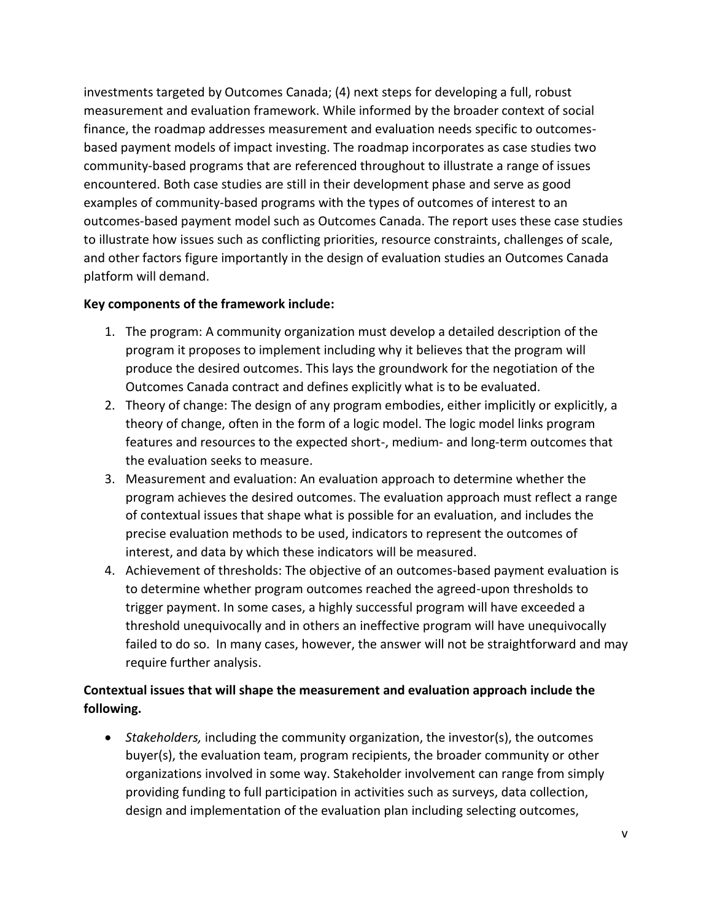investments targeted by Outcomes Canada; (4) next steps for developing a full, robust measurement and evaluation framework. While informed by the broader context of social finance, the roadmap addresses measurement and evaluation needs specific to outcomes-based payment models of impact investing. The roadmap incorporates as case studies two community-based programs that are referenced throughout to illustrate a range of issues encountered. Both case studies are still in their development phase and serve as good examples of community-based programs with the types of outcomes of interest to an outcomes-based payment model such as Outcomes Canada. The report uses these case studies to illustrate how issues such as conflicting priorities, resource constraints, challenges of scale, and other factors figure importantly in the design of evaluation studies an Outcomes Canada platform will demand.

**Key components of the framework include:**

1. The program: A community organization must develop a detailed description of the program it proposes to implement including why it believes that the program will produce the desired outcomes. This lays the groundwork for the negotiation of the Outcomes Canada contract and defines explicitly what is to be evaluated.
2. Theory of change: The design of any program embodies, either implicitly or explicitly, a theory of change, often in the form of a logic model. The logic model links program features and resources to the expected short-, medium- and long-term outcomes that the evaluation seeks to measure.
3. Measurement and evaluation: An evaluation approach to determine whether the program achieves the desired outcomes. The evaluation approach must reflect a range of contextual issues that shape what is possible for an evaluation, and includes the precise evaluation methods to be used, indicators to represent the outcomes of interest, and data by which these indicators will be measured.
4. Achievement of thresholds: The objective of an outcomes-based payment evaluation is to determine whether program outcomes reached the agreed-upon thresholds to trigger payment. In some cases, a highly successful program will have exceeded a threshold unequivocally and in others an ineffective program will have unequivocally failed to do so. In many cases, however, the answer will not be straightforward and may require further analysis.

**Contextual issues that will shape the measurement and evaluation approach include the following.**

- *Stakeholders,* including the community organization, the investor(s), the outcomes buyer(s), the evaluation team, program recipients, the broader community or other organizations involved in some way. Stakeholder involvement can range from simply providing funding to full participation in activities such as surveys, data collection, design and implementation of the evaluation plan including selecting outcomes,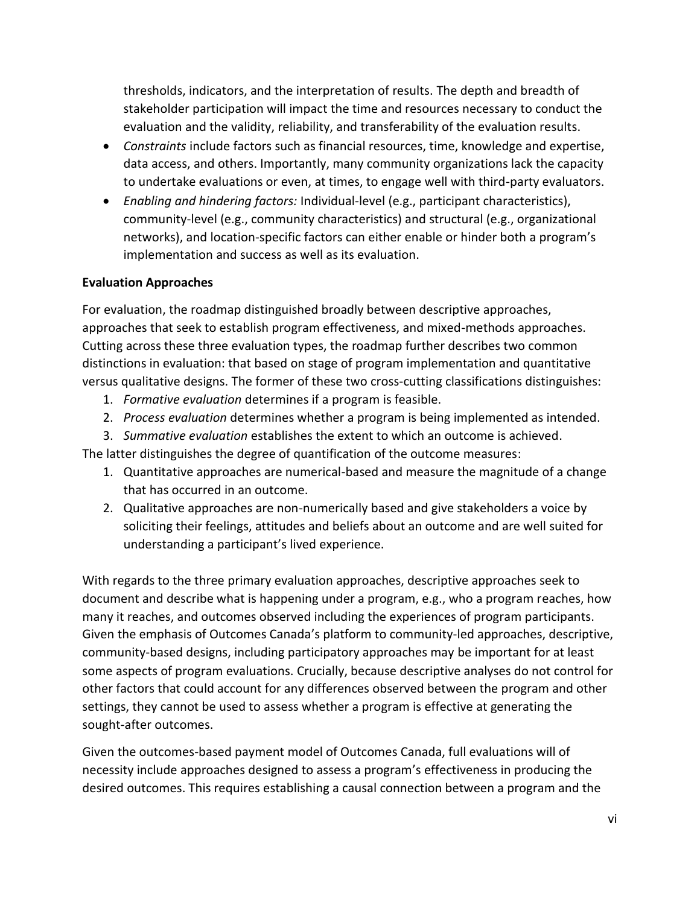thresholds, indicators, and the interpretation of results. The depth and breadth of stakeholder participation will impact the time and resources necessary to conduct the evaluation and the validity, reliability, and transferability of the evaluation results.

- *Constraints* include factors such as financial resources, time, knowledge and expertise, data access, and others. Importantly, many community organizations lack the capacity to undertake evaluations or even, at times, to engage well with third-party evaluators.
- *Enabling and hindering factors:* Individual-level (e.g., participant characteristics), community-level (e.g., community characteristics) and structural (e.g., organizational networks), and location-specific factors can either enable or hinder both a program's implementation and success as well as its evaluation.

**Evaluation Approaches**

For evaluation, the roadmap distinguished broadly between descriptive approaches, approaches that seek to establish program effectiveness, and mixed-methods approaches. Cutting across these three evaluation types, the roadmap further describes two common distinctions in evaluation: that based on stage of program implementation and quantitative versus qualitative designs. The former of these two cross-cutting classifications distinguishes:

1. *Formative evaluation* determines if a program is feasible.
2. *Process evaluation* determines whether a program is being implemented as intended.
3. *Summative evaluation* establishes the extent to which an outcome is achieved.

The latter distinguishes the degree of quantification of the outcome measures:

1. Quantitative approaches are numerical-based and measure the magnitude of a change that has occurred in an outcome.
2. Qualitative approaches are non-numerically based and give stakeholders a voice by soliciting their feelings, attitudes and beliefs about an outcome and are well suited for understanding a participant's lived experience.

With regards to the three primary evaluation approaches, descriptive approaches seek to document and describe what is happening under a program, e.g., who a program reaches, how many it reaches, and outcomes observed including the experiences of program participants. Given the emphasis of Outcomes Canada's platform to community-led approaches, descriptive, community-based designs, including participatory approaches may be important for at least some aspects of program evaluations. Crucially, because descriptive analyses do not control for other factors that could account for any differences observed between the program and other settings, they cannot be used to assess whether a program is effective at generating the sought-after outcomes.

Given the outcomes-based payment model of Outcomes Canada, full evaluations will of necessity include approaches designed to assess a program's effectiveness in producing the desired outcomes. This requires establishing a causal connection between a program and the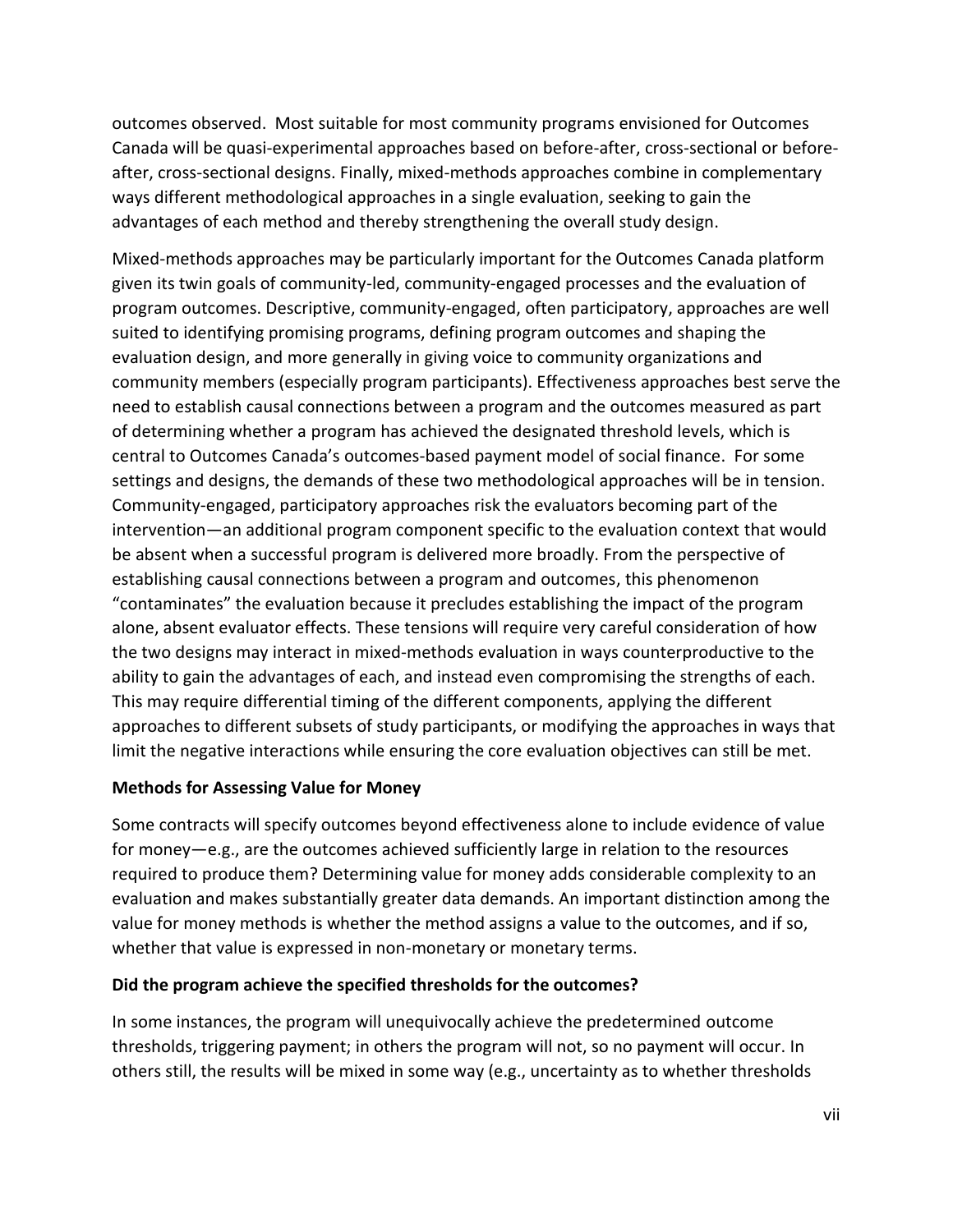outcomes observed. Most suitable for most community programs envisioned for Outcomes Canada will be quasi-experimental approaches based on before-after, cross-sectional or before-after, cross-sectional designs. Finally, mixed-methods approaches combine in complementary ways different methodological approaches in a single evaluation, seeking to gain the advantages of each method and thereby strengthening the overall study design.

Mixed-methods approaches may be particularly important for the Outcomes Canada platform given its twin goals of community-led, community-engaged processes and the evaluation of program outcomes. Descriptive, community-engaged, often participatory, approaches are well suited to identifying promising programs, defining program outcomes and shaping the evaluation design, and more generally in giving voice to community organizations and community members (especially program participants). Effectiveness approaches best serve the need to establish causal connections between a program and the outcomes measured as part of determining whether a program has achieved the designated threshold levels, which is central to Outcomes Canada's outcomes-based payment model of social finance. For some settings and designs, the demands of these two methodological approaches will be in tension. Community-engaged, participatory approaches risk the evaluators becoming part of the intervention—an additional program component specific to the evaluation context that would be absent when a successful program is delivered more broadly. From the perspective of establishing causal connections between a program and outcomes, this phenomenon "contaminates" the evaluation because it precludes establishing the impact of the program alone, absent evaluator effects. These tensions will require very careful consideration of how the two designs may interact in mixed-methods evaluation in ways counterproductive to the ability to gain the advantages of each, and instead even compromising the strengths of each. This may require differential timing of the different components, applying the different approaches to different subsets of study participants, or modifying the approaches in ways that limit the negative interactions while ensuring the core evaluation objectives can still be met.

**Methods for Assessing Value for Money**

Some contracts will specify outcomes beyond effectiveness alone to include evidence of value for money—e.g., are the outcomes achieved sufficiently large in relation to the resources required to produce them? Determining value for money adds considerable complexity to an evaluation and makes substantially greater data demands. An important distinction among the value for money methods is whether the method assigns a value to the outcomes, and if so, whether that value is expressed in non-monetary or monetary terms.

**Did the program achieve the specified thresholds for the outcomes?**

In some instances, the program will unequivocally achieve the predetermined outcome thresholds, triggering payment; in others the program will not, so no payment will occur. In others still, the results will be mixed in some way (e.g., uncertainty as to whether thresholds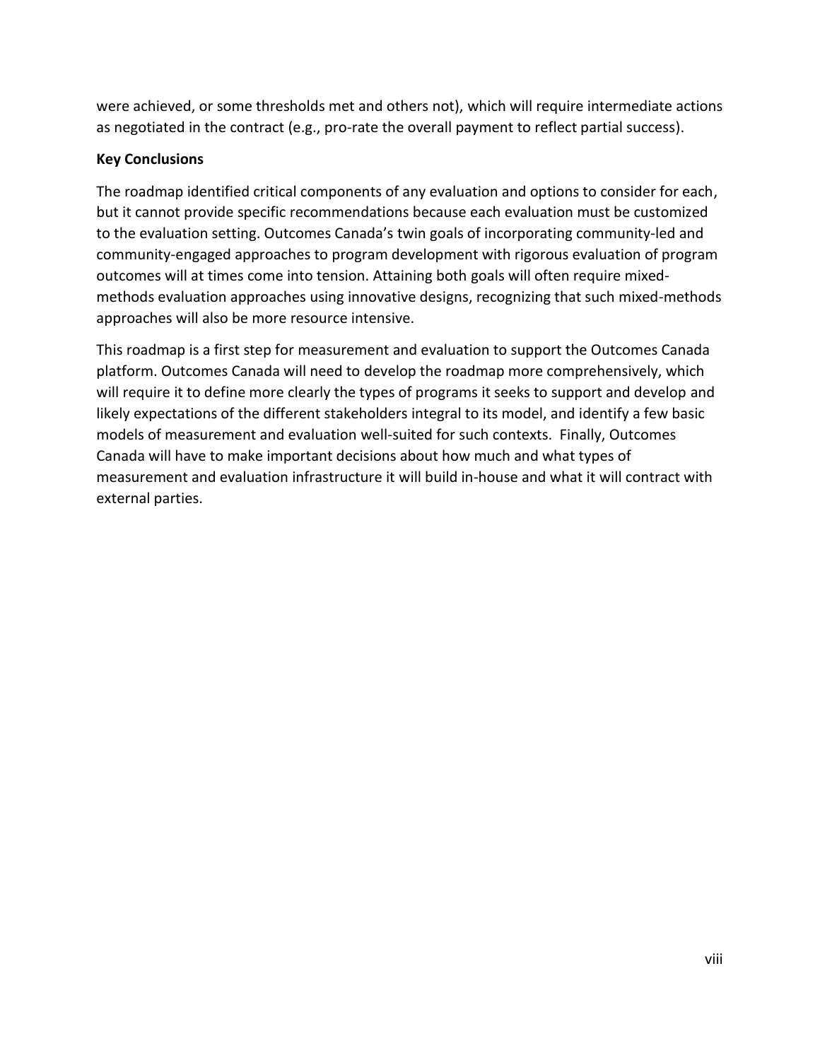were achieved, or some thresholds met and others not), which will require intermediate actions as negotiated in the contract (e.g., pro-rate the overall payment to reflect partial success).

**Key Conclusions**

The roadmap identified critical components of any evaluation and options to consider for each, but it cannot provide specific recommendations because each evaluation must be customized to the evaluation setting. Outcomes Canada's twin goals of incorporating community-led and community-engaged approaches to program development with rigorous evaluation of program outcomes will at times come into tension. Attaining both goals will often require mixed-methods evaluation approaches using innovative designs, recognizing that such mixed-methods approaches will also be more resource intensive.

This roadmap is a first step for measurement and evaluation to support the Outcomes Canada platform. Outcomes Canada will need to develop the roadmap more comprehensively, which will require it to define more clearly the types of programs it seeks to support and develop and likely expectations of the different stakeholders integral to its model, and identify a few basic models of measurement and evaluation well-suited for such contexts. Finally, Outcomes Canada will have to make important decisions about how much and what types of measurement and evaluation infrastructure it will build in-house and what it will contract with external parties.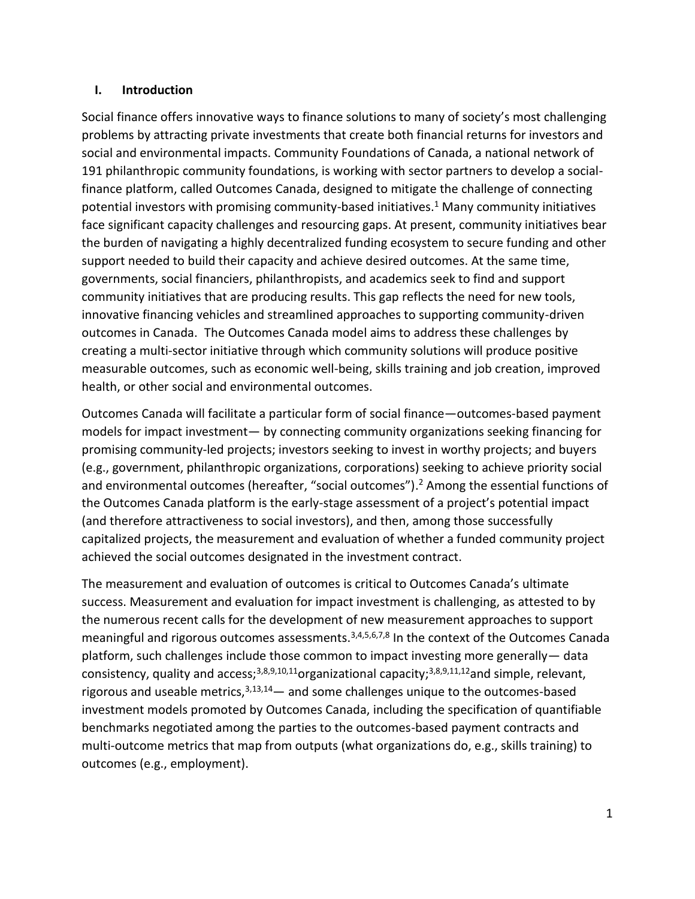## I. Introduction

Social finance offers innovative ways to finance solutions to many of society's most challenging problems by attracting private investments that create both financial returns for investors and social and environmental impacts. Community Foundations of Canada, a national network of 191 philanthropic community foundations, is working with sector partners to develop a social-finance platform, called Outcomes Canada, designed to mitigate the challenge of connecting potential investors with promising community-based initiatives.[1] Many community initiatives face significant capacity challenges and resourcing gaps. At present, community initiatives bear the burden of navigating a highly decentralized funding ecosystem to secure funding and other support needed to build their capacity and achieve desired outcomes. At the same time, governments, social financiers, philanthropists, and academics seek to find and support community initiatives that are producing results. This gap reflects the need for new tools, innovative financing vehicles and streamlined approaches to supporting community-driven outcomes in Canada. The Outcomes Canada model aims to address these challenges by creating a multi-sector initiative through which community solutions will produce positive measurable outcomes, such as economic well-being, skills training and job creation, improved health, or other social and environmental outcomes.

Outcomes Canada will facilitate a particular form of social finance—outcomes-based payment models for impact investment— by connecting community organizations seeking financing for promising community-led projects; investors seeking to invest in worthy projects; and buyers (e.g., government, philanthropic organizations, corporations) seeking to achieve priority social and environmental outcomes (hereafter, "social outcomes").[2] Among the essential functions of the Outcomes Canada platform is the early-stage assessment of a project's potential impact (and therefore attractiveness to social investors), and then, among those successfully capitalized projects, the measurement and evaluation of whether a funded community project achieved the social outcomes designated in the investment contract.

The measurement and evaluation of outcomes is critical to Outcomes Canada's ultimate success. Measurement and evaluation for impact investment is challenging, as attested to by the numerous recent calls for the development of new measurement approaches to support meaningful and rigorous outcomes assessments.[3,4,5,6,7,8] In the context of the Outcomes Canada platform, such challenges include those common to impact investing more generally— data consistency, quality and access;[3,8,9,10,11]organizational capacity;[3,8,9,11,12]and simple, relevant, rigorous and useable metrics,[3,13,14]— and some challenges unique to the outcomes-based investment models promoted by Outcomes Canada, including the specification of quantifiable benchmarks negotiated among the parties to the outcomes-based payment contracts and multi-outcome metrics that map from outputs (what organizations do, e.g., skills training) to outcomes (e.g., employment).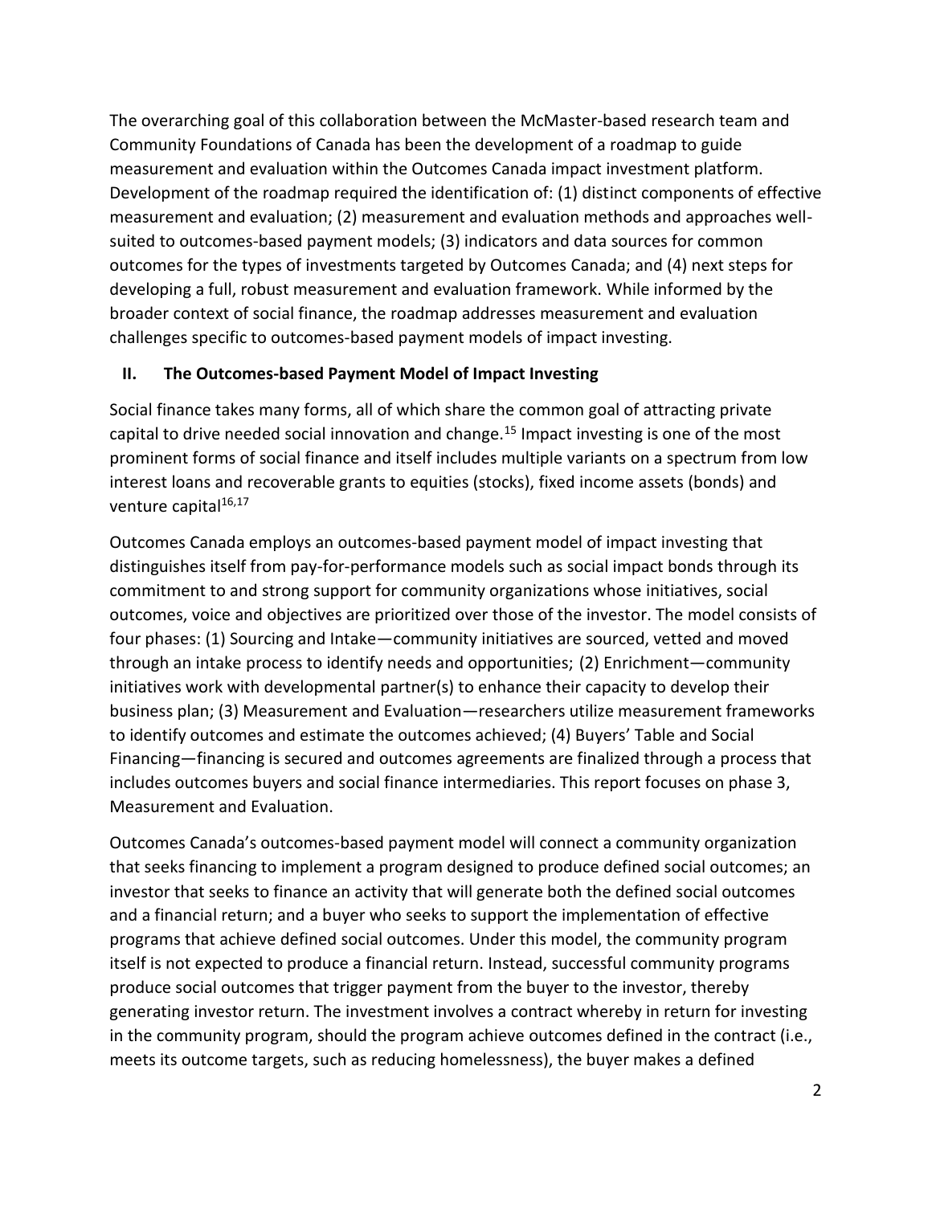The overarching goal of this collaboration between the McMaster-based research team and Community Foundations of Canada has been the development of a roadmap to guide measurement and evaluation within the Outcomes Canada impact investment platform. Development of the roadmap required the identification of: (1) distinct components of effective measurement and evaluation; (2) measurement and evaluation methods and approaches well-suited to outcomes-based payment models; (3) indicators and data sources for common outcomes for the types of investments targeted by Outcomes Canada; and (4) next steps for developing a full, robust measurement and evaluation framework. While informed by the broader context of social finance, the roadmap addresses measurement and evaluation challenges specific to outcomes-based payment models of impact investing.

## II. The Outcomes-based Payment Model of Impact Investing

Social finance takes many forms, all of which share the common goal of attracting private capital to drive needed social innovation and change.[15] Impact investing is one of the most prominent forms of social finance and itself includes multiple variants on a spectrum from low interest loans and recoverable grants to equities (stocks), fixed income assets (bonds) and venture capital[16,17]

Outcomes Canada employs an outcomes-based payment model of impact investing that distinguishes itself from pay-for-performance models such as social impact bonds through its commitment to and strong support for community organizations whose initiatives, social outcomes, voice and objectives are prioritized over those of the investor. The model consists of four phases: (1) Sourcing and Intake—community initiatives are sourced, vetted and moved through an intake process to identify needs and opportunities; (2) Enrichment—community initiatives work with developmental partner(s) to enhance their capacity to develop their business plan; (3) Measurement and Evaluation—researchers utilize measurement frameworks to identify outcomes and estimate the outcomes achieved; (4) Buyers' Table and Social Financing—financing is secured and outcomes agreements are finalized through a process that includes outcomes buyers and social finance intermediaries. This report focuses on phase 3, Measurement and Evaluation.

Outcomes Canada's outcomes-based payment model will connect a community organization that seeks financing to implement a program designed to produce defined social outcomes; an investor that seeks to finance an activity that will generate both the defined social outcomes and a financial return; and a buyer who seeks to support the implementation of effective programs that achieve defined social outcomes. Under this model, the community program itself is not expected to produce a financial return. Instead, successful community programs produce social outcomes that trigger payment from the buyer to the investor, thereby generating investor return. The investment involves a contract whereby in return for investing in the community program, should the program achieve outcomes defined in the contract (i.e., meets its outcome targets, such as reducing homelessness), the buyer makes a defined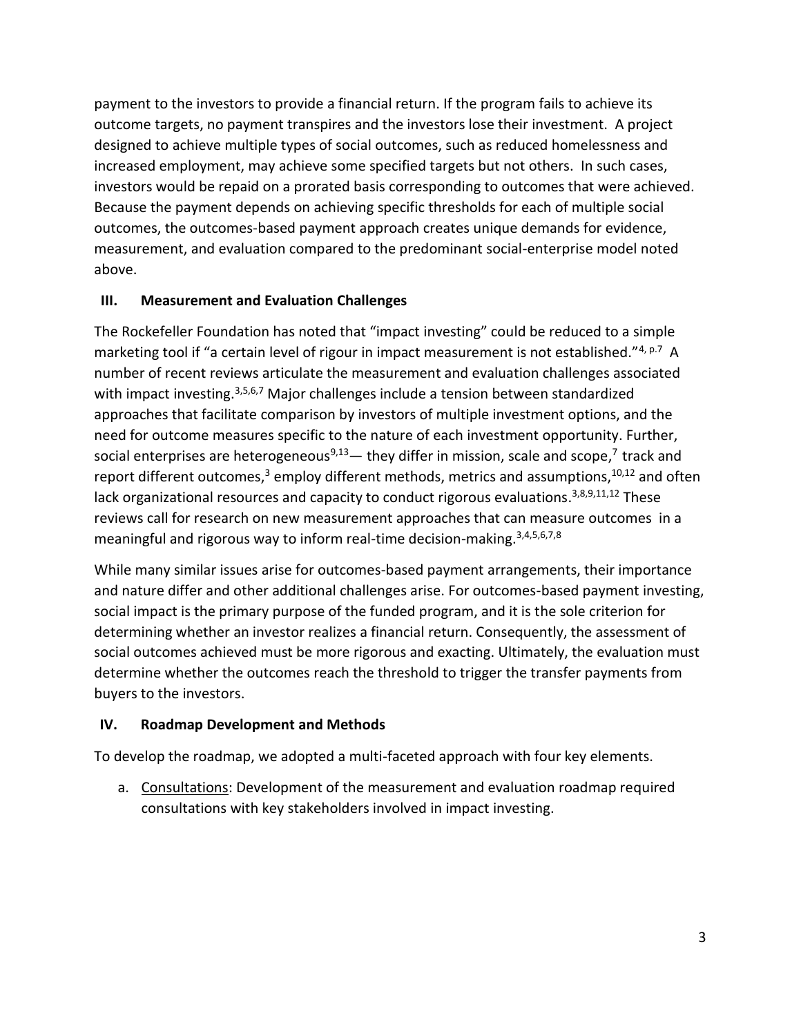payment to the investors to provide a financial return. If the program fails to achieve its outcome targets, no payment transpires and the investors lose their investment. A project designed to achieve multiple types of social outcomes, such as reduced homelessness and increased employment, may achieve some specified targets but not others. In such cases, investors would be repaid on a prorated basis corresponding to outcomes that were achieved. Because the payment depends on achieving specific thresholds for each of multiple social outcomes, the outcomes-based payment approach creates unique demands for evidence, measurement, and evaluation compared to the predominant social-enterprise model noted above.

## III. Measurement and Evaluation Challenges

The Rockefeller Foundation has noted that "impact investing" could be reduced to a simple marketing tool if "a certain level of rigour in impact measurement is not established."[4, p.7] A number of recent reviews articulate the measurement and evaluation challenges associated with impact investing.[3,5,6,7] Major challenges include a tension between standardized approaches that facilitate comparison by investors of multiple investment options, and the need for outcome measures specific to the nature of each investment opportunity. Further, social enterprises are heterogeneous[9,13]— they differ in mission, scale and scope,[7] track and report different outcomes,[3] employ different methods, metrics and assumptions,[10,12] and often lack organizational resources and capacity to conduct rigorous evaluations.[3,8,9,11,12] These reviews call for research on new measurement approaches that can measure outcomes in a meaningful and rigorous way to inform real-time decision-making.[3,4,5,6,7,8]

While many similar issues arise for outcomes-based payment arrangements, their importance and nature differ and other additional challenges arise. For outcomes-based payment investing, social impact is the primary purpose of the funded program, and it is the sole criterion for determining whether an investor realizes a financial return. Consequently, the assessment of social outcomes achieved must be more rigorous and exacting. Ultimately, the evaluation must determine whether the outcomes reach the threshold to trigger the transfer payments from buyers to the investors.

## IV. Roadmap Development and Methods

To develop the roadmap, we adopted a multi-faceted approach with four key elements.

a. Consultations: Development of the measurement and evaluation roadmap required consultations with key stakeholders involved in impact investing.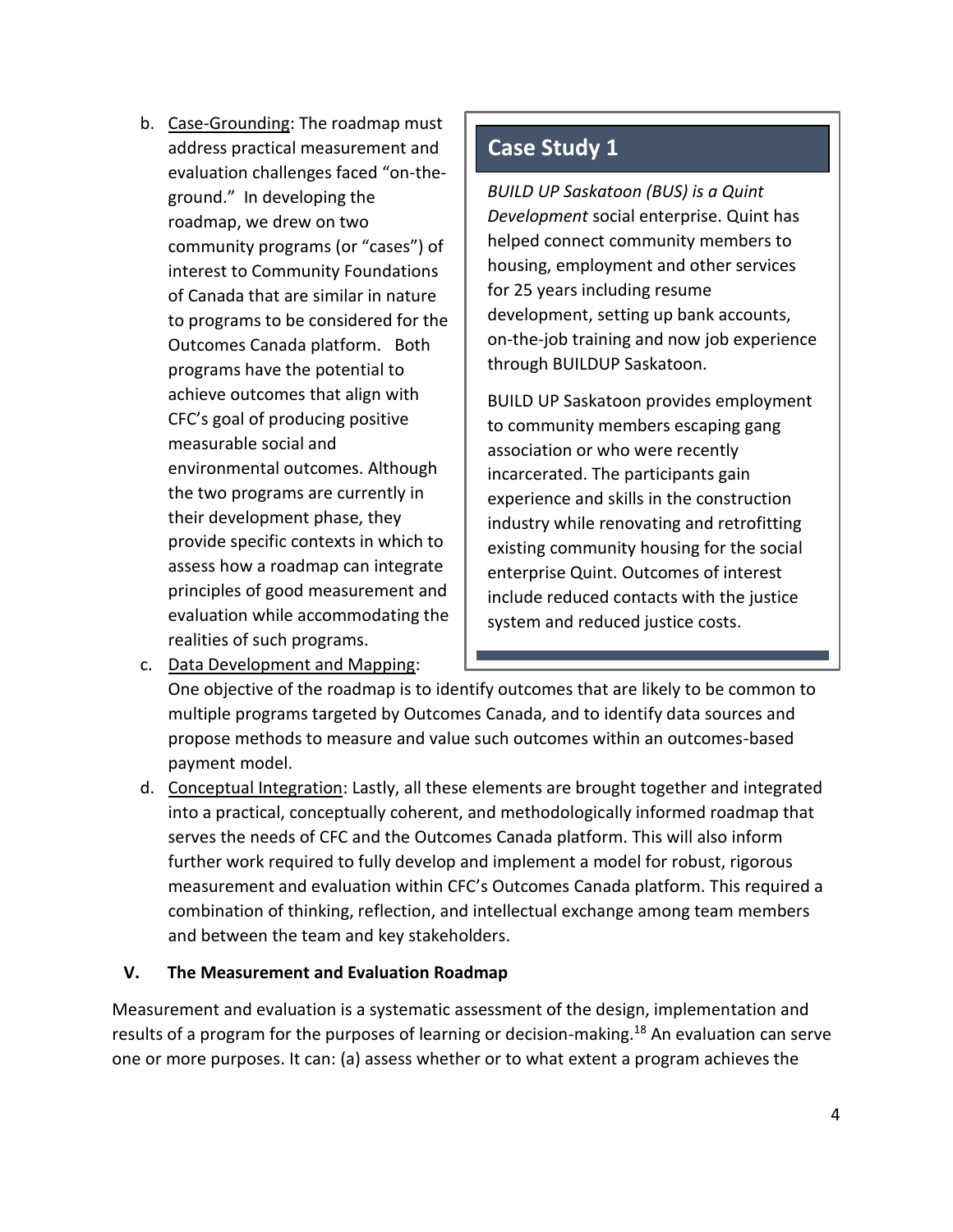b. Case-Grounding: The roadmap must address practical measurement and evaluation challenges faced "on-the-ground." In developing the roadmap, we drew on two community programs (or "cases") of interest to Community Foundations of Canada that are similar in nature to programs to be considered for the Outcomes Canada platform. Both programs have the potential to achieve outcomes that align with CFC's goal of producing positive measurable social and environmental outcomes. Although the two programs are currently in their development phase, they provide specific contexts in which to assess how a roadmap can integrate principles of good measurement and evaluation while accommodating the realities of such programs.

> **Case Study 1**
>
> *BUILD UP Saskatoon (BUS) is a Quint Development* social enterprise. Quint has helped connect community members to housing, employment and other services for 25 years including resume development, setting up bank accounts, on-the-job training and now job experience through BUILDUP Saskatoon.
>
> BUILD UP Saskatoon provides employment to community members escaping gang association or who were recently incarcerated. The participants gain experience and skills in the construction industry while renovating and retrofitting existing community housing for the social enterprise Quint. Outcomes of interest include reduced contacts with the justice system and reduced justice costs.

c. Data Development and Mapping: One objective of the roadmap is to identify outcomes that are likely to be common to multiple programs targeted by Outcomes Canada, and to identify data sources and propose methods to measure and value such outcomes within an outcomes-based payment model.

d. Conceptual Integration: Lastly, all these elements are brought together and integrated into a practical, conceptually coherent, and methodologically informed roadmap that serves the needs of CFC and the Outcomes Canada platform. This will also inform further work required to fully develop and implement a model for robust, rigorous measurement and evaluation within CFC's Outcomes Canada platform. This required a combination of thinking, reflection, and intellectual exchange among team members and between the team and key stakeholders.

## V. The Measurement and Evaluation Roadmap

Measurement and evaluation is a systematic assessment of the design, implementation and results of a program for the purposes of learning or decision-making.[18] An evaluation can serve one or more purposes. It can: (a) assess whether or to what extent a program achieves the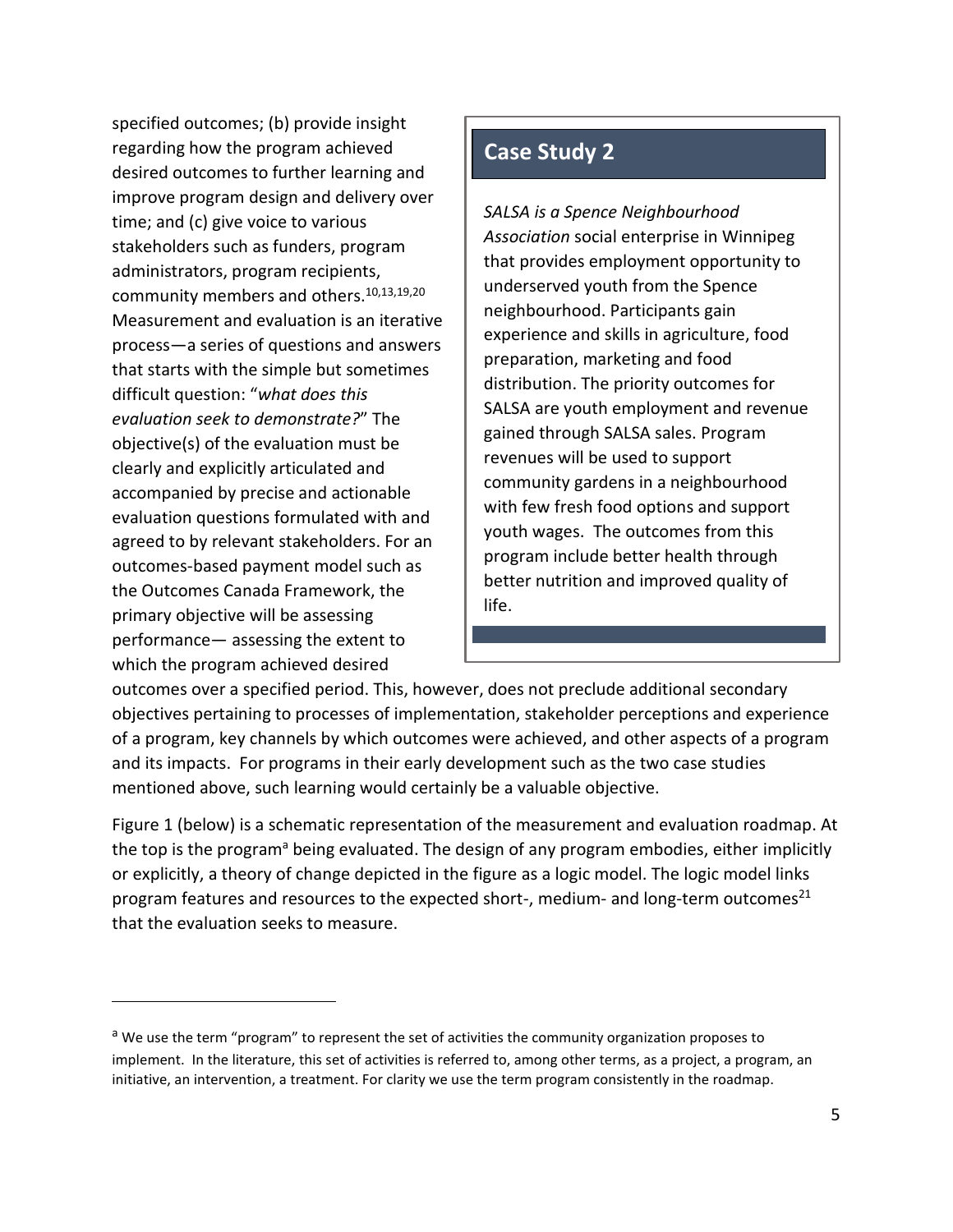specified outcomes; (b) provide insight regarding how the program achieved desired outcomes to further learning and improve program design and delivery over time; and (c) give voice to various stakeholders such as funders, program administrators, program recipients, community members and others.[10,13,19,20] Measurement and evaluation is an iterative process—a series of questions and answers that starts with the simple but sometimes difficult question: "*what does this evaluation seek to demonstrate?*" The objective(s) of the evaluation must be clearly and explicitly articulated and accompanied by precise and actionable evaluation questions formulated with and agreed to by relevant stakeholders. For an outcomes-based payment model such as the Outcomes Canada Framework, the primary objective will be assessing performance— assessing the extent to which the program achieved desired outcomes over a specified period. This, however, does not preclude additional secondary objectives pertaining to processes of implementation, stakeholder perceptions and experience of a program, key channels by which outcomes were achieved, and other aspects of a program and its impacts. For programs in their early development such as the two case studies mentioned above, such learning would certainly be a valuable objective.

> **Case Study 2**
>
> *SALSA is a Spence Neighbourhood Association* social enterprise in Winnipeg that provides employment opportunity to underserved youth from the Spence neighbourhood. Participants gain experience and skills in agriculture, food preparation, marketing and food distribution. The priority outcomes for SALSA are youth employment and revenue gained through SALSA sales. Program revenues will be used to support community gardens in a neighbourhood with few fresh food options and support youth wages. The outcomes from this program include better health through better nutrition and improved quality of life.

Figure 1 (below) is a schematic representation of the measurement and evaluation roadmap. At the top is the program[a] being evaluated. The design of any program embodies, either implicitly or explicitly, a theory of change depicted in the figure as a logic model. The logic model links program features and resources to the expected short-, medium- and long-term outcomes[21] that the evaluation seeks to measure.

---

[a] We use the term "program" to represent the set of activities the community organization proposes to implement. In the literature, this set of activities is referred to, among other terms, as a project, a program, an initiative, an intervention, a treatment. For clarity we use the term program consistently in the roadmap.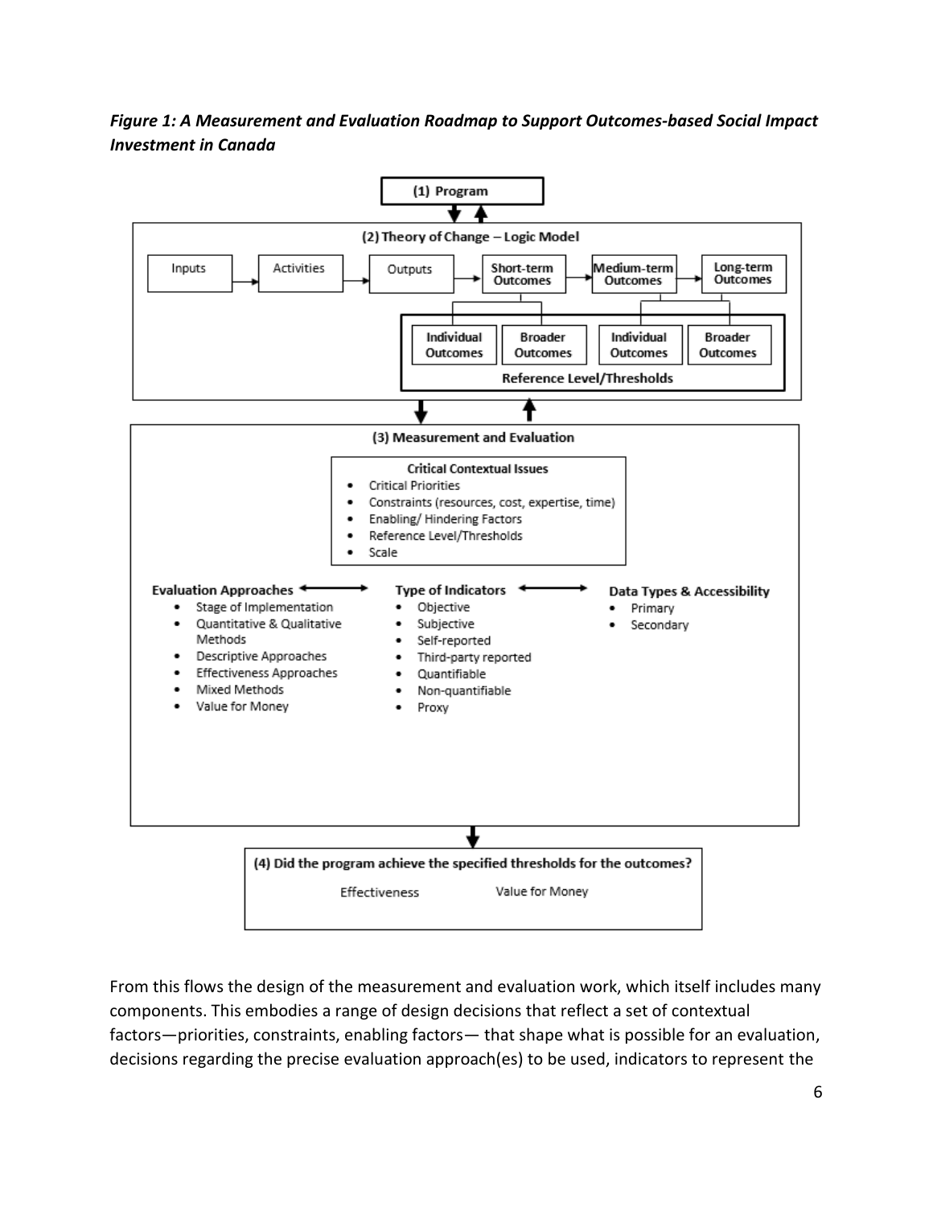***Figure 1: A Measurement and Evaluation Roadmap to Support Outcomes-based Social Impact Investment in Canada***

**(1) Program**

**(2) Theory of Change – Logic Model**

Inputs → Activities → Outputs → Short-term Outcomes → Medium-term Outcomes → Long-term Outcomes

Individual Outcomes | Broader Outcomes | Individual Outcomes | Broader Outcomes

Reference Level/Thresholds

**(3) Measurement and Evaluation**

**Critical Contextual Issues**

- Critical Priorities
- Constraints (resources, cost, expertise, time)
- Enabling/ Hindering Factors
- Reference Level/Thresholds
- Scale

**Evaluation Approaches**

- Stage of Implementation
- Quantitative & Qualitative Methods
- Descriptive Approaches
- Effectiveness Approaches
- Mixed Methods
- Value for Money

**Type of Indicators**

- Objective
- Subjective
- Self-reported
- Third-party reported
- Quantifiable
- Non-quantifiable
- Proxy

**Data Types & Accessibility**

- Primary
- Secondary

**(4) Did the program achieve the specified thresholds for the outcomes?**

Effectiveness | Value for Money

From this flows the design of the measurement and evaluation work, which itself includes many components. This embodies a range of design decisions that reflect a set of contextual factors—priorities, constraints, enabling factors— that shape what is possible for an evaluation, decisions regarding the precise evaluation approach(es) to be used, indicators to represent the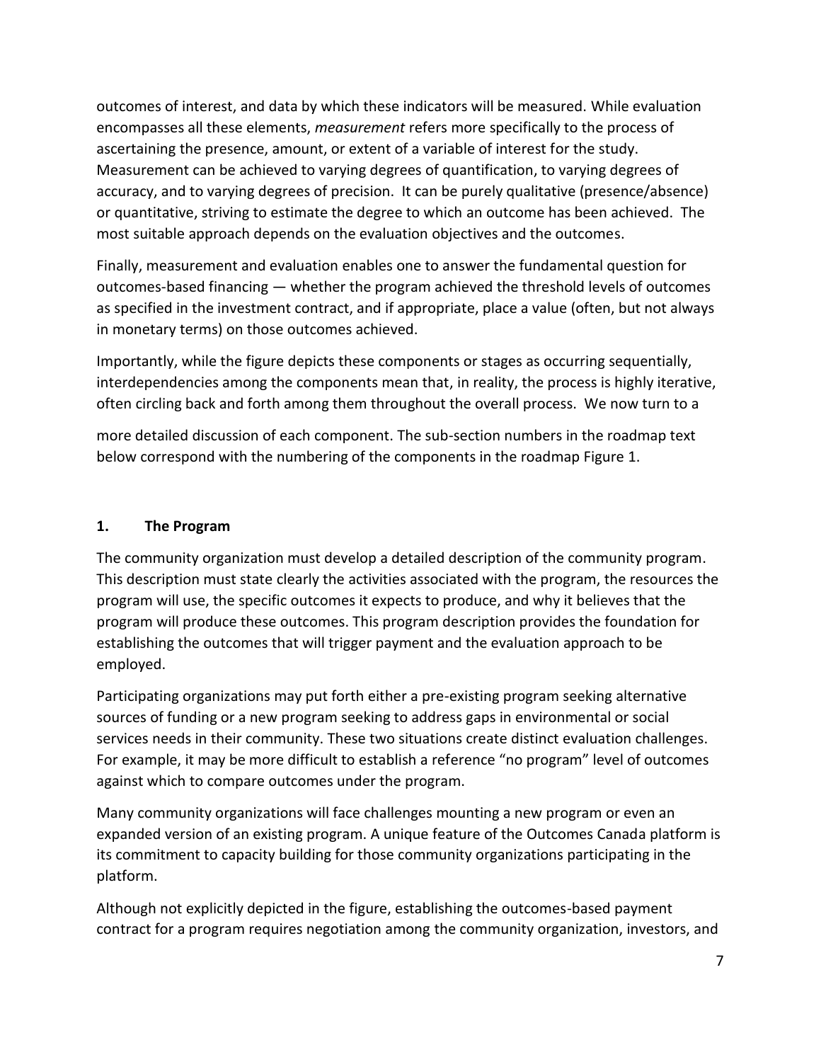outcomes of interest, and data by which these indicators will be measured. While evaluation encompasses all these elements, *measurement* refers more specifically to the process of ascertaining the presence, amount, or extent of a variable of interest for the study. Measurement can be achieved to varying degrees of quantification, to varying degrees of accuracy, and to varying degrees of precision. It can be purely qualitative (presence/absence) or quantitative, striving to estimate the degree to which an outcome has been achieved. The most suitable approach depends on the evaluation objectives and the outcomes.

Finally, measurement and evaluation enables one to answer the fundamental question for outcomes-based financing — whether the program achieved the threshold levels of outcomes as specified in the investment contract, and if appropriate, place a value (often, but not always in monetary terms) on those outcomes achieved.

Importantly, while the figure depicts these components or stages as occurring sequentially, interdependencies among the components mean that, in reality, the process is highly iterative, often circling back and forth among them throughout the overall process. We now turn to a more detailed discussion of each component. The sub-section numbers in the roadmap text below correspond with the numbering of the components in the roadmap Figure 1.

## 1. The Program

The community organization must develop a detailed description of the community program. This description must state clearly the activities associated with the program, the resources the program will use, the specific outcomes it expects to produce, and why it believes that the program will produce these outcomes. This program description provides the foundation for establishing the outcomes that will trigger payment and the evaluation approach to be employed.

Participating organizations may put forth either a pre-existing program seeking alternative sources of funding or a new program seeking to address gaps in environmental or social services needs in their community. These two situations create distinct evaluation challenges. For example, it may be more difficult to establish a reference "no program" level of outcomes against which to compare outcomes under the program.

Many community organizations will face challenges mounting a new program or even an expanded version of an existing program. A unique feature of the Outcomes Canada platform is its commitment to capacity building for those community organizations participating in the platform.

Although not explicitly depicted in the figure, establishing the outcomes-based payment contract for a program requires negotiation among the community organization, investors, and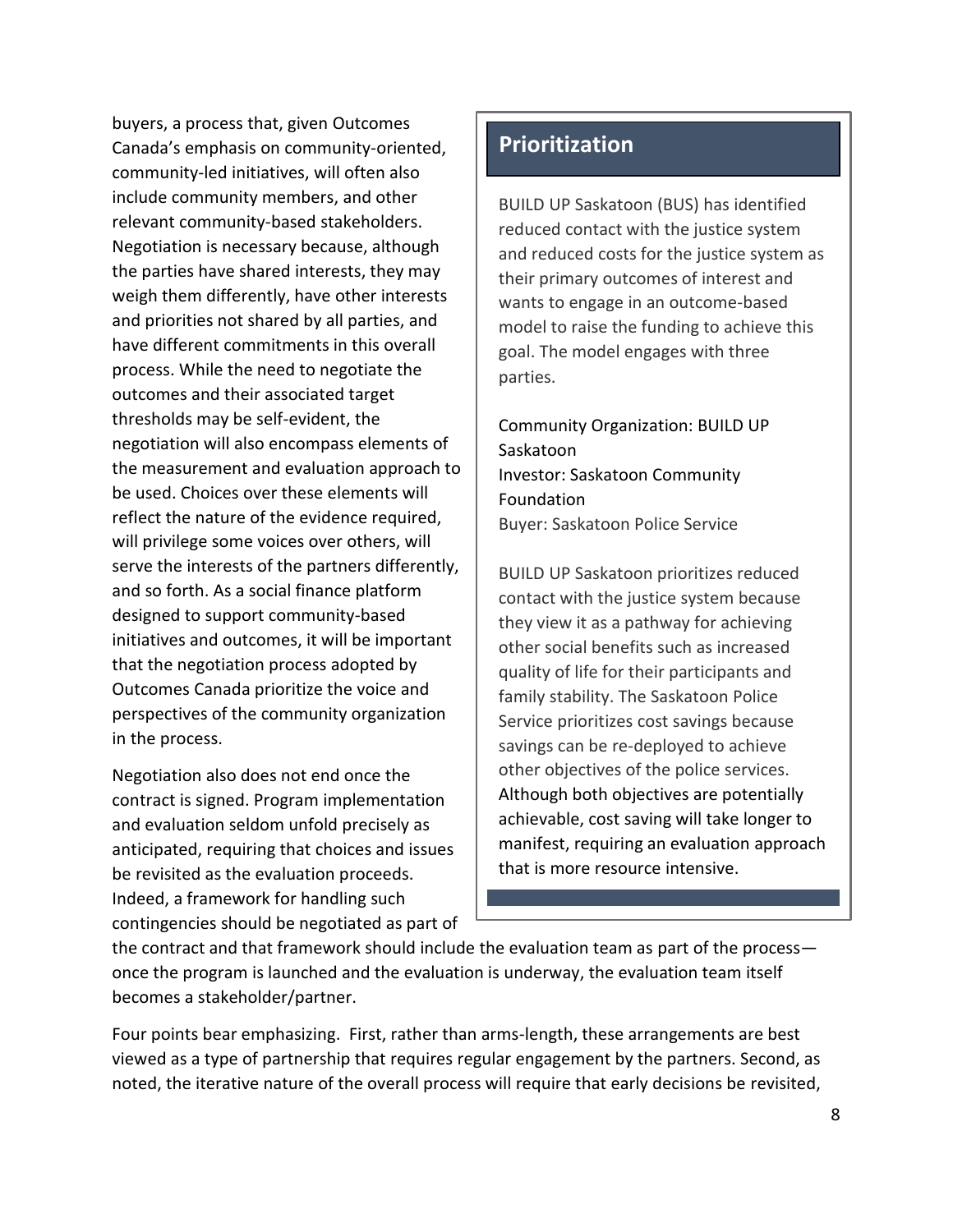buyers, a process that, given Outcomes Canada's emphasis on community-oriented, community-led initiatives, will often also include community members, and other relevant community-based stakeholders. Negotiation is necessary because, although the parties have shared interests, they may weigh them differently, have other interests and priorities not shared by all parties, and have different commitments in this overall process. While the need to negotiate the outcomes and their associated target thresholds may be self-evident, the negotiation will also encompass elements of the measurement and evaluation approach to be used. Choices over these elements will reflect the nature of the evidence required, will privilege some voices over others, will serve the interests of the partners differently, and so forth. As a social finance platform designed to support community-based initiatives and outcomes, it will be important that the negotiation process adopted by Outcomes Canada prioritize the voice and perspectives of the community organization in the process.

Negotiation also does not end once the contract is signed. Program implementation and evaluation seldom unfold precisely as anticipated, requiring that choices and issues be revisited as the evaluation proceeds. Indeed, a framework for handling such contingencies should be negotiated as part of the contract and that framework should include the evaluation team as part of the process—once the program is launched and the evaluation is underway, the evaluation team itself becomes a stakeholder/partner.

> ## Prioritization
>
> BUILD UP Saskatoon (BUS) has identified reduced contact with the justice system and reduced costs for the justice system as their primary outcomes of interest and wants to engage in an outcome-based model to raise the funding to achieve this goal. The model engages with three parties.
>
> Community Organization: BUILD UP Saskatoon
> Investor: Saskatoon Community Foundation
> Buyer: Saskatoon Police Service
>
> BUILD UP Saskatoon prioritizes reduced contact with the justice system because they view it as a pathway for achieving other social benefits such as increased quality of life for their participants and family stability. The Saskatoon Police Service prioritizes cost savings because savings can be re-deployed to achieve other objectives of the police services. Although both objectives are potentially achievable, cost saving will take longer to manifest, requiring an evaluation approach that is more resource intensive.

Four points bear emphasizing. First, rather than arms-length, these arrangements are best viewed as a type of partnership that requires regular engagement by the partners. Second, as noted, the iterative nature of the overall process will require that early decisions be revisited,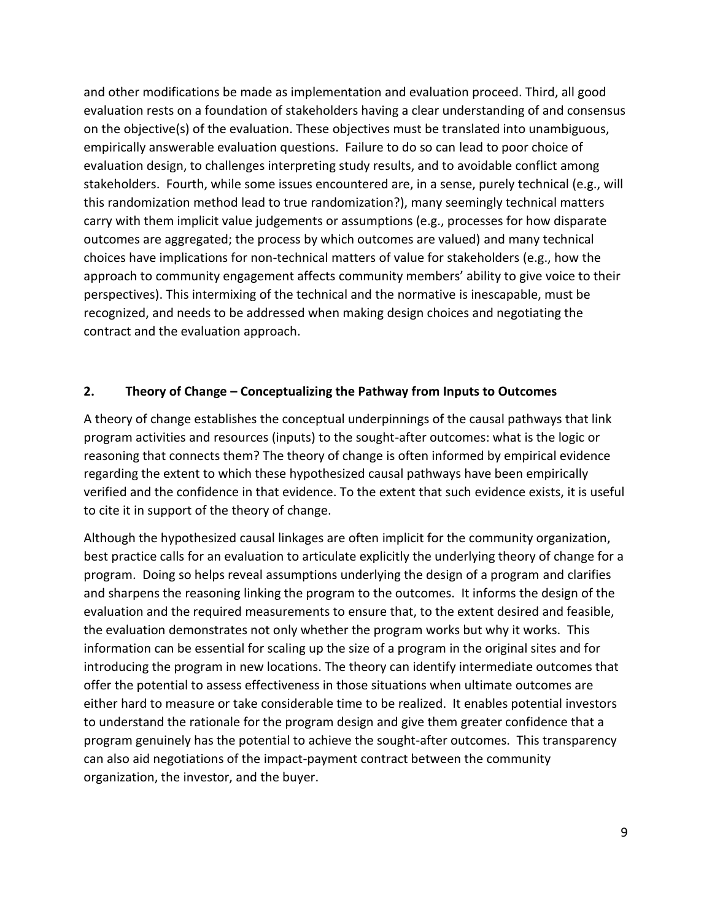and other modifications be made as implementation and evaluation proceed. Third, all good evaluation rests on a foundation of stakeholders having a clear understanding of and consensus on the objective(s) of the evaluation. These objectives must be translated into unambiguous, empirically answerable evaluation questions. Failure to do so can lead to poor choice of evaluation design, to challenges interpreting study results, and to avoidable conflict among stakeholders. Fourth, while some issues encountered are, in a sense, purely technical (e.g., will this randomization method lead to true randomization?), many seemingly technical matters carry with them implicit value judgements or assumptions (e.g., processes for how disparate outcomes are aggregated; the process by which outcomes are valued) and many technical choices have implications for non-technical matters of value for stakeholders (e.g., how the approach to community engagement affects community members' ability to give voice to their perspectives). This intermixing of the technical and the normative is inescapable, must be recognized, and needs to be addressed when making design choices and negotiating the contract and the evaluation approach.

## 2. Theory of Change – Conceptualizing the Pathway from Inputs to Outcomes

A theory of change establishes the conceptual underpinnings of the causal pathways that link program activities and resources (inputs) to the sought-after outcomes: what is the logic or reasoning that connects them? The theory of change is often informed by empirical evidence regarding the extent to which these hypothesized causal pathways have been empirically verified and the confidence in that evidence. To the extent that such evidence exists, it is useful to cite it in support of the theory of change.

Although the hypothesized causal linkages are often implicit for the community organization, best practice calls for an evaluation to articulate explicitly the underlying theory of change for a program. Doing so helps reveal assumptions underlying the design of a program and clarifies and sharpens the reasoning linking the program to the outcomes. It informs the design of the evaluation and the required measurements to ensure that, to the extent desired and feasible, the evaluation demonstrates not only whether the program works but why it works. This information can be essential for scaling up the size of a program in the original sites and for introducing the program in new locations. The theory can identify intermediate outcomes that offer the potential to assess effectiveness in those situations when ultimate outcomes are either hard to measure or take considerable time to be realized. It enables potential investors to understand the rationale for the program design and give them greater confidence that a program genuinely has the potential to achieve the sought-after outcomes. This transparency can also aid negotiations of the impact-payment contract between the community organization, the investor, and the buyer.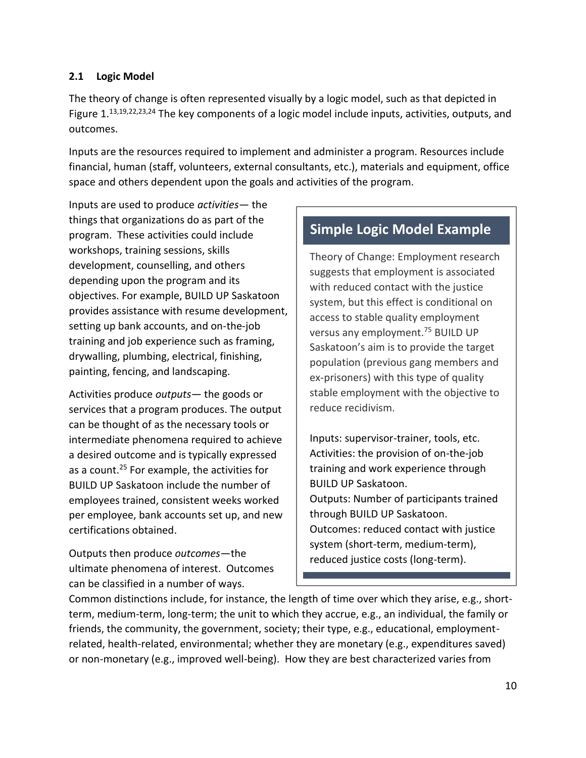### 2.1 Logic Model

The theory of change is often represented visually by a logic model, such as that depicted in Figure 1.[13,19,22,23,24] The key components of a logic model include inputs, activities, outputs, and outcomes.

Inputs are the resources required to implement and administer a program. Resources include financial, human (staff, volunteers, external consultants, etc.), materials and equipment, office space and others dependent upon the goals and activities of the program.

Inputs are used to produce *activities*— the things that organizations do as part of the program. These activities could include workshops, training sessions, skills development, counselling, and others depending upon the program and its objectives. For example, BUILD UP Saskatoon provides assistance with resume development, setting up bank accounts, and on-the-job training and job experience such as framing, drywalling, plumbing, electrical, finishing, painting, fencing, and landscaping.

Activities produce *outputs*— the goods or services that a program produces. The output can be thought of as the necessary tools or intermediate phenomena required to achieve a desired outcome and is typically expressed as a count.[25] For example, the activities for BUILD UP Saskatoon include the number of employees trained, consistent weeks worked per employee, bank accounts set up, and new certifications obtained.

Outputs then produce *outcomes*—the ultimate phenomena of interest. Outcomes can be classified in a number of ways. Common distinctions include, for instance, the length of time over which they arise, e.g., short-term, medium-term, long-term; the unit to which they accrue, e.g., an individual, the family or friends, the community, the government, society; their type, e.g., educational, employment-related, health-related, environmental; whether they are monetary (e.g., expenditures saved) or non-monetary (e.g., improved well-being). How they are best characterized varies from

> **Simple Logic Model Example**
>
> Theory of Change: Employment research suggests that employment is associated with reduced contact with the justice system, but this effect is conditional on access to stable quality employment versus any employment.[75] BUILD UP Saskatoon's aim is to provide the target population (previous gang members and ex-prisoners) with this type of quality stable employment with the objective to reduce recidivism.
>
> Inputs: supervisor-trainer, tools, etc.
> Activities: the provision of on-the-job training and work experience through BUILD UP Saskatoon.
> Outputs: Number of participants trained through BUILD UP Saskatoon.
> Outcomes: reduced contact with justice system (short-term, medium-term), reduced justice costs (long-term).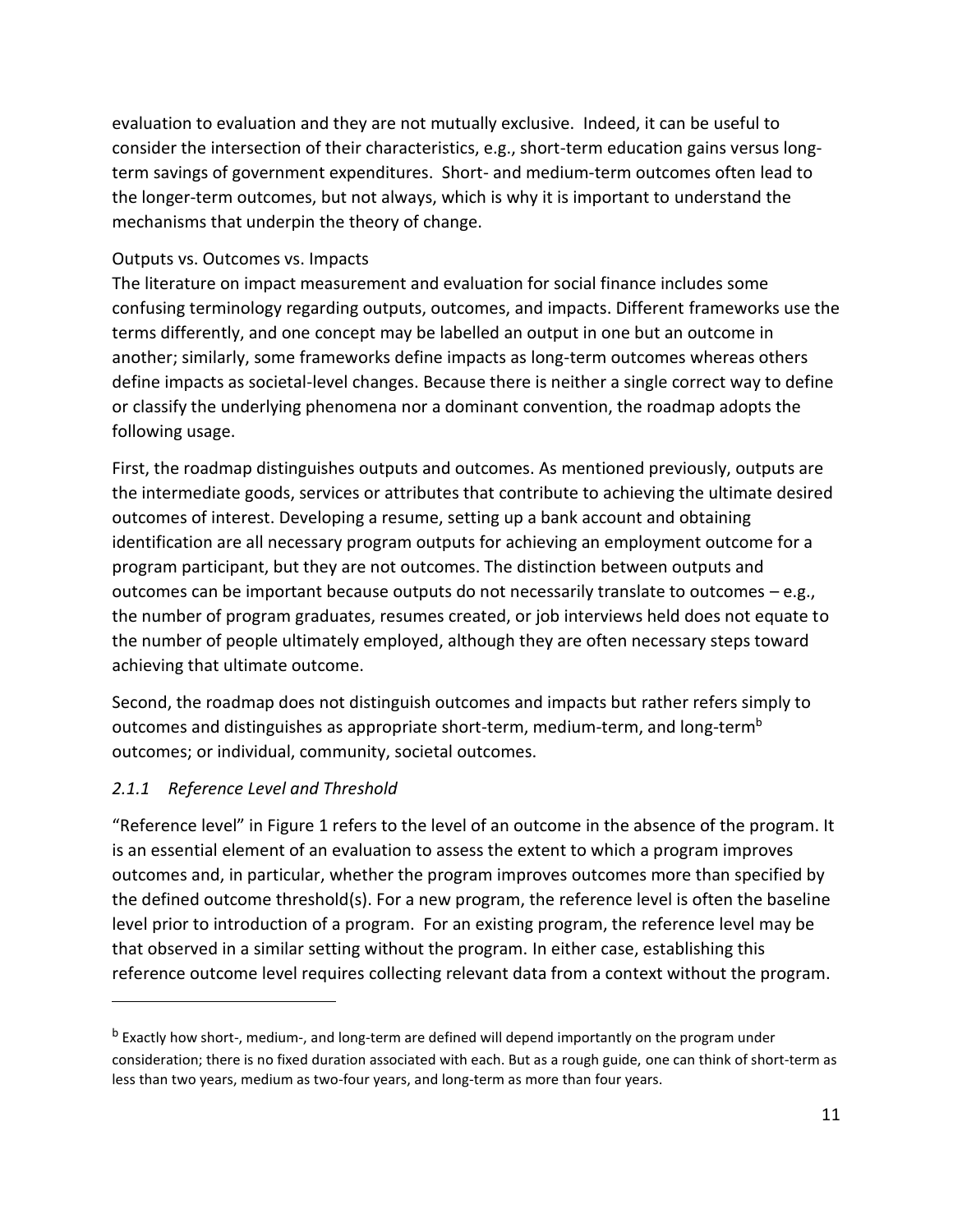evaluation to evaluation and they are not mutually exclusive. Indeed, it can be useful to consider the intersection of their characteristics, e.g., short-term education gains versus long-term savings of government expenditures. Short- and medium-term outcomes often lead to the longer-term outcomes, but not always, which is why it is important to understand the mechanisms that underpin the theory of change.

Outputs vs. Outcomes vs. Impacts

The literature on impact measurement and evaluation for social finance includes some confusing terminology regarding outputs, outcomes, and impacts. Different frameworks use the terms differently, and one concept may be labelled an output in one but an outcome in another; similarly, some frameworks define impacts as long-term outcomes whereas others define impacts as societal-level changes. Because there is neither a single correct way to define or classify the underlying phenomena nor a dominant convention, the roadmap adopts the following usage.

First, the roadmap distinguishes outputs and outcomes. As mentioned previously, outputs are the intermediate goods, services or attributes that contribute to achieving the ultimate desired outcomes of interest. Developing a resume, setting up a bank account and obtaining identification are all necessary program outputs for achieving an employment outcome for a program participant, but they are not outcomes. The distinction between outputs and outcomes can be important because outputs do not necessarily translate to outcomes – e.g., the number of program graduates, resumes created, or job interviews held does not equate to the number of people ultimately employed, although they are often necessary steps toward achieving that ultimate outcome.

Second, the roadmap does not distinguish outcomes and impacts but rather refers simply to outcomes and distinguishes as appropriate short-term, medium-term, and long-term[b] outcomes; or individual, community, societal outcomes.

### *2.1.1 Reference Level and Threshold*

"Reference level" in Figure 1 refers to the level of an outcome in the absence of the program. It is an essential element of an evaluation to assess the extent to which a program improves outcomes and, in particular, whether the program improves outcomes more than specified by the defined outcome threshold(s). For a new program, the reference level is often the baseline level prior to introduction of a program. For an existing program, the reference level may be that observed in a similar setting without the program. In either case, establishing this reference outcome level requires collecting relevant data from a context without the program.

---

[b] Exactly how short-, medium-, and long-term are defined will depend importantly on the program under consideration; there is no fixed duration associated with each. But as a rough guide, one can think of short-term as less than two years, medium as two-four years, and long-term as more than four years.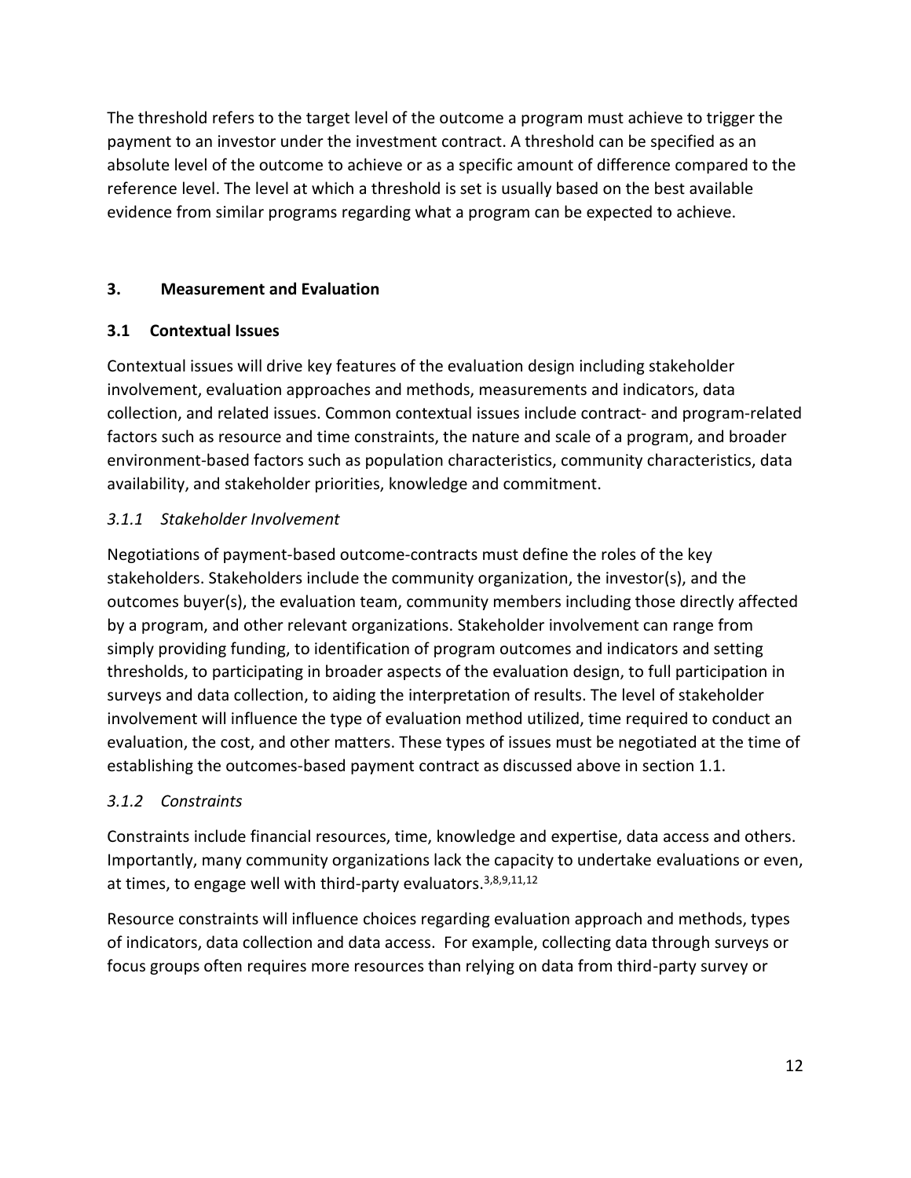The threshold refers to the target level of the outcome a program must achieve to trigger the payment to an investor under the investment contract. A threshold can be specified as an absolute level of the outcome to achieve or as a specific amount of difference compared to the reference level. The level at which a threshold is set is usually based on the best available evidence from similar programs regarding what a program can be expected to achieve.

## 3. Measurement and Evaluation

### 3.1 Contextual Issues

Contextual issues will drive key features of the evaluation design including stakeholder involvement, evaluation approaches and methods, measurements and indicators, data collection, and related issues. Common contextual issues include contract- and program-related factors such as resource and time constraints, the nature and scale of a program, and broader environment-based factors such as population characteristics, community characteristics, data availability, and stakeholder priorities, knowledge and commitment.

#### *3.1.1 Stakeholder Involvement*

Negotiations of payment-based outcome-contracts must define the roles of the key stakeholders. Stakeholders include the community organization, the investor(s), and the outcomes buyer(s), the evaluation team, community members including those directly affected by a program, and other relevant organizations. Stakeholder involvement can range from simply providing funding, to identification of program outcomes and indicators and setting thresholds, to participating in broader aspects of the evaluation design, to full participation in surveys and data collection, to aiding the interpretation of results. The level of stakeholder involvement will influence the type of evaluation method utilized, time required to conduct an evaluation, the cost, and other matters. These types of issues must be negotiated at the time of establishing the outcomes-based payment contract as discussed above in section 1.1.

#### *3.1.2 Constraints*

Constraints include financial resources, time, knowledge and expertise, data access and others. Importantly, many community organizations lack the capacity to undertake evaluations or even, at times, to engage well with third-party evaluators.[3,8,9,11,12]

Resource constraints will influence choices regarding evaluation approach and methods, types of indicators, data collection and data access. For example, collecting data through surveys or focus groups often requires more resources than relying on data from third-party survey or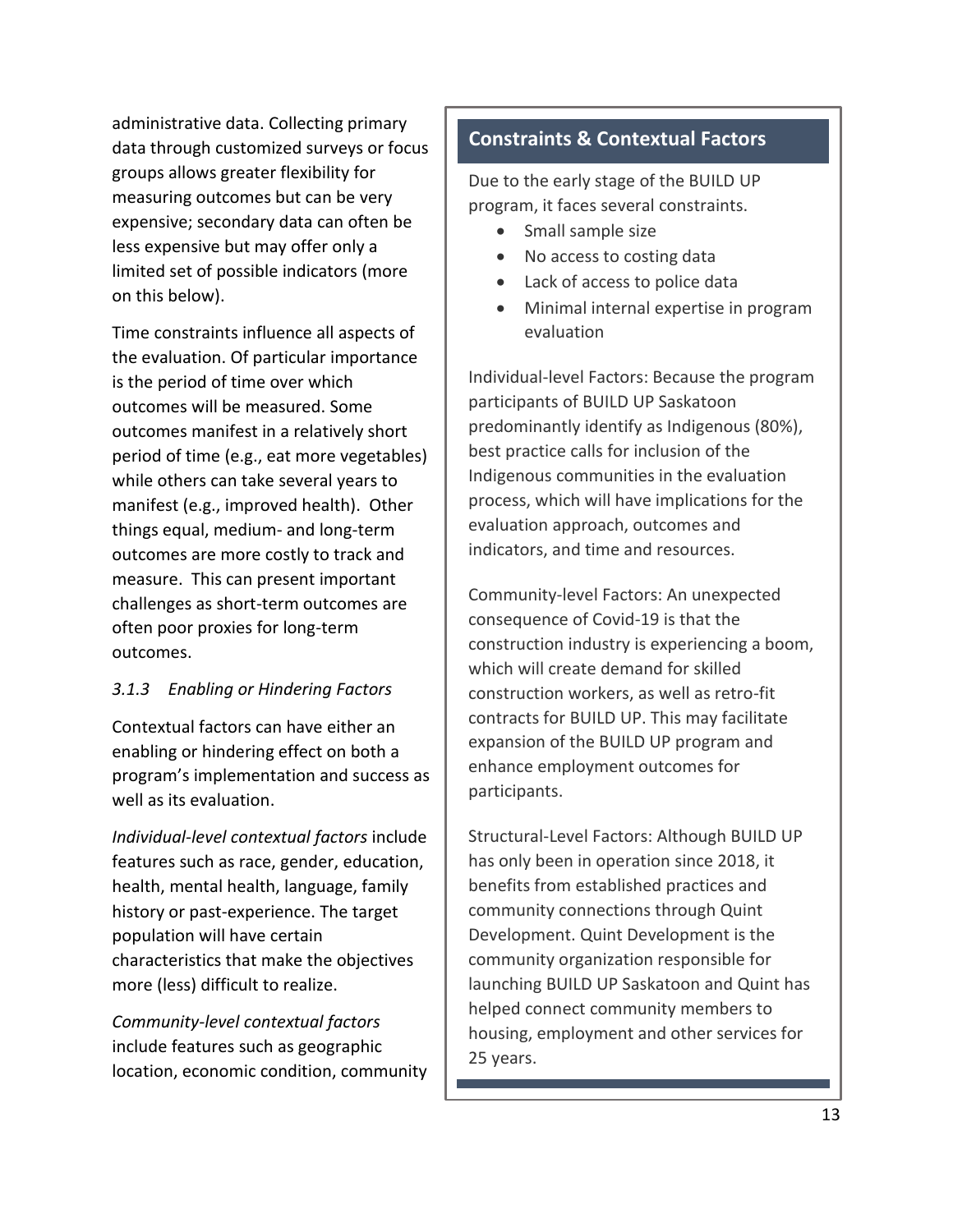administrative data. Collecting primary data through customized surveys or focus groups allows greater flexibility for measuring outcomes but can be very expensive; secondary data can often be less expensive but may offer only a limited set of possible indicators (more on this below).

Time constraints influence all aspects of the evaluation. Of particular importance is the period of time over which outcomes will be measured. Some outcomes manifest in a relatively short period of time (e.g., eat more vegetables) while others can take several years to manifest (e.g., improved health). Other things equal, medium- and long-term outcomes are more costly to track and measure. This can present important challenges as short-term outcomes are often poor proxies for long-term outcomes.

### *3.1.3 Enabling or Hindering Factors*

Contextual factors can have either an enabling or hindering effect on both a program's implementation and success as well as its evaluation.

*Individual-level contextual factors* include features such as race, gender, education, health, mental health, language, family history or past-experience. The target population will have certain characteristics that make the objectives more (less) difficult to realize.

*Community-level contextual factors* include features such as geographic location, economic condition, community

## Constraints & Contextual Factors

Due to the early stage of the BUILD UP program, it faces several constraints.

- Small sample size
- No access to costing data
- Lack of access to police data
- Minimal internal expertise in program evaluation

Individual-level Factors: Because the program participants of BUILD UP Saskatoon predominantly identify as Indigenous (80%), best practice calls for inclusion of the Indigenous communities in the evaluation process, which will have implications for the evaluation approach, outcomes and indicators, and time and resources.

Community-level Factors: An unexpected consequence of Covid-19 is that the construction industry is experiencing a boom, which will create demand for skilled construction workers, as well as retro-fit contracts for BUILD UP. This may facilitate expansion of the BUILD UP program and enhance employment outcomes for participants.

Structural-Level Factors: Although BUILD UP has only been in operation since 2018, it benefits from established practices and community connections through Quint Development. Quint Development is the community organization responsible for launching BUILD UP Saskatoon and Quint has helped connect community members to housing, employment and other services for 25 years.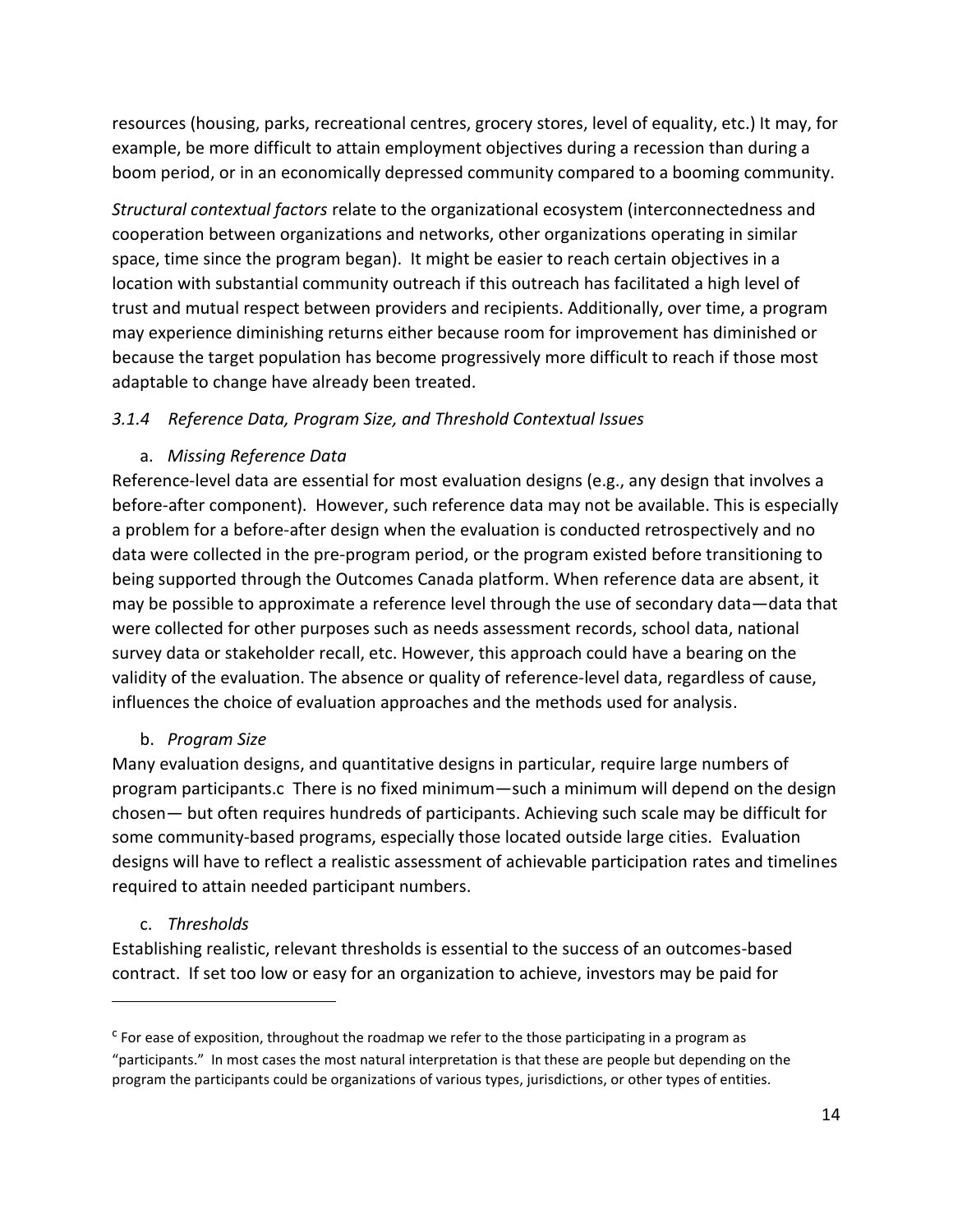resources (housing, parks, recreational centres, grocery stores, level of equality, etc.) It may, for example, be more difficult to attain employment objectives during a recession than during a boom period, or in an economically depressed community compared to a booming community.

*Structural contextual factors* relate to the organizational ecosystem (interconnectedness and cooperation between organizations and networks, other organizations operating in similar space, time since the program began). It might be easier to reach certain objectives in a location with substantial community outreach if this outreach has facilitated a high level of trust and mutual respect between providers and recipients. Additionally, over time, a program may experience diminishing returns either because room for improvement has diminished or because the target population has become progressively more difficult to reach if those most adaptable to change have already been treated.

### *3.1.4 Reference Data, Program Size, and Threshold Contextual Issues*

#### a. *Missing Reference Data*

Reference-level data are essential for most evaluation designs (e.g., any design that involves a before-after component). However, such reference data may not be available. This is especially a problem for a before-after design when the evaluation is conducted retrospectively and no data were collected in the pre-program period, or the program existed before transitioning to being supported through the Outcomes Canada platform. When reference data are absent, it may be possible to approximate a reference level through the use of secondary data—data that were collected for other purposes such as needs assessment records, school data, national survey data or stakeholder recall, etc. However, this approach could have a bearing on the validity of the evaluation. The absence or quality of reference-level data, regardless of cause, influences the choice of evaluation approaches and the methods used for analysis.

#### b. *Program Size*

Many evaluation designs, and quantitative designs in particular, require large numbers of program participants.[c] There is no fixed minimum—such a minimum will depend on the design chosen— but often requires hundreds of participants. Achieving such scale may be difficult for some community-based programs, especially those located outside large cities. Evaluation designs will have to reflect a realistic assessment of achievable participation rates and timelines required to attain needed participant numbers.

#### c. *Thresholds*

Establishing realistic, relevant thresholds is essential to the success of an outcomes-based contract. If set too low or easy for an organization to achieve, investors may be paid for

---

[c] For ease of exposition, throughout the roadmap we refer to the those participating in a program as "participants." In most cases the most natural interpretation is that these are people but depending on the program the participants could be organizations of various types, jurisdictions, or other types of entities.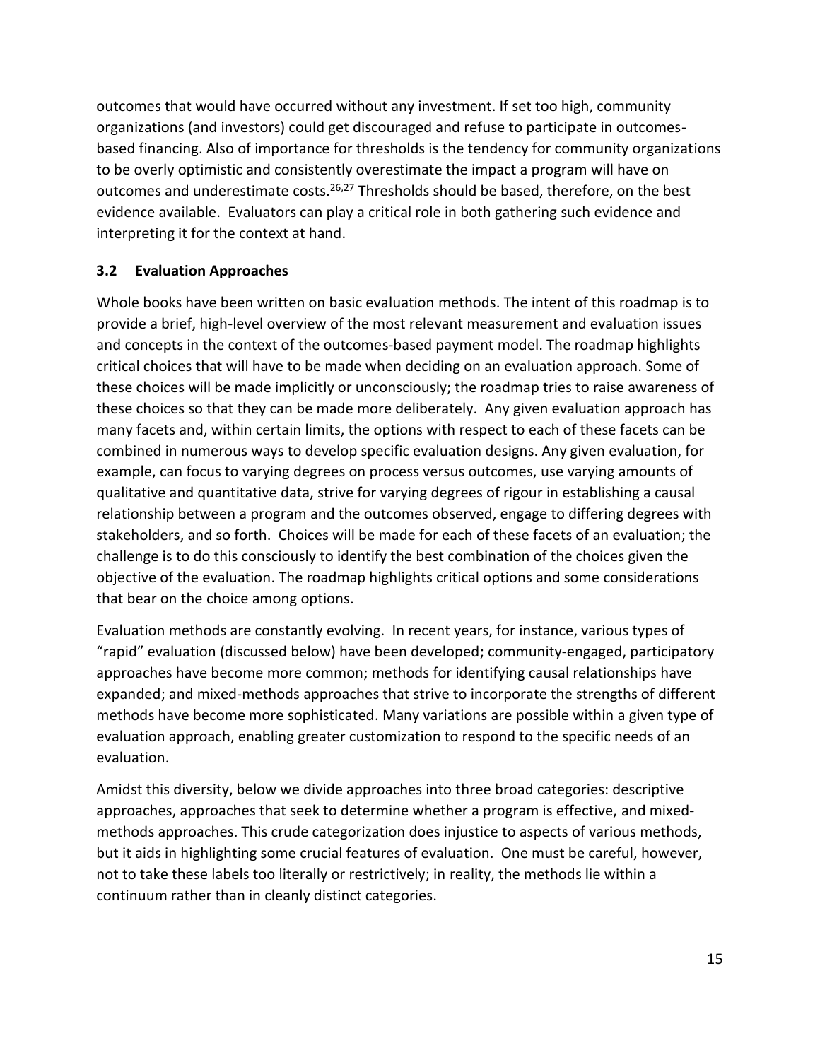outcomes that would have occurred without any investment. If set too high, community organizations (and investors) could get discouraged and refuse to participate in outcomes-based financing. Also of importance for thresholds is the tendency for community organizations to be overly optimistic and consistently overestimate the impact a program will have on outcomes and underestimate costs.[26,27] Thresholds should be based, therefore, on the best evidence available. Evaluators can play a critical role in both gathering such evidence and interpreting it for the context at hand.

### 3.2 Evaluation Approaches

Whole books have been written on basic evaluation methods. The intent of this roadmap is to provide a brief, high-level overview of the most relevant measurement and evaluation issues and concepts in the context of the outcomes-based payment model. The roadmap highlights critical choices that will have to be made when deciding on an evaluation approach. Some of these choices will be made implicitly or unconsciously; the roadmap tries to raise awareness of these choices so that they can be made more deliberately. Any given evaluation approach has many facets and, within certain limits, the options with respect to each of these facets can be combined in numerous ways to develop specific evaluation designs. Any given evaluation, for example, can focus to varying degrees on process versus outcomes, use varying amounts of qualitative and quantitative data, strive for varying degrees of rigour in establishing a causal relationship between a program and the outcomes observed, engage to differing degrees with stakeholders, and so forth. Choices will be made for each of these facets of an evaluation; the challenge is to do this consciously to identify the best combination of the choices given the objective of the evaluation. The roadmap highlights critical options and some considerations that bear on the choice among options.

Evaluation methods are constantly evolving. In recent years, for instance, various types of "rapid" evaluation (discussed below) have been developed; community-engaged, participatory approaches have become more common; methods for identifying causal relationships have expanded; and mixed-methods approaches that strive to incorporate the strengths of different methods have become more sophisticated. Many variations are possible within a given type of evaluation approach, enabling greater customization to respond to the specific needs of an evaluation.

Amidst this diversity, below we divide approaches into three broad categories: descriptive approaches, approaches that seek to determine whether a program is effective, and mixed-methods approaches. This crude categorization does injustice to aspects of various methods, but it aids in highlighting some crucial features of evaluation. One must be careful, however, not to take these labels too literally or restrictively; in reality, the methods lie within a continuum rather than in cleanly distinct categories.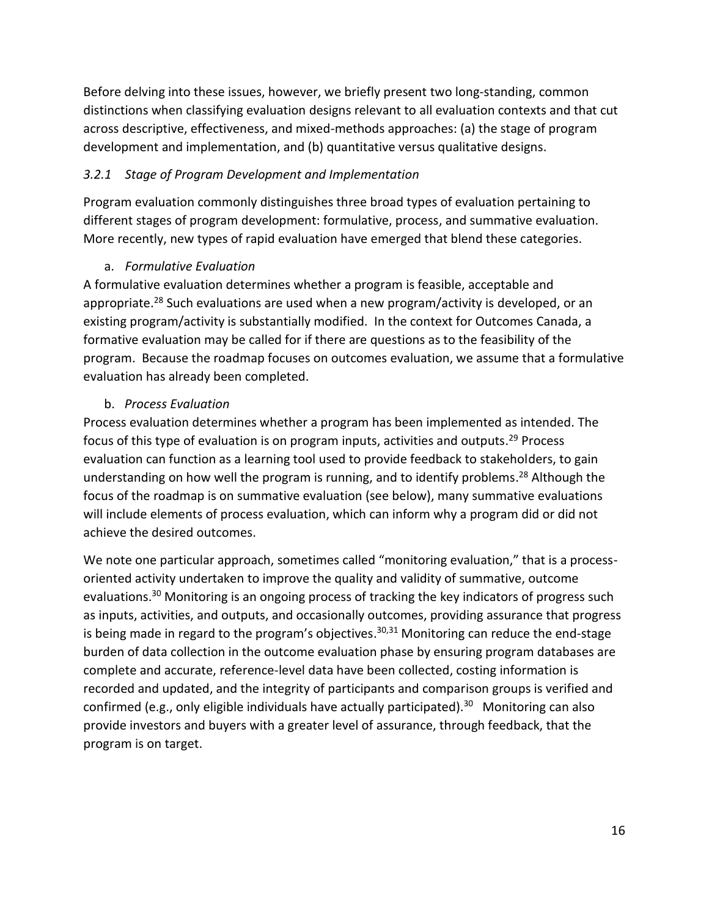Before delving into these issues, however, we briefly present two long-standing, common distinctions when classifying evaluation designs relevant to all evaluation contexts and that cut across descriptive, effectiveness, and mixed-methods approaches: (a) the stage of program development and implementation, and (b) quantitative versus qualitative designs.

### *3.2.1 Stage of Program Development and Implementation*

Program evaluation commonly distinguishes three broad types of evaluation pertaining to different stages of program development: formulative, process, and summative evaluation. More recently, new types of rapid evaluation have emerged that blend these categories.

a. *Formulative Evaluation*

A formulative evaluation determines whether a program is feasible, acceptable and appropriate.[28] Such evaluations are used when a new program/activity is developed, or an existing program/activity is substantially modified. In the context for Outcomes Canada, a formative evaluation may be called for if there are questions as to the feasibility of the program. Because the roadmap focuses on outcomes evaluation, we assume that a formulative evaluation has already been completed.

b. *Process Evaluation*

Process evaluation determines whether a program has been implemented as intended. The focus of this type of evaluation is on program inputs, activities and outputs.[29] Process evaluation can function as a learning tool used to provide feedback to stakeholders, to gain understanding on how well the program is running, and to identify problems.[28] Although the focus of the roadmap is on summative evaluation (see below), many summative evaluations will include elements of process evaluation, which can inform why a program did or did not achieve the desired outcomes.

We note one particular approach, sometimes called "monitoring evaluation," that is a process-oriented activity undertaken to improve the quality and validity of summative, outcome evaluations.[30] Monitoring is an ongoing process of tracking the key indicators of progress such as inputs, activities, and outputs, and occasionally outcomes, providing assurance that progress is being made in regard to the program's objectives.[30,31] Monitoring can reduce the end-stage burden of data collection in the outcome evaluation phase by ensuring program databases are complete and accurate, reference-level data have been collected, costing information is recorded and updated, and the integrity of participants and comparison groups is verified and confirmed (e.g., only eligible individuals have actually participated).[30] Monitoring can also provide investors and buyers with a greater level of assurance, through feedback, that the program is on target.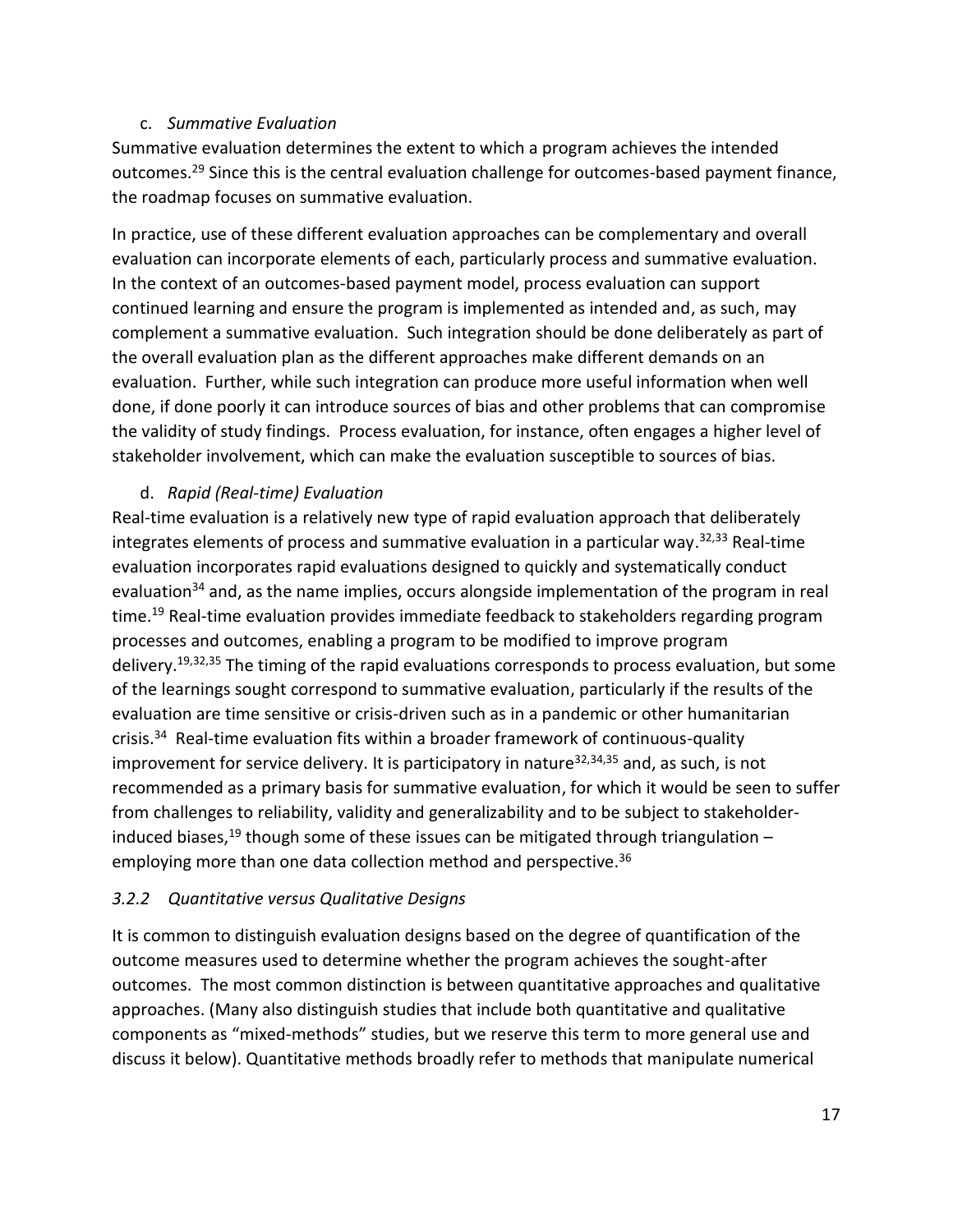c. *Summative Evaluation*

Summative evaluation determines the extent to which a program achieves the intended outcomes.[29] Since this is the central evaluation challenge for outcomes-based payment finance, the roadmap focuses on summative evaluation.

In practice, use of these different evaluation approaches can be complementary and overall evaluation can incorporate elements of each, particularly process and summative evaluation. In the context of an outcomes-based payment model, process evaluation can support continued learning and ensure the program is implemented as intended and, as such, may complement a summative evaluation. Such integration should be done deliberately as part of the overall evaluation plan as the different approaches make different demands on an evaluation. Further, while such integration can produce more useful information when well done, if done poorly it can introduce sources of bias and other problems that can compromise the validity of study findings. Process evaluation, for instance, often engages a higher level of stakeholder involvement, which can make the evaluation susceptible to sources of bias.

d. *Rapid (Real-time) Evaluation*

Real-time evaluation is a relatively new type of rapid evaluation approach that deliberately integrates elements of process and summative evaluation in a particular way.[32,33] Real-time evaluation incorporates rapid evaluations designed to quickly and systematically conduct evaluation[34] and, as the name implies, occurs alongside implementation of the program in real time.[19] Real-time evaluation provides immediate feedback to stakeholders regarding program processes and outcomes, enabling a program to be modified to improve program delivery.[19,32,35] The timing of the rapid evaluations corresponds to process evaluation, but some of the learnings sought correspond to summative evaluation, particularly if the results of the evaluation are time sensitive or crisis-driven such as in a pandemic or other humanitarian crisis.[34] Real-time evaluation fits within a broader framework of continuous-quality improvement for service delivery. It is participatory in nature[32,34,35] and, as such, is not recommended as a primary basis for summative evaluation, for which it would be seen to suffer from challenges to reliability, validity and generalizability and to be subject to stakeholder-induced biases,[19] though some of these issues can be mitigated through triangulation – employing more than one data collection method and perspective.[36]

### *3.2.2 Quantitative versus Qualitative Designs*

It is common to distinguish evaluation designs based on the degree of quantification of the outcome measures used to determine whether the program achieves the sought-after outcomes. The most common distinction is between quantitative approaches and qualitative approaches. (Many also distinguish studies that include both quantitative and qualitative components as "mixed-methods" studies, but we reserve this term to more general use and discuss it below). Quantitative methods broadly refer to methods that manipulate numerical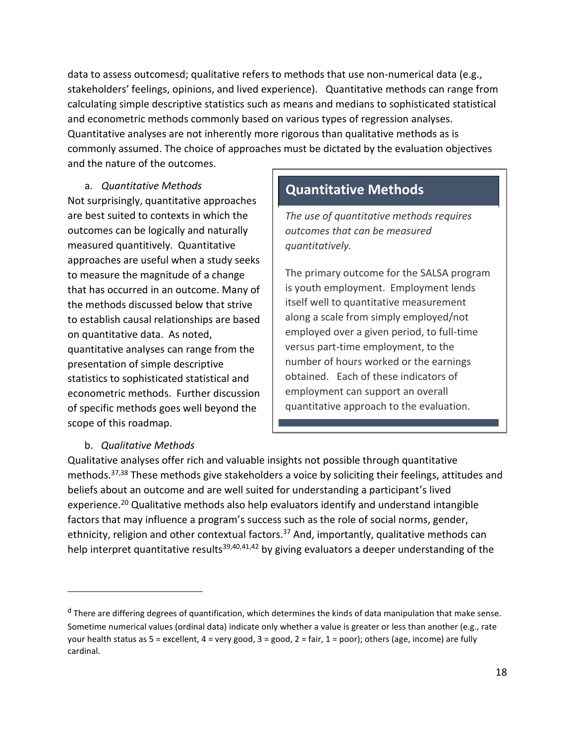data to assess outcomesd; qualitative refers to methods that use non-numerical data (e.g., stakeholders' feelings, opinions, and lived experience). Quantitative methods can range from calculating simple descriptive statistics such as means and medians to sophisticated statistical and econometric methods commonly based on various types of regression analyses. Quantitative analyses are not inherently more rigorous than qualitative methods as is commonly assumed. The choice of approaches must be dictated by the evaluation objectives and the nature of the outcomes.

a. *Quantitative Methods*

Not surprisingly, quantitative approaches are best suited to contexts in which the outcomes can be logically and naturally measured quantitively. Quantitative approaches are useful when a study seeks to measure the magnitude of a change that has occurred in an outcome. Many of the methods discussed below that strive to establish causal relationships are based on quantitative data. As noted, quantitative analyses can range from the presentation of simple descriptive statistics to sophisticated statistical and econometric methods. Further discussion of specific methods goes well beyond the scope of this roadmap.

> **Quantitative Methods**
>
> *The use of quantitative methods requires outcomes that can be measured quantitatively.*
>
> The primary outcome for the SALSA program is youth employment. Employment lends itself well to quantitative measurement along a scale from simply employed/not employed over a given period, to full-time versus part-time employment, to the number of hours worked or the earnings obtained. Each of these indicators of employment can support an overall quantitative approach to the evaluation.

b. *Qualitative Methods*

Qualitative analyses offer rich and valuable insights not possible through quantitative methods.[37,38] These methods give stakeholders a voice by soliciting their feelings, attitudes and beliefs about an outcome and are well suited for understanding a participant's lived experience.[20] Qualitative methods also help evaluators identify and understand intangible factors that may influence a program's success such as the role of social norms, gender, ethnicity, religion and other contextual factors.[37] And, importantly, qualitative methods can help interpret quantitative results[39,40,41,42] by giving evaluators a deeper understanding of the

[d] There are differing degrees of quantification, which determines the kinds of data manipulation that make sense. Sometime numerical values (ordinal data) indicate only whether a value is greater or less than another (e.g., rate your health status as 5 = excellent, 4 = very good, 3 = good, 2 = fair, 1 = poor); others (age, income) are fully cardinal.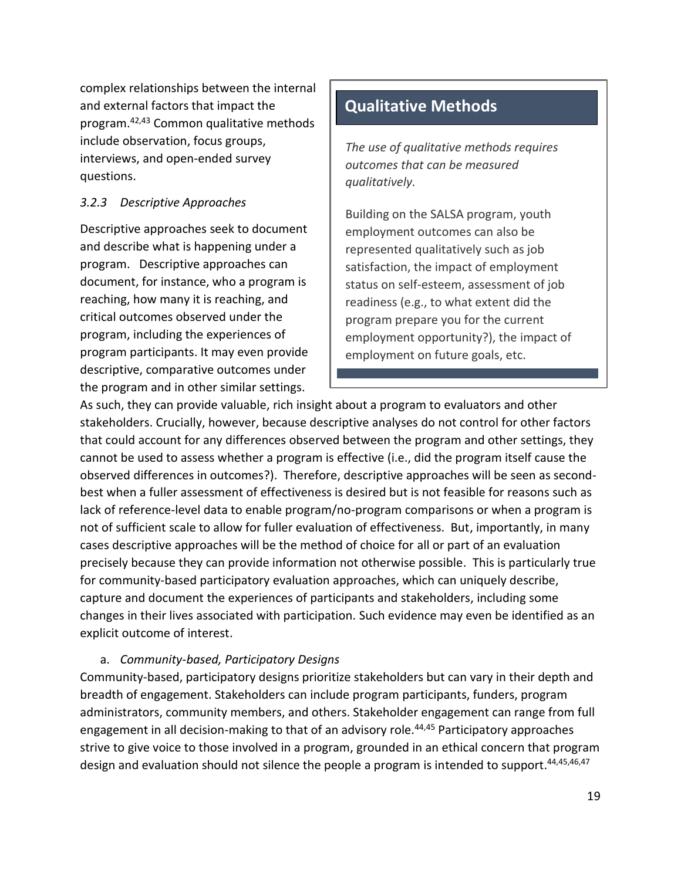complex relationships between the internal and external factors that impact the program.[42,43] Common qualitative methods include observation, focus groups, interviews, and open-ended survey questions.

> ## Qualitative Methods
>
> *The use of qualitative methods requires outcomes that can be measured qualitatively.*
>
> Building on the SALSA program, youth employment outcomes can also be represented qualitatively such as job satisfaction, the impact of employment status on self-esteem, assessment of job readiness (e.g., to what extent did the program prepare you for the current employment opportunity?), the impact of employment on future goals, etc.

### *3.2.3 Descriptive Approaches*

Descriptive approaches seek to document and describe what is happening under a program. Descriptive approaches can document, for instance, who a program is reaching, how many it is reaching, and critical outcomes observed under the program, including the experiences of program participants. It may even provide descriptive, comparative outcomes under the program and in other similar settings. As such, they can provide valuable, rich insight about a program to evaluators and other stakeholders. Crucially, however, because descriptive analyses do not control for other factors that could account for any differences observed between the program and other settings, they cannot be used to assess whether a program is effective (i.e., did the program itself cause the observed differences in outcomes?). Therefore, descriptive approaches will be seen as second-best when a fuller assessment of effectiveness is desired but is not feasible for reasons such as lack of reference-level data to enable program/no-program comparisons or when a program is not of sufficient scale to allow for fuller evaluation of effectiveness. But, importantly, in many cases descriptive approaches will be the method of choice for all or part of an evaluation precisely because they can provide information not otherwise possible. This is particularly true for community-based participatory evaluation approaches, which can uniquely describe, capture and document the experiences of participants and stakeholders, including some changes in their lives associated with participation. Such evidence may even be identified as an explicit outcome of interest.

a. *Community-based, Participatory Designs*

Community-based, participatory designs prioritize stakeholders but can vary in their depth and breadth of engagement. Stakeholders can include program participants, funders, program administrators, community members, and others. Stakeholder engagement can range from full engagement in all decision-making to that of an advisory role.[44,45] Participatory approaches strive to give voice to those involved in a program, grounded in an ethical concern that program design and evaluation should not silence the people a program is intended to support.[44,45,46,47]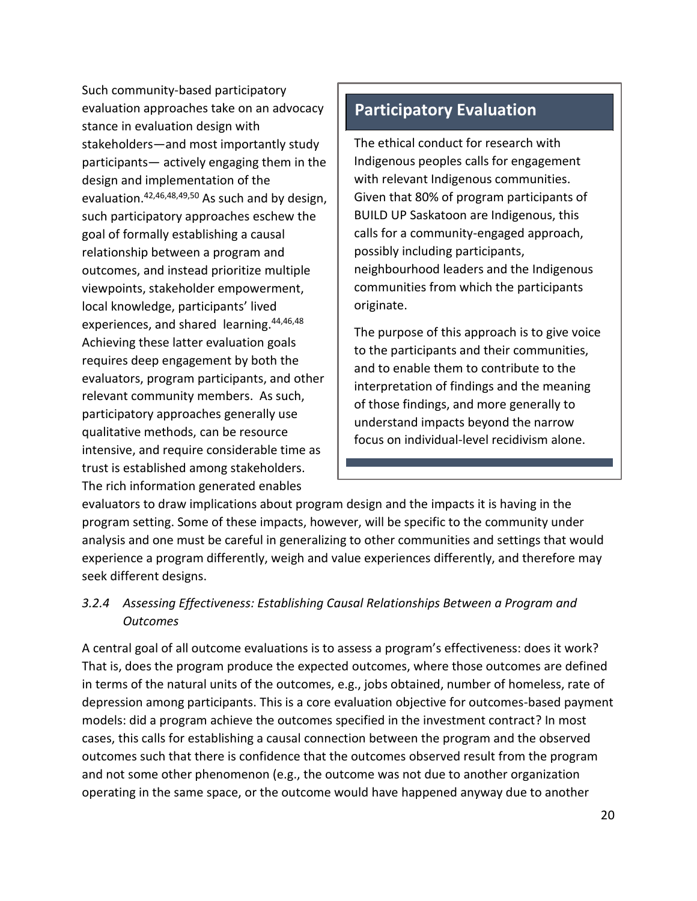Such community-based participatory evaluation approaches take on an advocacy stance in evaluation design with stakeholders—and most importantly study participants— actively engaging them in the design and implementation of the evaluation.[42,46,48,49,50] As such and by design, such participatory approaches eschew the goal of formally establishing a causal relationship between a program and outcomes, and instead prioritize multiple viewpoints, stakeholder empowerment, local knowledge, participants' lived experiences, and shared learning.[44,46,48] Achieving these latter evaluation goals requires deep engagement by both the evaluators, program participants, and other relevant community members. As such, participatory approaches generally use qualitative methods, can be resource intensive, and require considerable time as trust is established among stakeholders. The rich information generated enables evaluators to draw implications about program design and the impacts it is having in the program setting. Some of these impacts, however, will be specific to the community under analysis and one must be careful in generalizing to other communities and settings that would experience a program differently, weigh and value experiences differently, and therefore may seek different designs.

> **Participatory Evaluation**
>
> The ethical conduct for research with Indigenous peoples calls for engagement with relevant Indigenous communities. Given that 80% of program participants of BUILD UP Saskatoon are Indigenous, this calls for a community-engaged approach, possibly including participants, neighbourhood leaders and the Indigenous communities from which the participants originate.
>
> The purpose of this approach is to give voice to the participants and their communities, and to enable them to contribute to the interpretation of findings and the meaning of those findings, and more generally to understand impacts beyond the narrow focus on individual-level recidivism alone.

### *3.2.4 Assessing Effectiveness: Establishing Causal Relationships Between a Program and Outcomes*

A central goal of all outcome evaluations is to assess a program's effectiveness: does it work? That is, does the program produce the expected outcomes, where those outcomes are defined in terms of the natural units of the outcomes, e.g., jobs obtained, number of homeless, rate of depression among participants. This is a core evaluation objective for outcomes-based payment models: did a program achieve the outcomes specified in the investment contract? In most cases, this calls for establishing a causal connection between the program and the observed outcomes such that there is confidence that the outcomes observed result from the program and not some other phenomenon (e.g., the outcome was not due to another organization operating in the same space, or the outcome would have happened anyway due to another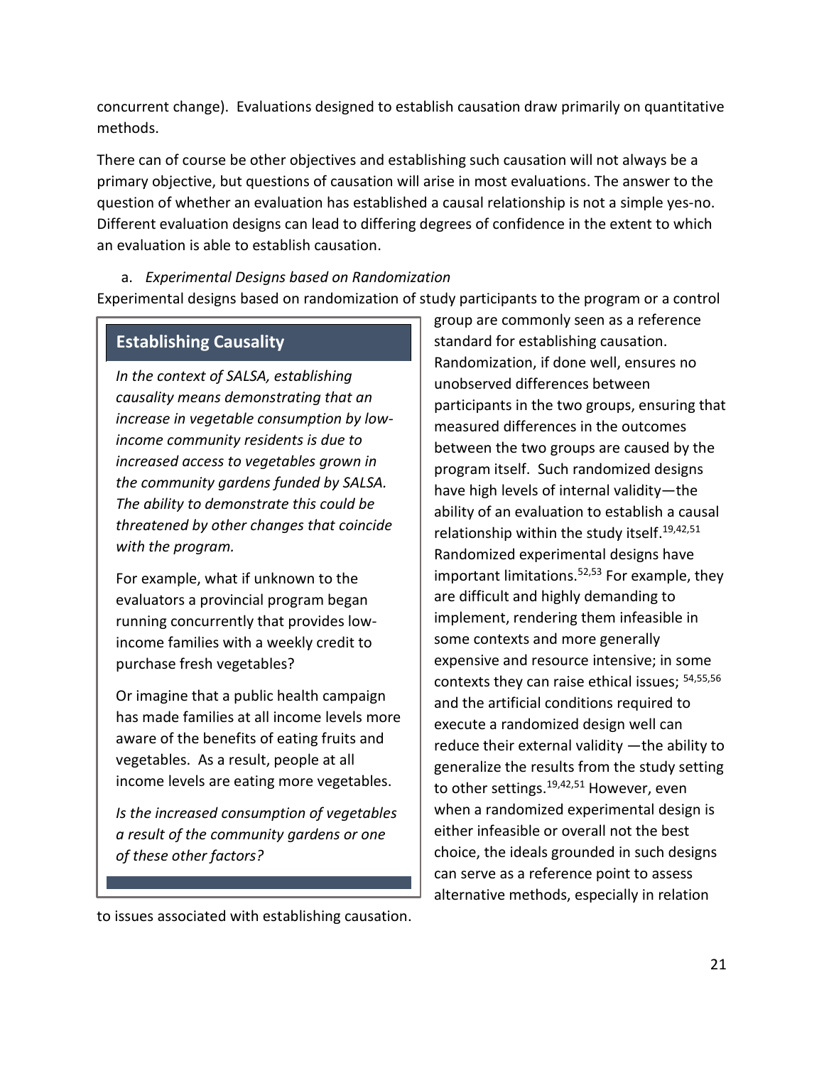concurrent change). Evaluations designed to establish causation draw primarily on quantitative methods.

There can of course be other objectives and establishing such causation will not always be a primary objective, but questions of causation will arise in most evaluations. The answer to the question of whether an evaluation has established a causal relationship is not a simple yes-no. Different evaluation designs can lead to differing degrees of confidence in the extent to which an evaluation is able to establish causation.

a. *Experimental Designs based on Randomization*

Experimental designs based on randomization of study participants to the program or a control group are commonly seen as a reference standard for establishing causation. Randomization, if done well, ensures no unobserved differences between participants in the two groups, ensuring that measured differences in the outcomes between the two groups are caused by the program itself. Such randomized designs have high levels of internal validity—the ability of an evaluation to establish a causal relationship within the study itself.[19,42,51] Randomized experimental designs have important limitations.[52,53] For example, they are difficult and highly demanding to implement, rendering them infeasible in some contexts and more generally expensive and resource intensive; in some contexts they can raise ethical issues; [54,55,56] and the artificial conditions required to execute a randomized design well can reduce their external validity —the ability to generalize the results from the study setting to other settings.[19,42,51] However, even when a randomized experimental design is either infeasible or overall not the best choice, the ideals grounded in such designs can serve as a reference point to assess alternative methods, especially in relation to issues associated with establishing causation.

**Establishing Causality**

*In the context of SALSA, establishing causality means demonstrating that an increase in vegetable consumption by low-income community residents is due to increased access to vegetables grown in the community gardens funded by SALSA. The ability to demonstrate this could be threatened by other changes that coincide with the program.*

For example, what if unknown to the evaluators a provincial program began running concurrently that provides low-income families with a weekly credit to purchase fresh vegetables?

Or imagine that a public health campaign has made families at all income levels more aware of the benefits of eating fruits and vegetables. As a result, people at all income levels are eating more vegetables.

*Is the increased consumption of vegetables a result of the community gardens or one of these other factors?*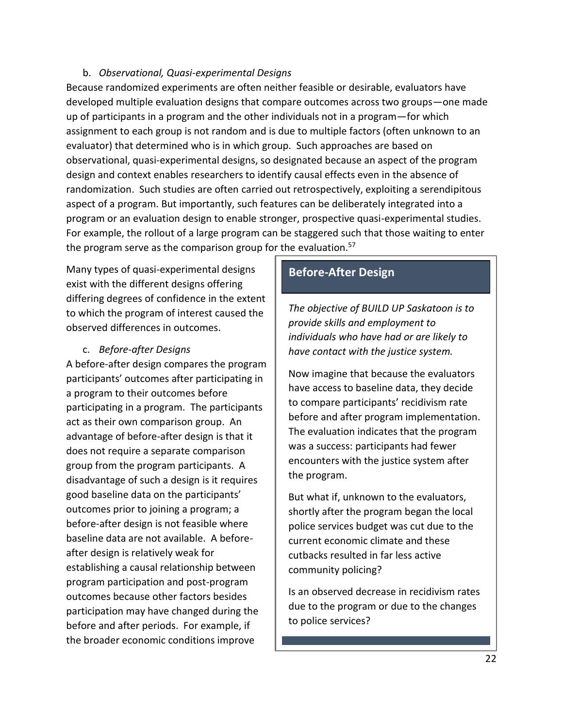b. *Observational, Quasi-experimental Designs*

Because randomized experiments are often neither feasible or desirable, evaluators have developed multiple evaluation designs that compare outcomes across two groups—one made up of participants in a program and the other individuals not in a program—for which assignment to each group is not random and is due to multiple factors (often unknown to an evaluator) that determined who is in which group. Such approaches are based on observational, quasi-experimental designs, so designated because an aspect of the program design and context enables researchers to identify causal effects even in the absence of randomization. Such studies are often carried out retrospectively, exploiting a serendipitous aspect of a program. But importantly, such features can be deliberately integrated into a program or an evaluation design to enable stronger, prospective quasi-experimental studies. For example, the rollout of a large program can be staggered such that those waiting to enter the program serve as the comparison group for the evaluation.[57]

Many types of quasi-experimental designs exist with the different designs offering differing degrees of confidence in the extent to which the program of interest caused the observed differences in outcomes.

c. *Before-after Designs*

A before-after design compares the program participants' outcomes after participating in a program to their outcomes before participating in a program. The participants act as their own comparison group. An advantage of before-after design is that it does not require a separate comparison group from the program participants. A disadvantage of such a design is it requires good baseline data on the participants' outcomes prior to joining a program; a before-after design is not feasible where baseline data are not available. A before-after design is relatively weak for establishing a causal relationship between program participation and post-program outcomes because other factors besides participation may have changed during the before and after periods. For example, if the broader economic conditions improve

> **Before-After Design**
>
> *The objective of BUILD UP Saskatoon is to provide skills and employment to individuals who have had or are likely to have contact with the justice system.*
>
> Now imagine that because the evaluators have access to baseline data, they decide to compare participants' recidivism rate before and after program implementation. The evaluation indicates that the program was a success: participants had fewer encounters with the justice system after the program.
>
> But what if, unknown to the evaluators, shortly after the program began the local police services budget was cut due to the current economic climate and these cutbacks resulted in far less active community policing?
>
> Is an observed decrease in recidivism rates due to the program or due to the changes to police services?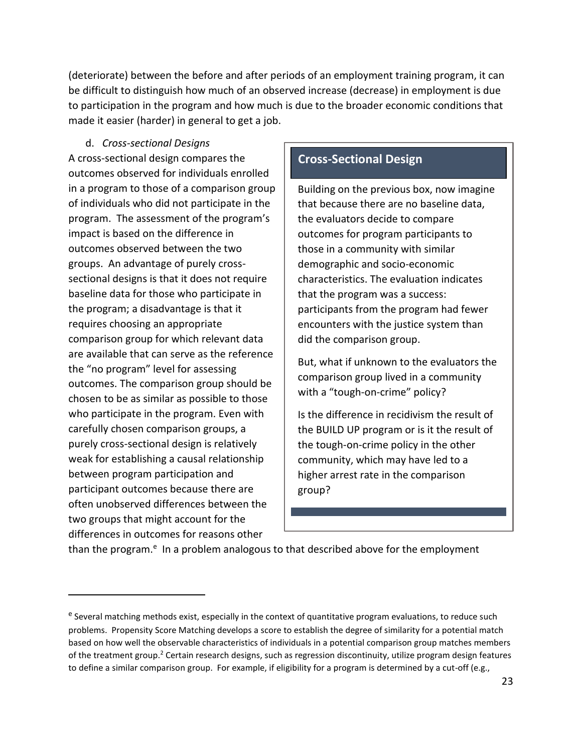(deteriorate) between the before and after periods of an employment training program, it can be difficult to distinguish how much of an observed increase (decrease) in employment is due to participation in the program and how much is due to the broader economic conditions that made it easier (harder) in general to get a job.

d. *Cross-sectional Designs*

A cross-sectional design compares the outcomes observed for individuals enrolled in a program to those of a comparison group of individuals who did not participate in the program. The assessment of the program's impact is based on the difference in outcomes observed between the two groups. An advantage of purely cross-sectional designs is that it does not require baseline data for those who participate in the program; a disadvantage is that it requires choosing an appropriate comparison group for which relevant data are available that can serve as the reference the "no program" level for assessing outcomes. The comparison group should be chosen to be as similar as possible to those who participate in the program. Even with carefully chosen comparison groups, a purely cross-sectional design is relatively weak for establishing a causal relationship between program participation and participant outcomes because there are often unobserved differences between the two groups that might account for the differences in outcomes for reasons other than the program.[e] In a problem analogous to that described above for the employment

> **Cross-Sectional Design**
>
> Building on the previous box, now imagine that because there are no baseline data, the evaluators decide to compare outcomes for program participants to those in a community with similar demographic and socio-economic characteristics. The evaluation indicates that the program was a success: participants from the program had fewer encounters with the justice system than did the comparison group.
>
> But, what if unknown to the evaluators the comparison group lived in a community with a "tough-on-crime" policy?
>
> Is the difference in recidivism the result of the BUILD UP program or is it the result of the tough-on-crime policy in the other community, which may have led to a higher arrest rate in the comparison group?

---

[e] Several matching methods exist, especially in the context of quantitative program evaluations, to reduce such problems. Propensity Score Matching develops a score to establish the degree of similarity for a potential match based on how well the observable characteristics of individuals in a potential comparison group matches members of the treatment group.[2] Certain research designs, such as regression discontinuity, utilize program design features to define a similar comparison group. For example, if eligibility for a program is determined by a cut-off (e.g.,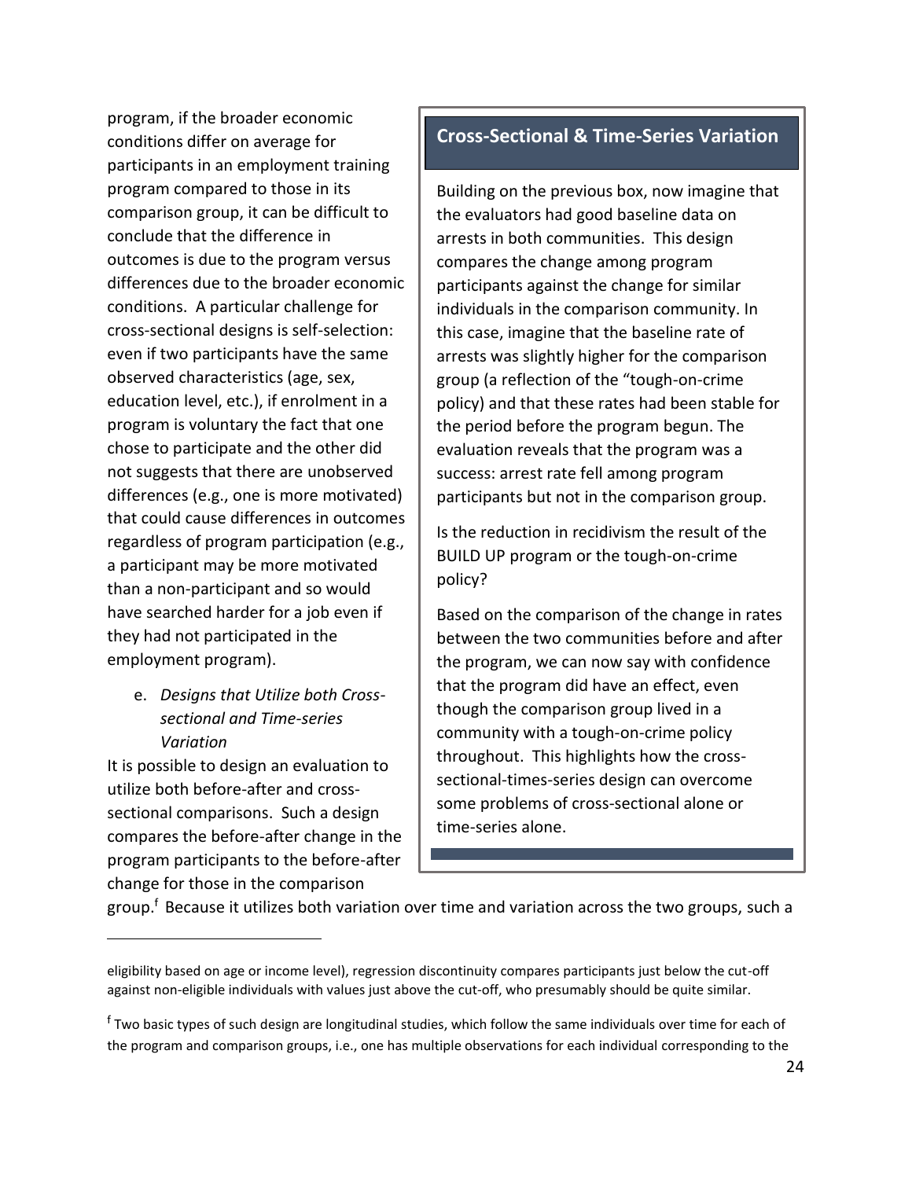program, if the broader economic conditions differ on average for participants in an employment training program compared to those in its comparison group, it can be difficult to conclude that the difference in outcomes is due to the program versus differences due to the broader economic conditions. A particular challenge for cross-sectional designs is self-selection: even if two participants have the same observed characteristics (age, sex, education level, etc.), if enrolment in a program is voluntary the fact that one chose to participate and the other did not suggests that there are unobserved differences (e.g., one is more motivated) that could cause differences in outcomes regardless of program participation (e.g., a participant may be more motivated than a non-participant and so would have searched harder for a job even if they had not participated in the employment program).

e. *Designs that Utilize both Cross-sectional and Time-series Variation*

It is possible to design an evaluation to utilize both before-after and cross-sectional comparisons. Such a design compares the before-after change in the program participants to the before-after change for those in the comparison group.[f] Because it utilizes both variation over time and variation across the two groups, such a

> **Cross-Sectional & Time-Series Variation**
>
> Building on the previous box, now imagine that the evaluators had good baseline data on arrests in both communities. This design compares the change among program participants against the change for similar individuals in the comparison community. In this case, imagine that the baseline rate of arrests was slightly higher for the comparison group (a reflection of the "tough-on-crime policy) and that these rates had been stable for the period before the program begun. The evaluation reveals that the program was a success: arrest rate fell among program participants but not in the comparison group.
>
> Is the reduction in recidivism the result of the BUILD UP program or the tough-on-crime policy?
>
> Based on the comparison of the change in rates between the two communities before and after the program, we can now say with confidence that the program did have an effect, even though the comparison group lived in a community with a tough-on-crime policy throughout. This highlights how the cross-sectional-times-series design can overcome some problems of cross-sectional alone or time-series alone.

---

eligibility based on age or income level), regression discontinuity compares participants just below the cut-off against non-eligible individuals with values just above the cut-off, who presumably should be quite similar.

[f] Two basic types of such design are longitudinal studies, which follow the same individuals over time for each of the program and comparison groups, i.e., one has multiple observations for each individual corresponding to the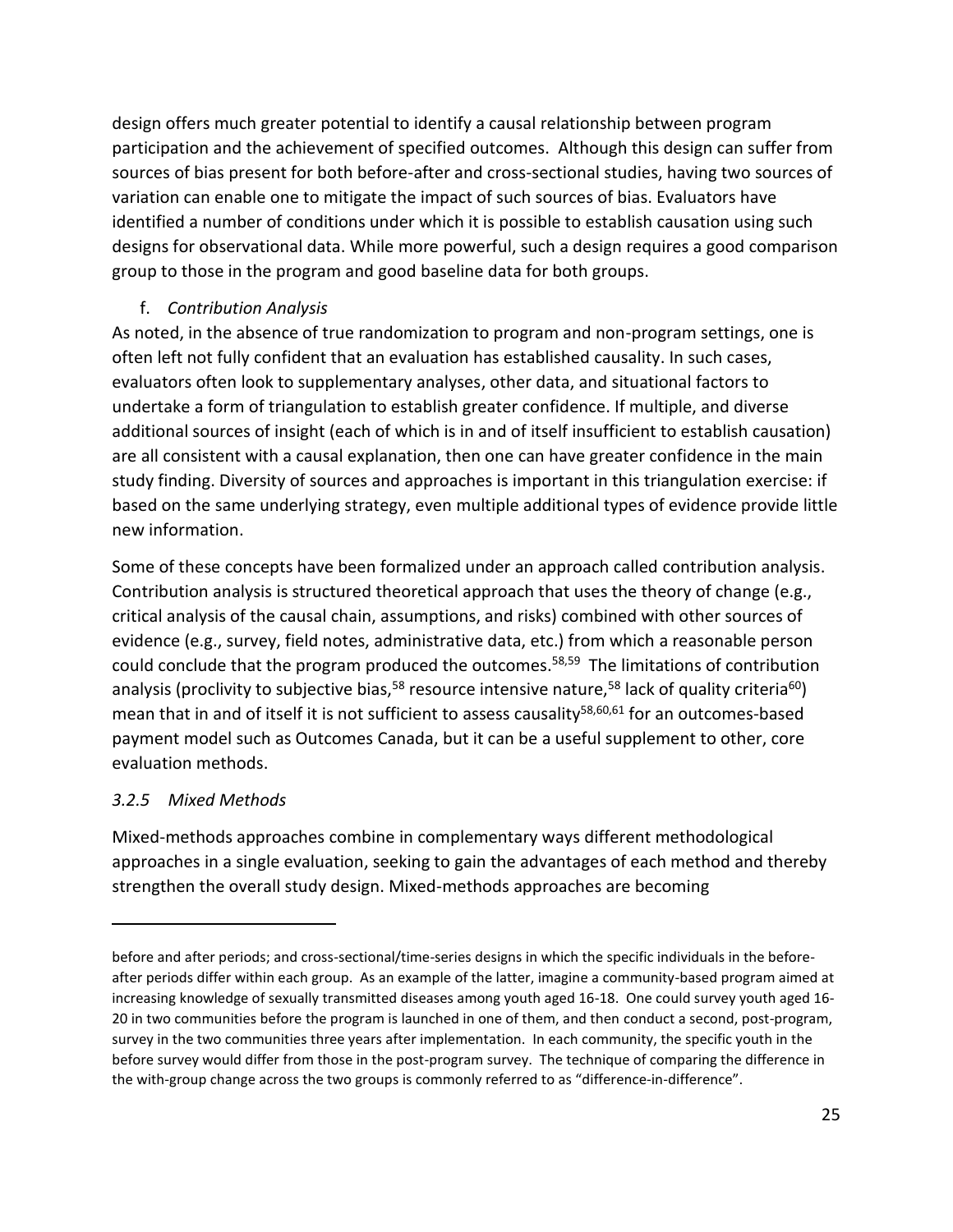design offers much greater potential to identify a causal relationship between program participation and the achievement of specified outcomes. Although this design can suffer from sources of bias present for both before-after and cross-sectional studies, having two sources of variation can enable one to mitigate the impact of such sources of bias. Evaluators have identified a number of conditions under which it is possible to establish causation using such designs for observational data. While more powerful, such a design requires a good comparison group to those in the program and good baseline data for both groups.

f. *Contribution Analysis*

As noted, in the absence of true randomization to program and non-program settings, one is often left not fully confident that an evaluation has established causality. In such cases, evaluators often look to supplementary analyses, other data, and situational factors to undertake a form of triangulation to establish greater confidence. If multiple, and diverse additional sources of insight (each of which is in and of itself insufficient to establish causation) are all consistent with a causal explanation, then one can have greater confidence in the main study finding. Diversity of sources and approaches is important in this triangulation exercise: if based on the same underlying strategy, even multiple additional types of evidence provide little new information.

Some of these concepts have been formalized under an approach called contribution analysis. Contribution analysis is structured theoretical approach that uses the theory of change (e.g., critical analysis of the causal chain, assumptions, and risks) combined with other sources of evidence (e.g., survey, field notes, administrative data, etc.) from which a reasonable person could conclude that the program produced the outcomes.[58,59] The limitations of contribution analysis (proclivity to subjective bias,[58] resource intensive nature,[58] lack of quality criteria[60]) mean that in and of itself it is not sufficient to assess causality[58,60,61] for an outcomes-based payment model such as Outcomes Canada, but it can be a useful supplement to other, core evaluation methods.

### *3.2.5 Mixed Methods*

Mixed-methods approaches combine in complementary ways different methodological approaches in a single evaluation, seeking to gain the advantages of each method and thereby strengthen the overall study design. Mixed-methods approaches are becoming

---

before and after periods; and cross-sectional/time-series designs in which the specific individuals in the before-after periods differ within each group. As an example of the latter, imagine a community-based program aimed at increasing knowledge of sexually transmitted diseases among youth aged 16-18. One could survey youth aged 16-20 in two communities before the program is launched in one of them, and then conduct a second, post-program, survey in the two communities three years after implementation. In each community, the specific youth in the before survey would differ from those in the post-program survey. The technique of comparing the difference in the with-group change across the two groups is commonly referred to as "difference-in-difference".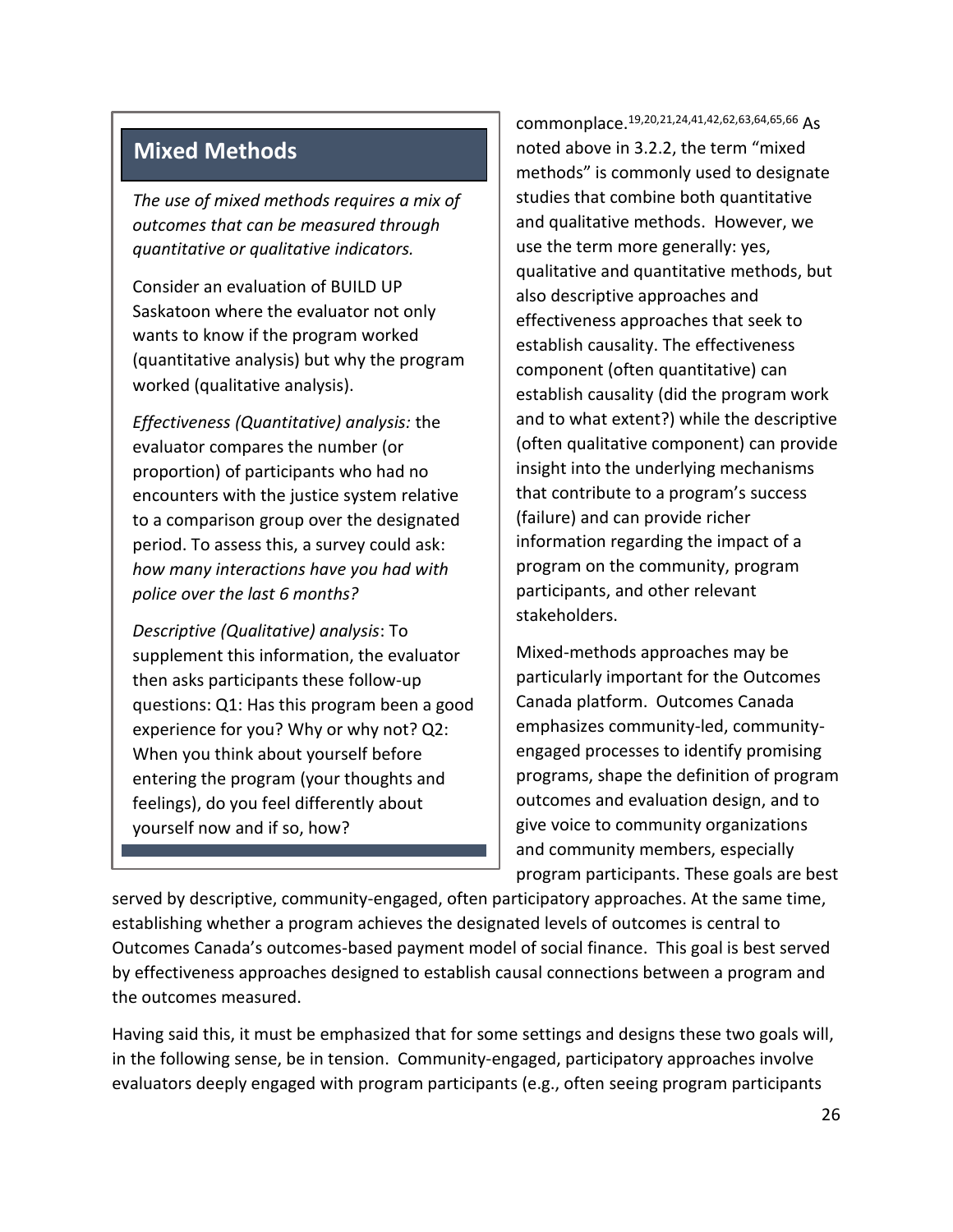## Mixed Methods

*The use of mixed methods requires a mix of outcomes that can be measured through quantitative or qualitative indicators.*

Consider an evaluation of BUILD UP Saskatoon where the evaluator not only wants to know if the program worked (quantitative analysis) but why the program worked (qualitative analysis).

*Effectiveness (Quantitative) analysis:* the evaluator compares the number (or proportion) of participants who had no encounters with the justice system relative to a comparison group over the designated period. To assess this, a survey could ask: *how many interactions have you had with police over the last 6 months?*

*Descriptive (Qualitative) analysis*: To supplement this information, the evaluator then asks participants these follow-up questions: Q1: Has this program been a good experience for you? Why or why not? Q2: When you think about yourself before entering the program (your thoughts and feelings), do you feel differently about yourself now and if so, how?

---

commonplace.[19,20,21,24,41,42,62,63,64,65,66] As noted above in 3.2.2, the term "mixed methods" is commonly used to designate studies that combine both quantitative and qualitative methods. However, we use the term more generally: yes, qualitative and quantitative methods, but also descriptive approaches and effectiveness approaches that seek to establish causality. The effectiveness component (often quantitative) can establish causality (did the program work and to what extent?) while the descriptive (often qualitative component) can provide insight into the underlying mechanisms that contribute to a program's success (failure) and can provide richer information regarding the impact of a program on the community, program participants, and other relevant stakeholders.

Mixed-methods approaches may be particularly important for the Outcomes Canada platform. Outcomes Canada emphasizes community-led, community-engaged processes to identify promising programs, shape the definition of program outcomes and evaluation design, and to give voice to community organizations and community members, especially program participants. These goals are best served by descriptive, community-engaged, often participatory approaches. At the same time, establishing whether a program achieves the designated levels of outcomes is central to Outcomes Canada's outcomes-based payment model of social finance. This goal is best served by effectiveness approaches designed to establish causal connections between a program and the outcomes measured.

Having said this, it must be emphasized that for some settings and designs these two goals will, in the following sense, be in tension. Community-engaged, participatory approaches involve evaluators deeply engaged with program participants (e.g., often seeing program participants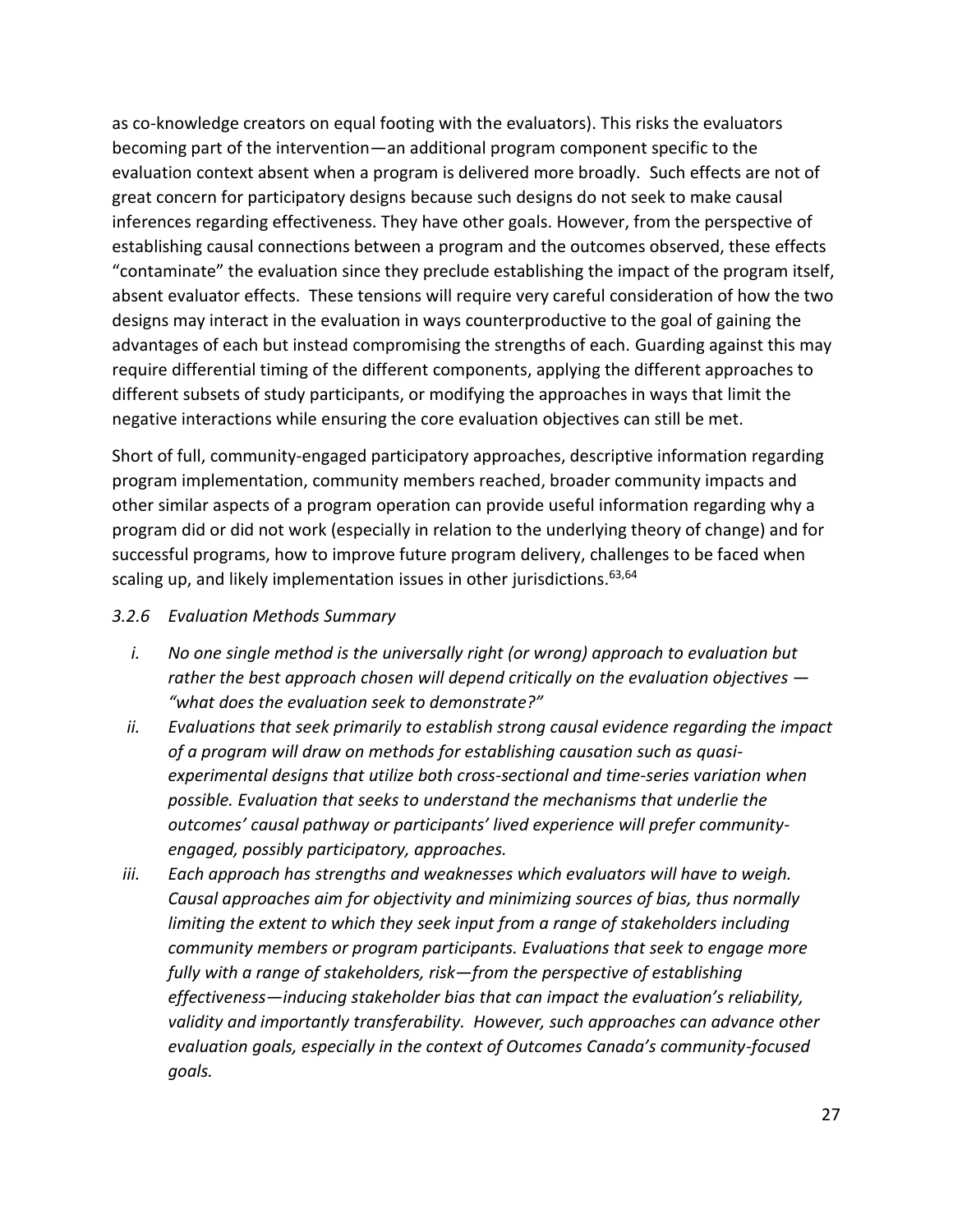as co-knowledge creators on equal footing with the evaluators). This risks the evaluators becoming part of the intervention—an additional program component specific to the evaluation context absent when a program is delivered more broadly. Such effects are not of great concern for participatory designs because such designs do not seek to make causal inferences regarding effectiveness. They have other goals. However, from the perspective of establishing causal connections between a program and the outcomes observed, these effects "contaminate" the evaluation since they preclude establishing the impact of the program itself, absent evaluator effects. These tensions will require very careful consideration of how the two designs may interact in the evaluation in ways counterproductive to the goal of gaining the advantages of each but instead compromising the strengths of each. Guarding against this may require differential timing of the different components, applying the different approaches to different subsets of study participants, or modifying the approaches in ways that limit the negative interactions while ensuring the core evaluation objectives can still be met.

Short of full, community-engaged participatory approaches, descriptive information regarding program implementation, community members reached, broader community impacts and other similar aspects of a program operation can provide useful information regarding why a program did or did not work (especially in relation to the underlying theory of change) and for successful programs, how to improve future program delivery, challenges to be faced when scaling up, and likely implementation issues in other jurisdictions.[63,64]

### *3.2.6 Evaluation Methods Summary*

i. *No one single method is the universally right (or wrong) approach to evaluation but rather the best approach chosen will depend critically on the evaluation objectives — "what does the evaluation seek to demonstrate?"*

ii. *Evaluations that seek primarily to establish strong causal evidence regarding the impact of a program will draw on methods for establishing causation such as quasi-experimental designs that utilize both cross-sectional and time-series variation when possible. Evaluation that seeks to understand the mechanisms that underlie the outcomes' causal pathway or participants' lived experience will prefer community-engaged, possibly participatory, approaches.*

iii. *Each approach has strengths and weaknesses which evaluators will have to weigh. Causal approaches aim for objectivity and minimizing sources of bias, thus normally limiting the extent to which they seek input from a range of stakeholders including community members or program participants. Evaluations that seek to engage more fully with a range of stakeholders, risk—from the perspective of establishing effectiveness—inducing stakeholder bias that can impact the evaluation's reliability, validity and importantly transferability. However, such approaches can advance other evaluation goals, especially in the context of Outcomes Canada's community-focused goals.*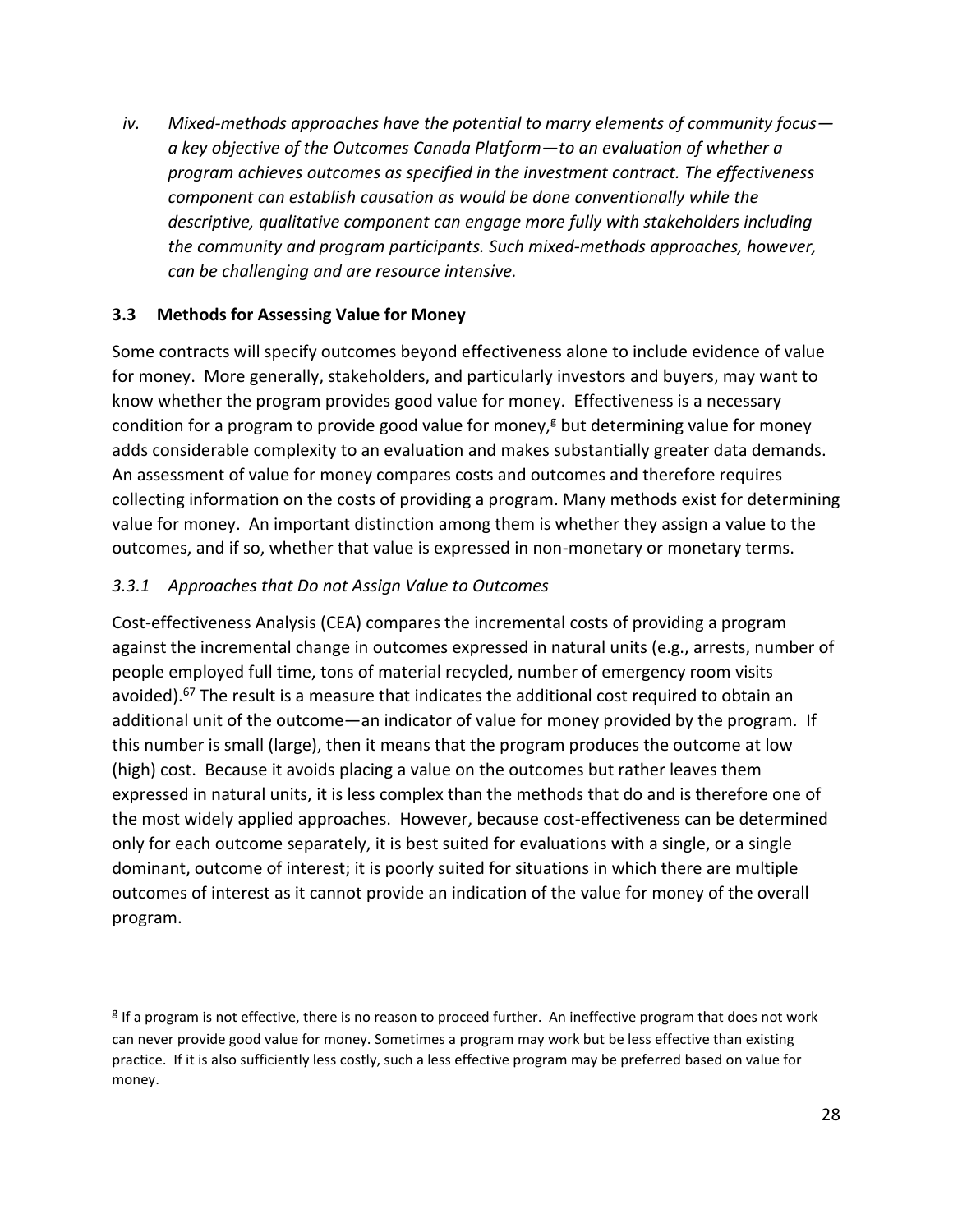*iv. Mixed-methods approaches have the potential to marry elements of community focus—a key objective of the Outcomes Canada Platform—to an evaluation of whether a program achieves outcomes as specified in the investment contract. The effectiveness component can establish causation as would be done conventionally while the descriptive, qualitative component can engage more fully with stakeholders including the community and program participants. Such mixed-methods approaches, however, can be challenging and are resource intensive.*

### 3.3 Methods for Assessing Value for Money

Some contracts will specify outcomes beyond effectiveness alone to include evidence of value for money. More generally, stakeholders, and particularly investors and buyers, may want to know whether the program provides good value for money. Effectiveness is a necessary condition for a program to provide good value for money,[g] but determining value for money adds considerable complexity to an evaluation and makes substantially greater data demands. An assessment of value for money compares costs and outcomes and therefore requires collecting information on the costs of providing a program. Many methods exist for determining value for money. An important distinction among them is whether they assign a value to the outcomes, and if so, whether that value is expressed in non-monetary or monetary terms.

#### *3.3.1 Approaches that Do not Assign Value to Outcomes*

Cost-effectiveness Analysis (CEA) compares the incremental costs of providing a program against the incremental change in outcomes expressed in natural units (e.g., arrests, number of people employed full time, tons of material recycled, number of emergency room visits avoided).[67] The result is a measure that indicates the additional cost required to obtain an additional unit of the outcome—an indicator of value for money provided by the program. If this number is small (large), then it means that the program produces the outcome at low (high) cost. Because it avoids placing a value on the outcomes but rather leaves them expressed in natural units, it is less complex than the methods that do and is therefore one of the most widely applied approaches. However, because cost-effectiveness can be determined only for each outcome separately, it is best suited for evaluations with a single, or a single dominant, outcome of interest; it is poorly suited for situations in which there are multiple outcomes of interest as it cannot provide an indication of the value for money of the overall program.

---

[g] If a program is not effective, there is no reason to proceed further. An ineffective program that does not work can never provide good value for money. Sometimes a program may work but be less effective than existing practice. If it is also sufficiently less costly, such a less effective program may be preferred based on value for money.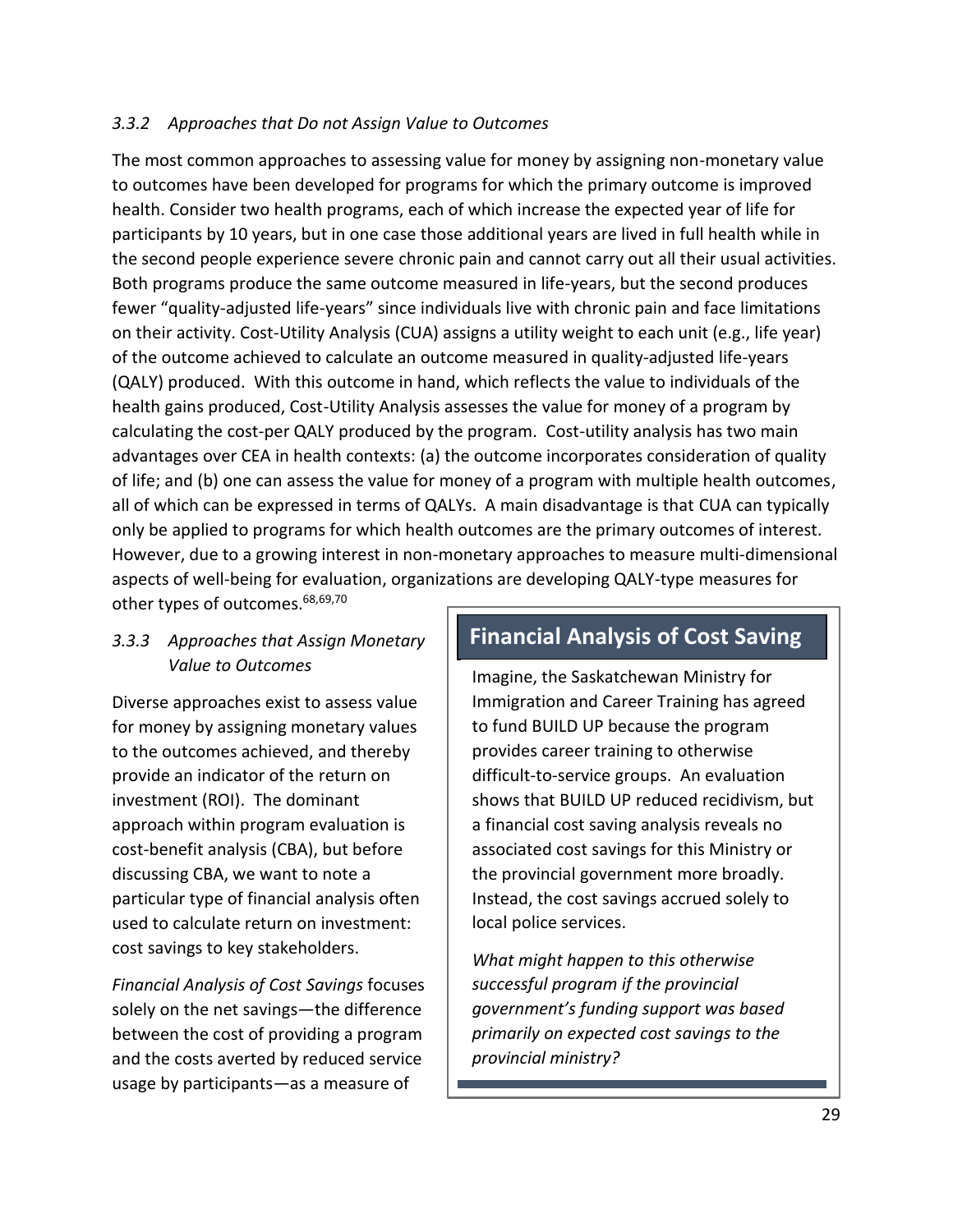### *3.3.2 Approaches that Do not Assign Value to Outcomes*

The most common approaches to assessing value for money by assigning non-monetary value to outcomes have been developed for programs for which the primary outcome is improved health. Consider two health programs, each of which increase the expected year of life for participants by 10 years, but in one case those additional years are lived in full health while in the second people experience severe chronic pain and cannot carry out all their usual activities. Both programs produce the same outcome measured in life-years, but the second produces fewer "quality-adjusted life-years" since individuals live with chronic pain and face limitations on their activity. Cost-Utility Analysis (CUA) assigns a utility weight to each unit (e.g., life year) of the outcome achieved to calculate an outcome measured in quality-adjusted life-years (QALY) produced. With this outcome in hand, which reflects the value to individuals of the health gains produced, Cost-Utility Analysis assesses the value for money of a program by calculating the cost-per QALY produced by the program. Cost-utility analysis has two main advantages over CEA in health contexts: (a) the outcome incorporates consideration of quality of life; and (b) one can assess the value for money of a program with multiple health outcomes, all of which can be expressed in terms of QALYs. A main disadvantage is that CUA can typically only be applied to programs for which health outcomes are the primary outcomes of interest. However, due to a growing interest in non-monetary approaches to measure multi-dimensional aspects of well-being for evaluation, organizations are developing QALY-type measures for other types of outcomes.[68,69,70]

### *3.3.3 Approaches that Assign Monetary Value to Outcomes*

Diverse approaches exist to assess value for money by assigning monetary values to the outcomes achieved, and thereby provide an indicator of the return on investment (ROI). The dominant approach within program evaluation is cost-benefit analysis (CBA), but before discussing CBA, we want to note a particular type of financial analysis often used to calculate return on investment: cost savings to key stakeholders.

*Financial Analysis of Cost Savings* focuses solely on the net savings—the difference between the cost of providing a program and the costs averted by reduced service usage by participants—as a measure of

> **Financial Analysis of Cost Saving**
>
> Imagine, the Saskatchewan Ministry for Immigration and Career Training has agreed to fund BUILD UP because the program provides career training to otherwise difficult-to-service groups. An evaluation shows that BUILD UP reduced recidivism, but a financial cost saving analysis reveals no associated cost savings for this Ministry or the provincial government more broadly. Instead, the cost savings accrued solely to local police services.
>
> *What might happen to this otherwise successful program if the provincial government's funding support was based primarily on expected cost savings to the provincial ministry?*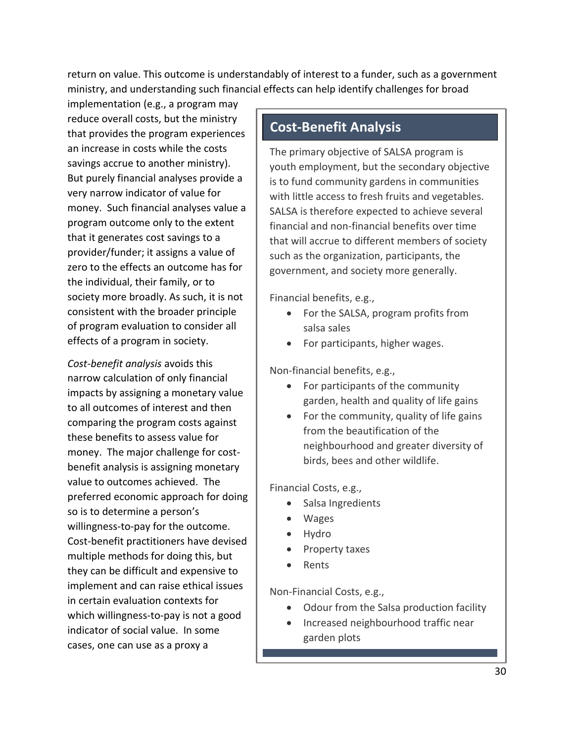return on value. This outcome is understandably of interest to a funder, such as a government ministry, and understanding such financial effects can help identify challenges for broad implementation (e.g., a program may reduce overall costs, but the ministry that provides the program experiences an increase in costs while the costs savings accrue to another ministry). But purely financial analyses provide a very narrow indicator of value for money. Such financial analyses value a program outcome only to the extent that it generates cost savings to a provider/funder; it assigns a value of zero to the effects an outcome has for the individual, their family, or to society more broadly. As such, it is not consistent with the broader principle of program evaluation to consider all effects of a program in society.

*Cost-benefit analysis* avoids this narrow calculation of only financial impacts by assigning a monetary value to all outcomes of interest and then comparing the program costs against these benefits to assess value for money. The major challenge for cost-benefit analysis is assigning monetary value to outcomes achieved. The preferred economic approach for doing so is to determine a person's willingness-to-pay for the outcome. Cost-benefit practitioners have devised multiple methods for doing this, but they can be difficult and expensive to implement and can raise ethical issues in certain evaluation contexts for which willingness-to-pay is not a good indicator of social value. In some cases, one can use as a proxy a

## Cost-Benefit Analysis

The primary objective of SALSA program is youth employment, but the secondary objective is to fund community gardens in communities with little access to fresh fruits and vegetables. SALSA is therefore expected to achieve several financial and non-financial benefits over time that will accrue to different members of society such as the organization, participants, the government, and society more generally.

Financial benefits, e.g.,

- For the SALSA, program profits from salsa sales
- For participants, higher wages.

Non-financial benefits, e.g.,

- For participants of the community garden, health and quality of life gains
- For the community, quality of life gains from the beautification of the neighbourhood and greater diversity of birds, bees and other wildlife.

Financial Costs, e.g.,

- Salsa Ingredients
- Wages
- Hydro
- Property taxes
- Rents

Non-Financial Costs, e.g.,

- Odour from the Salsa production facility
- Increased neighbourhood traffic near garden plots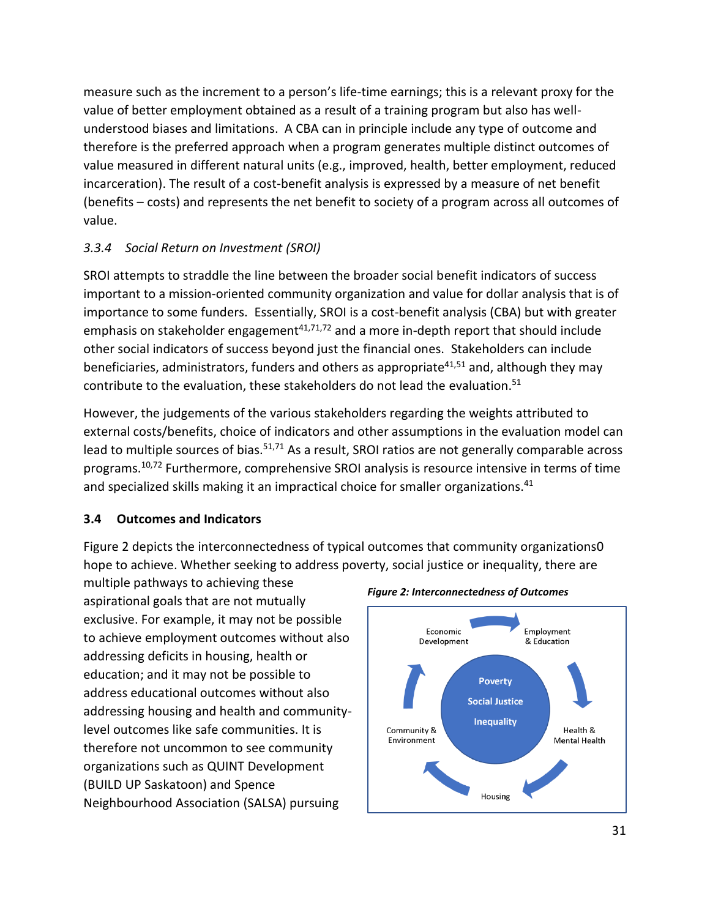measure such as the increment to a person's life-time earnings; this is a relevant proxy for the value of better employment obtained as a result of a training program but also has well-understood biases and limitations. A CBA can in principle include any type of outcome and therefore is the preferred approach when a program generates multiple distinct outcomes of value measured in different natural units (e.g., improved, health, better employment, reduced incarceration). The result of a cost-benefit analysis is expressed by a measure of net benefit (benefits – costs) and represents the net benefit to society of a program across all outcomes of value.

### *3.3.4 Social Return on Investment (SROI)*

SROI attempts to straddle the line between the broader social benefit indicators of success important to a mission-oriented community organization and value for dollar analysis that is of importance to some funders. Essentially, SROI is a cost-benefit analysis (CBA) but with greater emphasis on stakeholder engagement[41,71,72] and a more in-depth report that should include other social indicators of success beyond just the financial ones. Stakeholders can include beneficiaries, administrators, funders and others as appropriate[41,51] and, although they may contribute to the evaluation, these stakeholders do not lead the evaluation.[51]

However, the judgements of the various stakeholders regarding the weights attributed to external costs/benefits, choice of indicators and other assumptions in the evaluation model can lead to multiple sources of bias.[51,71] As a result, SROI ratios are not generally comparable across programs.[10,72] Furthermore, comprehensive SROI analysis is resource intensive in terms of time and specialized skills making it an impractical choice for smaller organizations.[41]

## 3.4 Outcomes and Indicators

Figure 2 depicts the interconnectedness of typical outcomes that community organizations0 hope to achieve. Whether seeking to address poverty, social justice or inequality, there are multiple pathways to achieving these aspirational goals that are not mutually exclusive. For example, it may not be possible to achieve employment outcomes without also addressing deficits in housing, health or education; and it may not be possible to address educational outcomes without also addressing housing and health and community-level outcomes like safe communities. It is therefore not uncommon to see community organizations such as QUINT Development (BUILD UP Saskatoon) and Spence Neighbourhood Association (SALSA) pursuing

***Figure 2: Interconnectedness of Outcomes***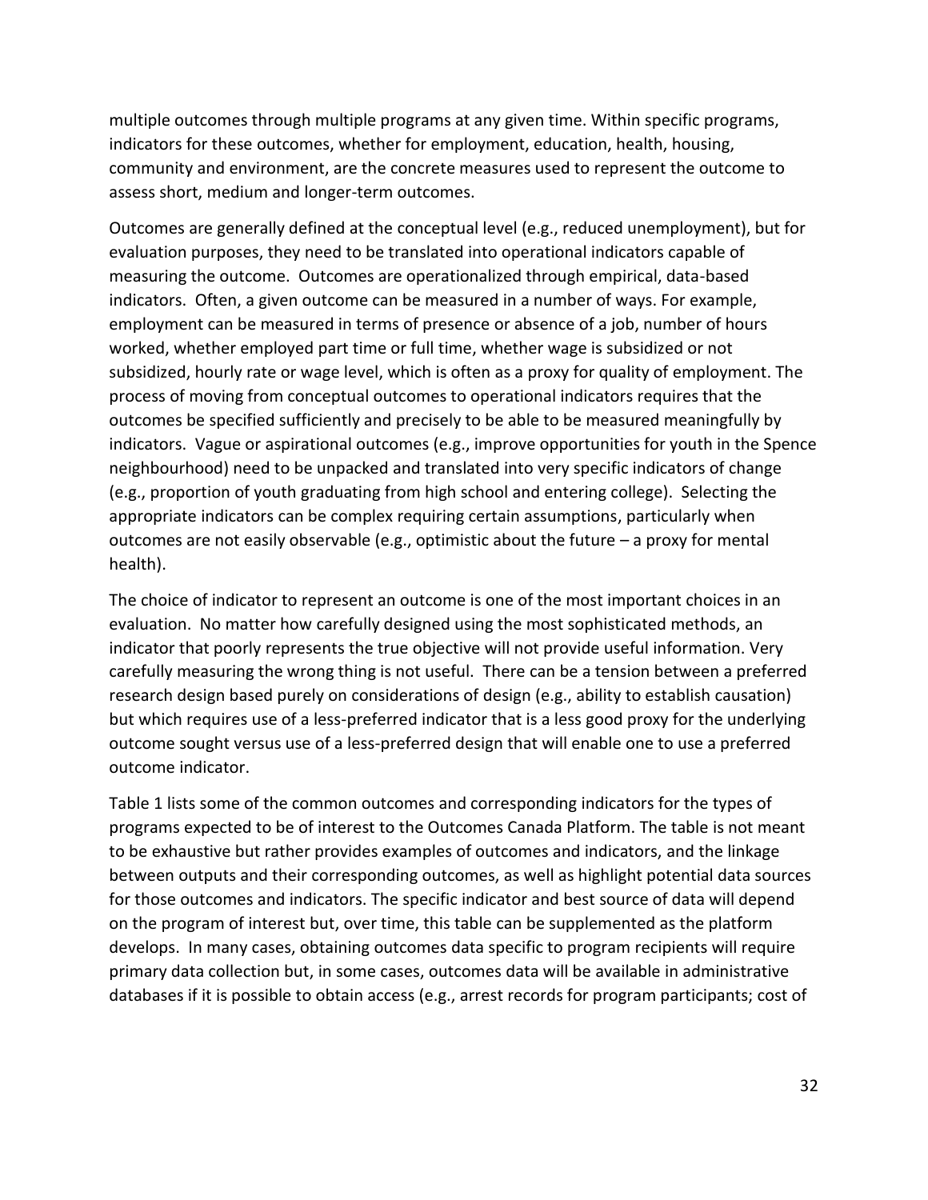multiple outcomes through multiple programs at any given time. Within specific programs, indicators for these outcomes, whether for employment, education, health, housing, community and environment, are the concrete measures used to represent the outcome to assess short, medium and longer-term outcomes.

Outcomes are generally defined at the conceptual level (e.g., reduced unemployment), but for evaluation purposes, they need to be translated into operational indicators capable of measuring the outcome. Outcomes are operationalized through empirical, data-based indicators. Often, a given outcome can be measured in a number of ways. For example, employment can be measured in terms of presence or absence of a job, number of hours worked, whether employed part time or full time, whether wage is subsidized or not subsidized, hourly rate or wage level, which is often as a proxy for quality of employment. The process of moving from conceptual outcomes to operational indicators requires that the outcomes be specified sufficiently and precisely to be able to be measured meaningfully by indicators. Vague or aspirational outcomes (e.g., improve opportunities for youth in the Spence neighbourhood) need to be unpacked and translated into very specific indicators of change (e.g., proportion of youth graduating from high school and entering college). Selecting the appropriate indicators can be complex requiring certain assumptions, particularly when outcomes are not easily observable (e.g., optimistic about the future – a proxy for mental health).

The choice of indicator to represent an outcome is one of the most important choices in an evaluation. No matter how carefully designed using the most sophisticated methods, an indicator that poorly represents the true objective will not provide useful information. Very carefully measuring the wrong thing is not useful. There can be a tension between a preferred research design based purely on considerations of design (e.g., ability to establish causation) but which requires use of a less-preferred indicator that is a less good proxy for the underlying outcome sought versus use of a less-preferred design that will enable one to use a preferred outcome indicator.

Table 1 lists some of the common outcomes and corresponding indicators for the types of programs expected to be of interest to the Outcomes Canada Platform. The table is not meant to be exhaustive but rather provides examples of outcomes and indicators, and the linkage between outputs and their corresponding outcomes, as well as highlight potential data sources for those outcomes and indicators. The specific indicator and best source of data will depend on the program of interest but, over time, this table can be supplemented as the platform develops. In many cases, obtaining outcomes data specific to program recipients will require primary data collection but, in some cases, outcomes data will be available in administrative databases if it is possible to obtain access (e.g., arrest records for program participants; cost of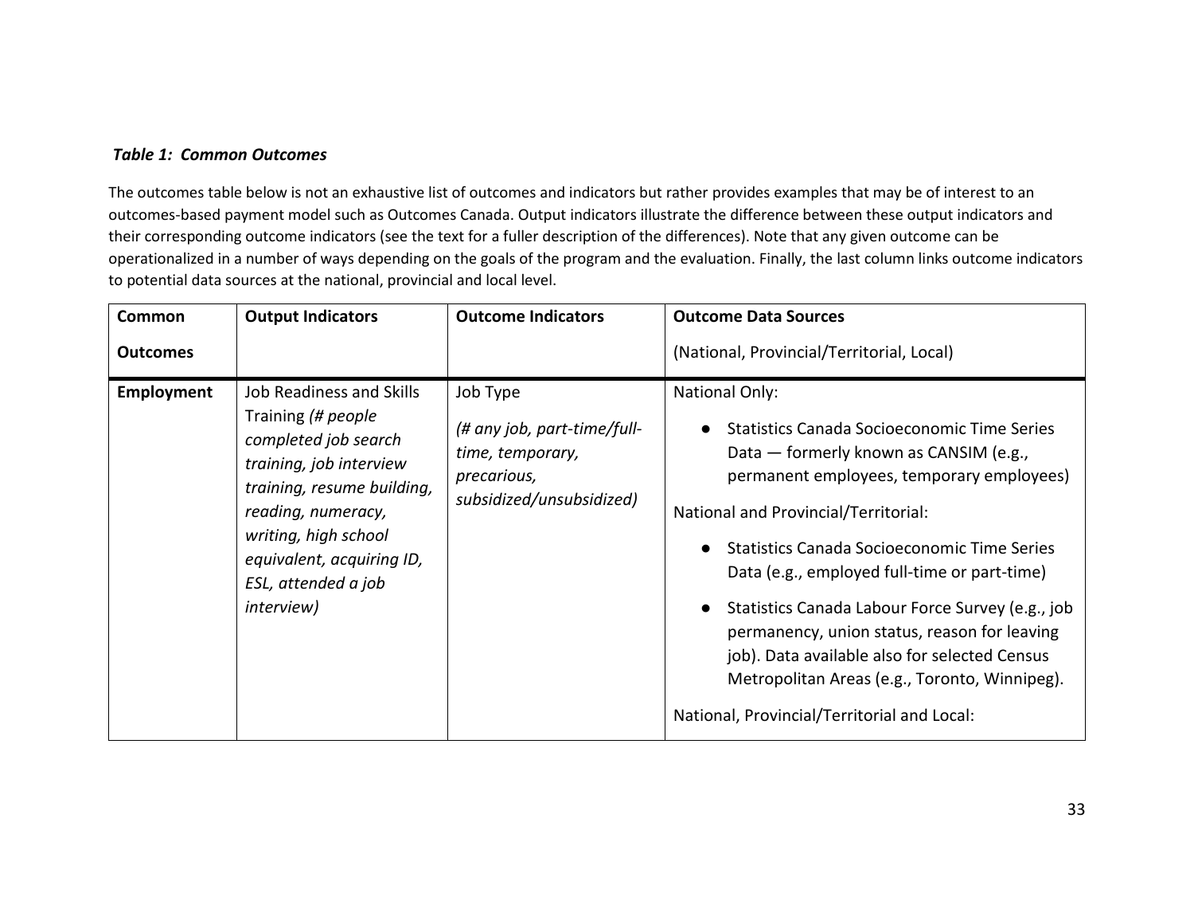***Table 1: Common Outcomes***

The outcomes table below is not an exhaustive list of outcomes and indicators but rather provides examples that may be of interest to an outcomes-based payment model such as Outcomes Canada. Output indicators illustrate the difference between these output indicators and their corresponding outcome indicators (see the text for a fuller description of the differences). Note that any given outcome can be operationalized in a number of ways depending on the goals of the program and the evaluation. Finally, the last column links outcome indicators to potential data sources at the national, provincial and local level.

| **Common Outcomes** | **Output Indicators** | **Outcome Indicators** | **Outcome Data Sources** (National, Provincial/Territorial, Local) |
|---|---|---|---|
| **Employment** | Job Readiness and Skills Training *(# people completed job search training, job interview training, resume building, reading, numeracy, writing, high school equivalent, acquiring ID, ESL, attended a job interview)* | Job Type *(# any job, part-time/full-time, temporary, precarious, subsidized/unsubsidized)* | National Only: <br>● Statistics Canada Socioeconomic Time Series Data — formerly known as CANSIM (e.g., permanent employees, temporary employees) <br>National and Provincial/Territorial: <br>● Statistics Canada Socioeconomic Time Series Data (e.g., employed full-time or part-time) <br>● Statistics Canada Labour Force Survey (e.g., job permanency, union status, reason for leaving job). Data available also for selected Census Metropolitan Areas (e.g., Toronto, Winnipeg). <br>National, Provincial/Territorial and Local: |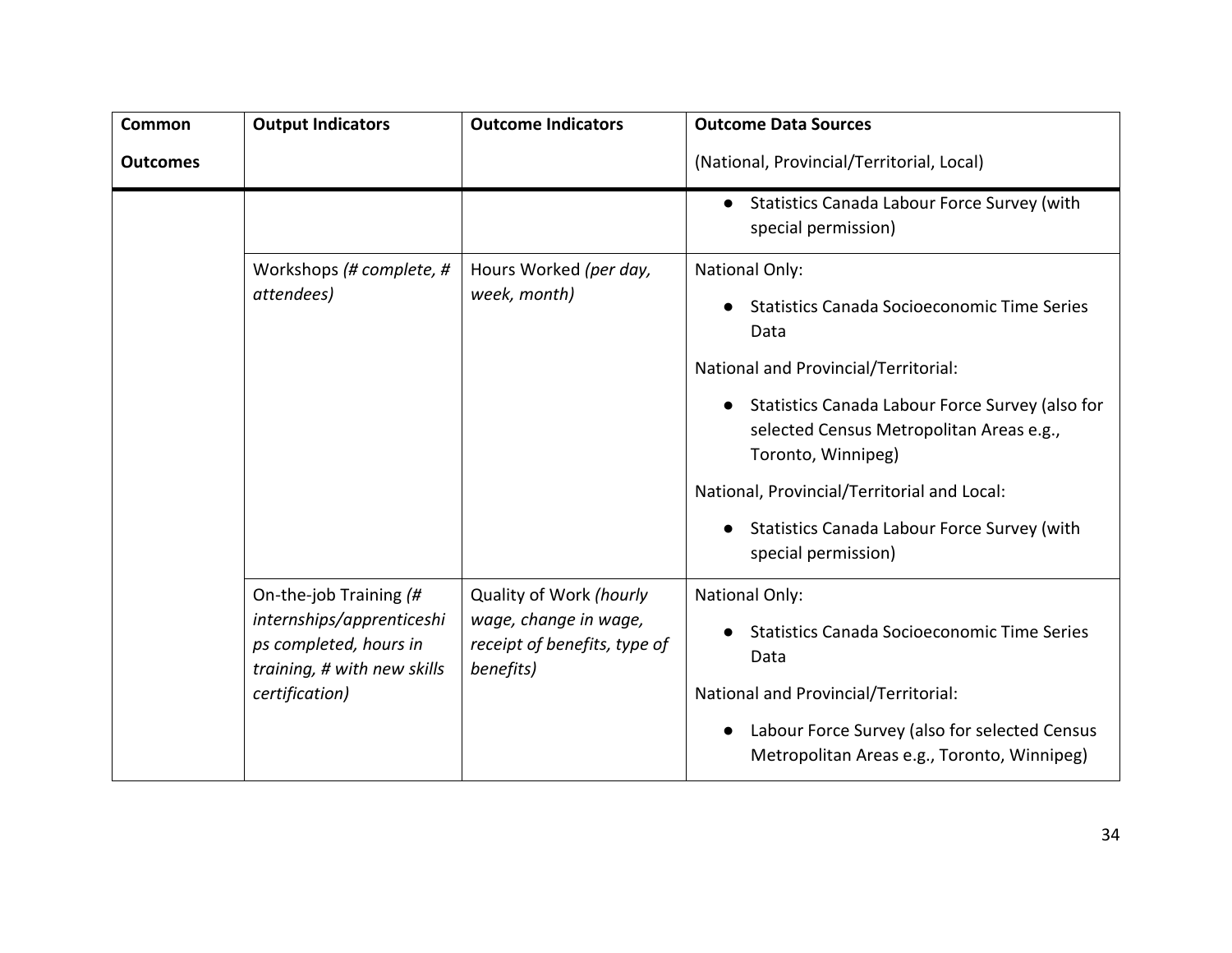| Common Outcomes | Output Indicators | Outcome Indicators | Outcome Data Sources (National, Provincial/Territorial, Local) |
|---|---|---|---|
| | | | <ul><li>Statistics Canada Labour Force Survey (with special permission)</li></ul> |
| | Workshops *(# complete, # attendees)* | Hours Worked *(per day, week, month)* | National Only:<ul><li>Statistics Canada Socioeconomic Time Series Data</li></ul>National and Provincial/Territorial:<ul><li>Statistics Canada Labour Force Survey (also for selected Census Metropolitan Areas e.g., Toronto, Winnipeg)</li></ul>National, Provincial/Territorial and Local:<ul><li>Statistics Canada Labour Force Survey (with special permission)</li></ul> |
| | On-the-job Training *(# internships/apprenticeships completed, hours in training, # with new skills certification)* | Quality of Work *(hourly wage, change in wage, receipt of benefits, type of benefits)* | National Only:<ul><li>Statistics Canada Socioeconomic Time Series Data</li></ul>National and Provincial/Territorial:<ul><li>Labour Force Survey (also for selected Census Metropolitan Areas e.g., Toronto, Winnipeg)</li></ul> |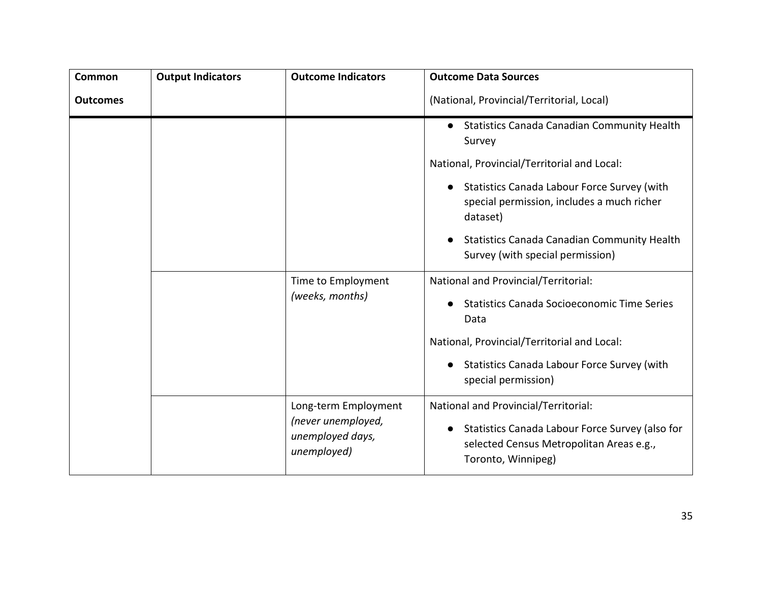| Common Outcomes | Output Indicators | Outcome Indicators | Outcome Data Sources (National, Provincial/Territorial, Local) |
|---|---|---|---|
| | | | • Statistics Canada Canadian Community Health Survey<br><br>National, Provincial/Territorial and Local:<br><br>• Statistics Canada Labour Force Survey (with special permission, includes a much richer dataset)<br><br>• Statistics Canada Canadian Community Health Survey (with special permission) |
| | | Time to Employment *(weeks, months)* | National and Provincial/Territorial:<br><br>• Statistics Canada Socioeconomic Time Series Data<br><br>National, Provincial/Territorial and Local:<br><br>• Statistics Canada Labour Force Survey (with special permission) |
| | | Long-term Employment *(never unemployed, unemployed days, unemployed)* | National and Provincial/Territorial:<br><br>• Statistics Canada Labour Force Survey (also for selected Census Metropolitan Areas e.g., Toronto, Winnipeg) |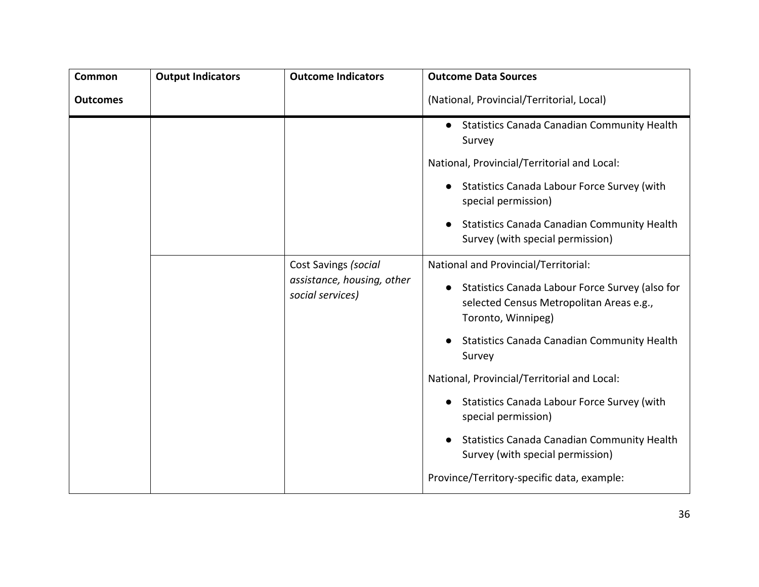| Common Outcomes | Output Indicators | Outcome Indicators | Outcome Data Sources (National, Provincial/Territorial, Local) |
|---|---|---|---|
| | | | ● Statistics Canada Canadian Community Health Survey<br><br>National, Provincial/Territorial and Local:<br><br>● Statistics Canada Labour Force Survey (with special permission)<br><br>● Statistics Canada Canadian Community Health Survey (with special permission) |
| | | Cost Savings *(social assistance, housing, other social services)* | National and Provincial/Territorial:<br><br>● Statistics Canada Labour Force Survey (also for selected Census Metropolitan Areas e.g., Toronto, Winnipeg)<br><br>● Statistics Canada Canadian Community Health Survey<br><br>National, Provincial/Territorial and Local:<br><br>● Statistics Canada Labour Force Survey (with special permission)<br><br>● Statistics Canada Canadian Community Health Survey (with special permission)<br><br>Province/Territory-specific data, example: |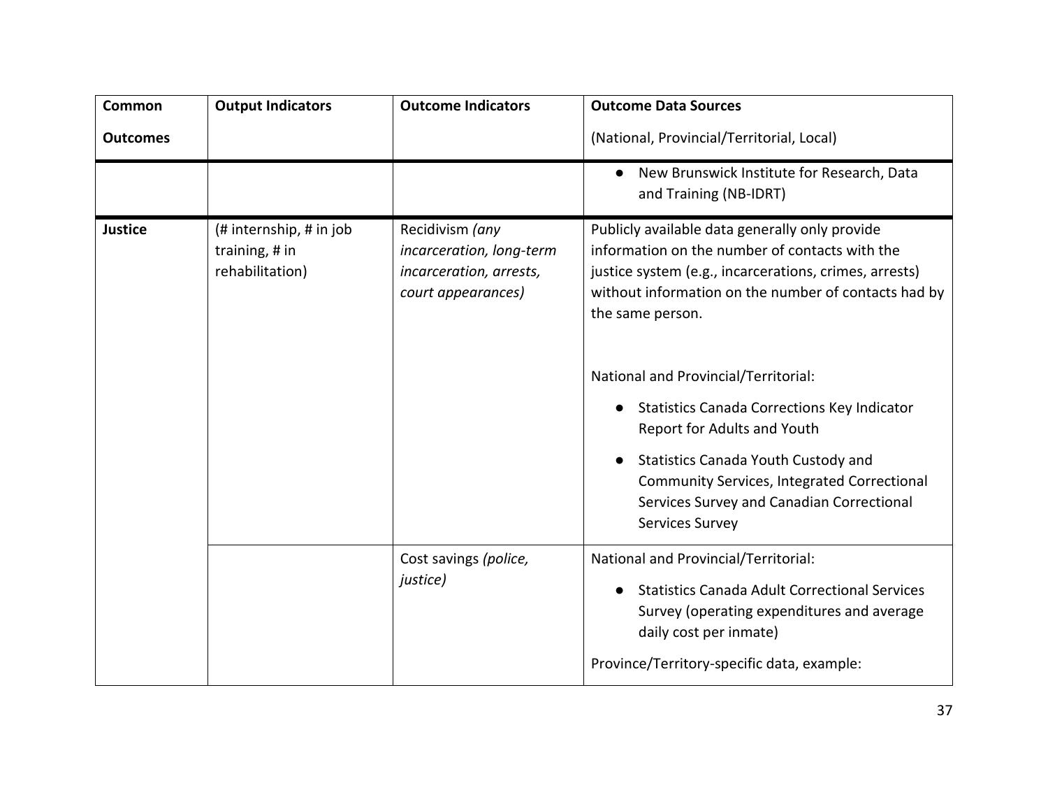| Common Outcomes | Output Indicators | Outcome Indicators | Outcome Data Sources (National, Provincial/Territorial, Local) |
|---|---|---|---|
| | | | • New Brunswick Institute for Research, Data and Training (NB-IDRT) |
| **Justice** | (# internship, # in job training, # in rehabilitation) | Recidivism *(any incarceration, long-term incarceration, arrests, court appearances)* | Publicly available data generally only provide information on the number of contacts with the justice system (e.g., incarcerations, crimes, arrests) without information on the number of contacts had by the same person.<br><br>National and Provincial/Territorial:<br>• Statistics Canada Corrections Key Indicator Report for Adults and Youth<br>• Statistics Canada Youth Custody and Community Services, Integrated Correctional Services Survey and Canadian Correctional Services Survey |
| | | Cost savings *(police, justice)* | National and Provincial/Territorial:<br>• Statistics Canada Adult Correctional Services Survey (operating expenditures and average daily cost per inmate)<br><br>Province/Territory-specific data, example: |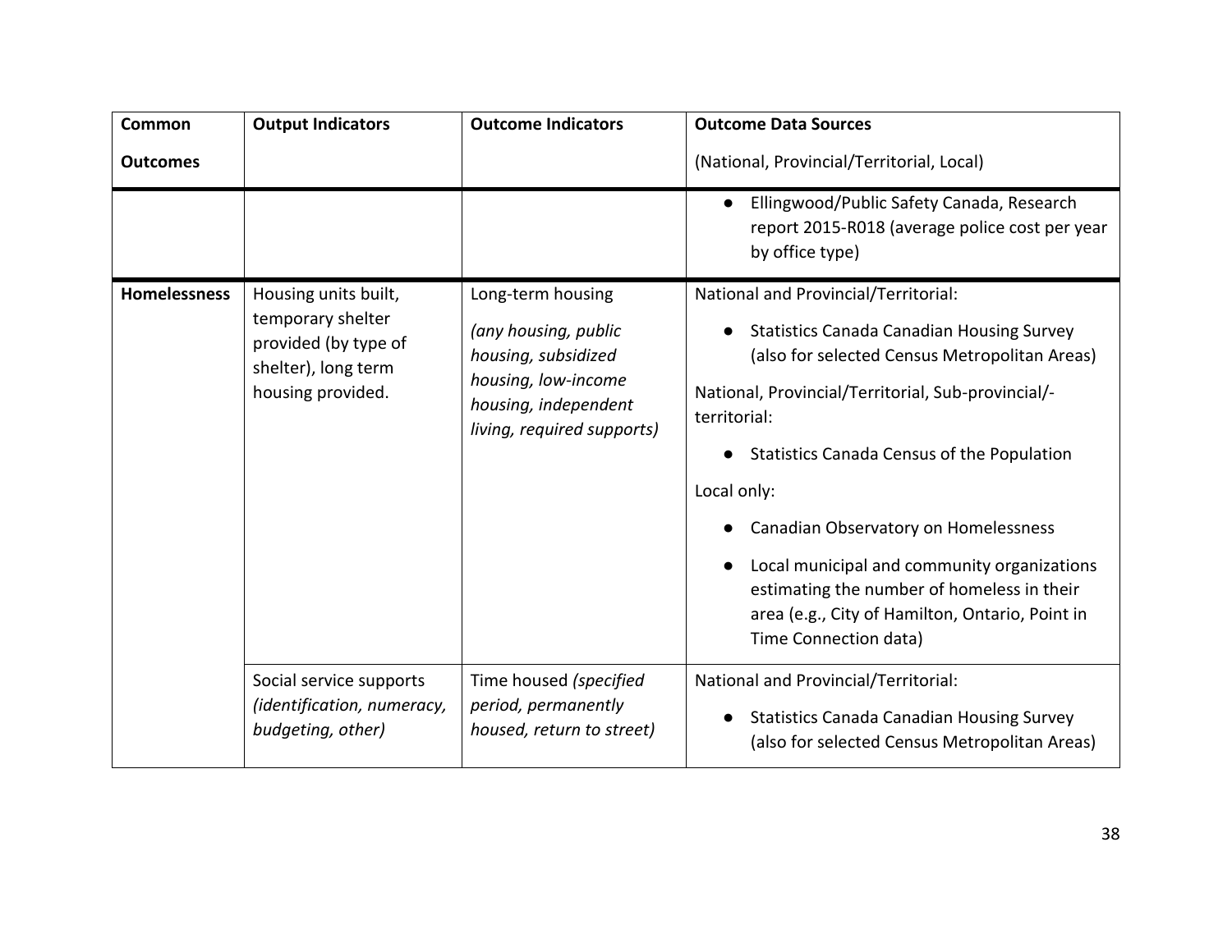| Common Outcomes | Output Indicators | Outcome Indicators | Outcome Data Sources (National, Provincial/Territorial, Local) |
|---|---|---|---|
| | | | • Ellingwood/Public Safety Canada, Research report 2015-R018 (average police cost per year by office type) |
| **Homelessness** | Housing units built, temporary shelter provided (by type of shelter), long term housing provided. | Long-term housing *(any housing, public housing, subsidized housing, low-income housing, independent living, required supports)* | National and Provincial/Territorial: <br>• Statistics Canada Canadian Housing Survey (also for selected Census Metropolitan Areas) <br>National, Provincial/Territorial, Sub-provincial/-territorial: <br>• Statistics Canada Census of the Population <br>Local only: <br>• Canadian Observatory on Homelessness <br>• Local municipal and community organizations estimating the number of homeless in their area (e.g., City of Hamilton, Ontario, Point in Time Connection data) |
| | Social service supports *(identification, numeracy, budgeting, other)* | Time housed *(specified period, permanently housed, return to street)* | National and Provincial/Territorial: <br>• Statistics Canada Canadian Housing Survey (also for selected Census Metropolitan Areas) |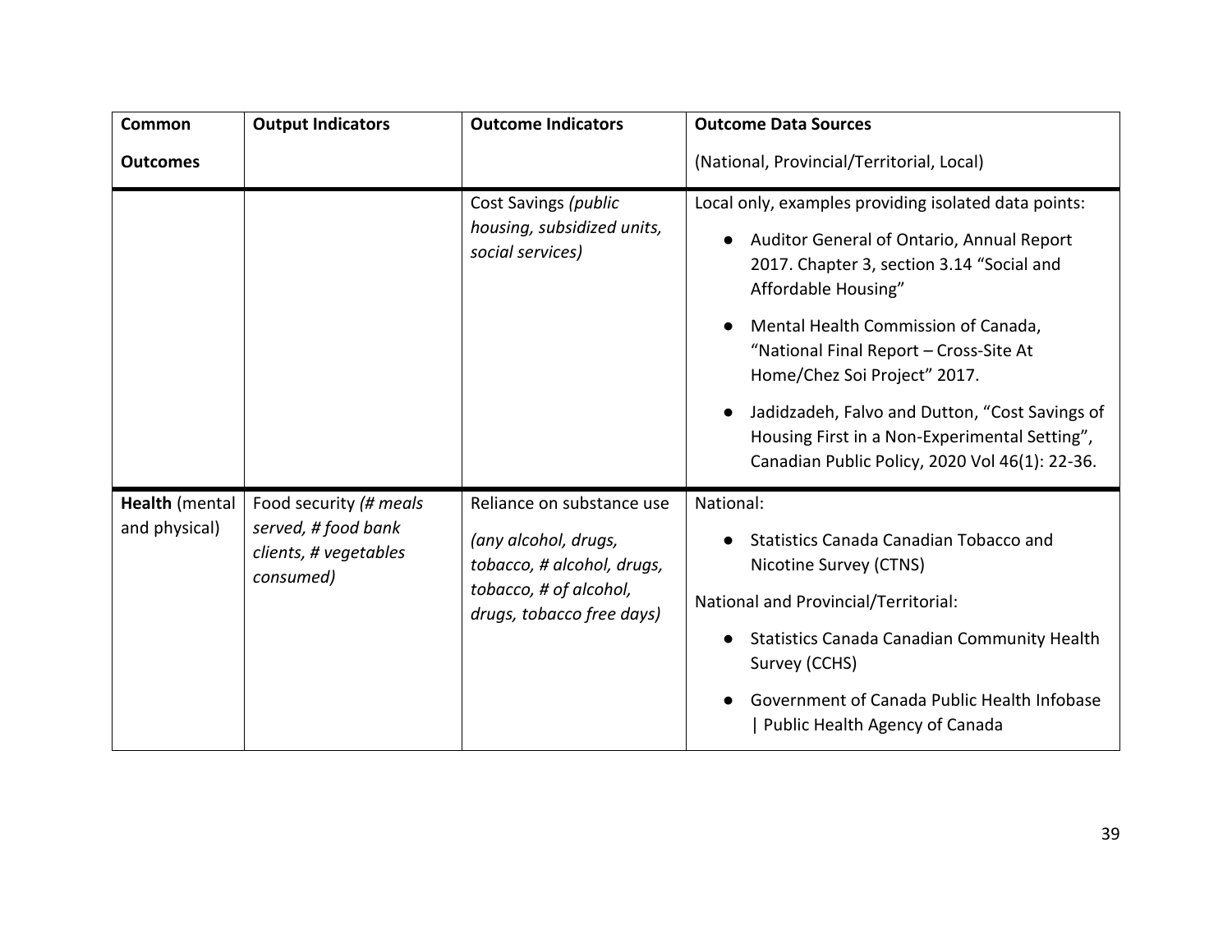| Common Outcomes | Output Indicators | Outcome Indicators | Outcome Data Sources (National, Provincial/Territorial, Local) |
|---|---|---|---|
| | | Cost Savings *(public housing, subsidized units, social services)* | Local only, examples providing isolated data points:<br>● Auditor General of Ontario, Annual Report 2017. Chapter 3, section 3.14 "Social and Affordable Housing"<br>● Mental Health Commission of Canada, "National Final Report – Cross-Site At Home/Chez Soi Project" 2017.<br>● Jadidzadeh, Falvo and Dutton, "Cost Savings of Housing First in a Non-Experimental Setting", Canadian Public Policy, 2020 Vol 46(1): 22-36. |
| **Health** (mental and physical) | Food security *(# meals served, # food bank clients, # vegetables consumed)* | Reliance on substance use *(any alcohol, drugs, tobacco, # alcohol, drugs, tobacco, # of alcohol, drugs, tobacco free days)* | National:<br>● Statistics Canada Canadian Tobacco and Nicotine Survey (CTNS)<br>National and Provincial/Territorial:<br>● Statistics Canada Canadian Community Health Survey (CCHS)<br>● Government of Canada Public Health Infobase \| Public Health Agency of Canada |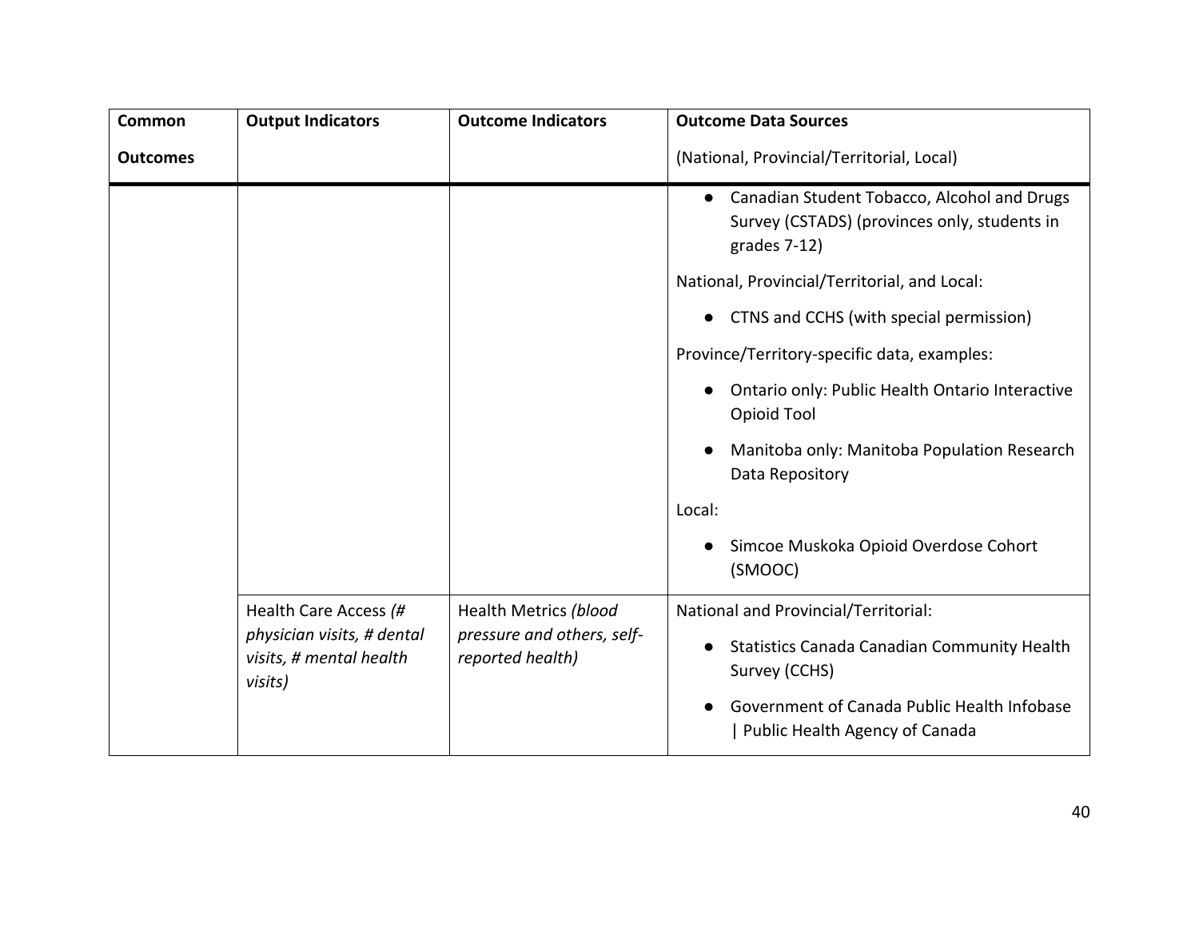| Common Outcomes | Output Indicators | Outcome Indicators | Outcome Data Sources (National, Provincial/Territorial, Local) |
| --- | --- | --- | --- |
| | | | <ul><li>Canadian Student Tobacco, Alcohol and Drugs Survey (CSTADS) (provinces only, students in grades 7-12)</li></ul>National, Provincial/Territorial, and Local:<ul><li>CTNS and CCHS (with special permission)</li></ul>Province/Territory-specific data, examples:<ul><li>Ontario only: Public Health Ontario Interactive Opioid Tool</li><li>Manitoba only: Manitoba Population Research Data Repository</li></ul>Local:<ul><li>Simcoe Muskoka Opioid Overdose Cohort (SMOOC)</li></ul> |
| | Health Care Access *(# physician visits, # dental visits, # mental health visits)* | Health Metrics *(blood pressure and others, self-reported health)* | National and Provincial/Territorial:<ul><li>Statistics Canada Canadian Community Health Survey (CCHS)</li><li>Government of Canada Public Health Infobase &#124; Public Health Agency of Canada</li></ul> |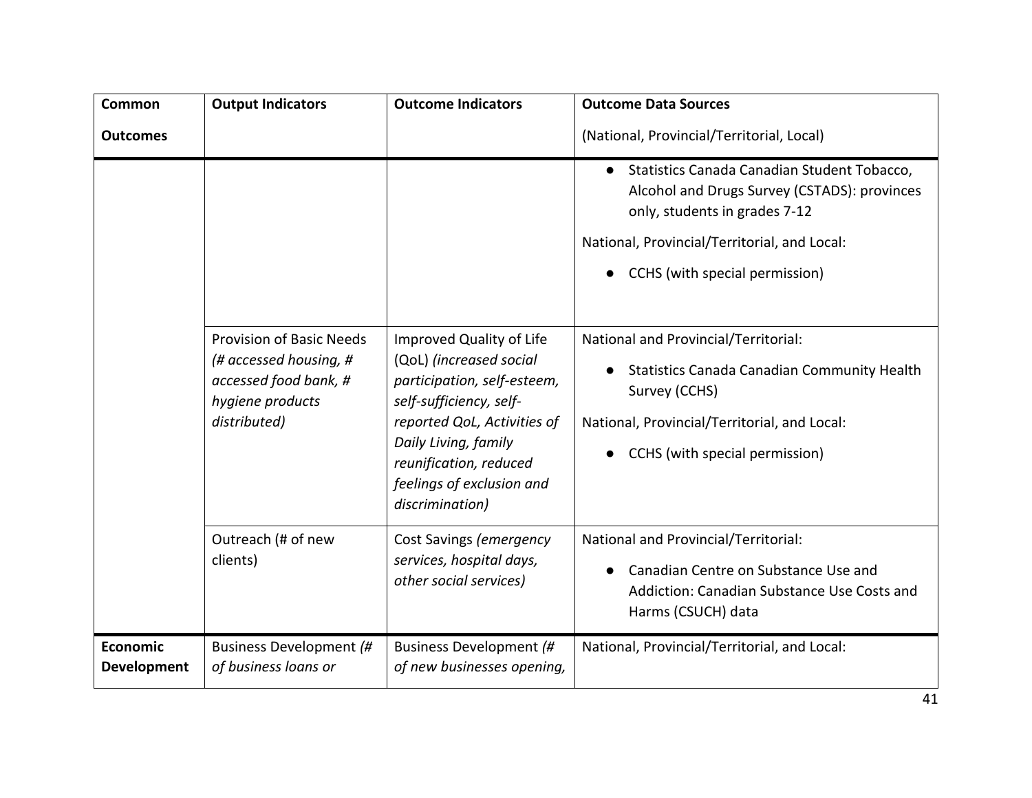| Common Outcomes | Output Indicators | Outcome Indicators | Outcome Data Sources (National, Provincial/Territorial, Local) |
|---|---|---|---|
| | | | • Statistics Canada Canadian Student Tobacco, Alcohol and Drugs Survey (CSTADS): provinces only, students in grades 7-12<br>National, Provincial/Territorial, and Local:<br>• CCHS (with special permission) |
| | Provision of Basic Needs *(# accessed housing, # accessed food bank, # hygiene products distributed)* | Improved Quality of Life (QoL) *(increased social participation, self-esteem, self-sufficiency, self-reported QoL, Activities of Daily Living, family reunification, reduced feelings of exclusion and discrimination)* | National and Provincial/Territorial:<br>• Statistics Canada Canadian Community Health Survey (CCHS)<br>National, Provincial/Territorial, and Local:<br>• CCHS (with special permission) |
| | Outreach (# of new clients) | Cost Savings *(emergency services, hospital days, other social services)* | National and Provincial/Territorial:<br>• Canadian Centre on Substance Use and Addiction: Canadian Substance Use Costs and Harms (CSUCH) data |
| **Economic Development** | Business Development *(# of business loans or* | Business Development *(# of new businesses opening,* | National, Provincial/Territorial, and Local: |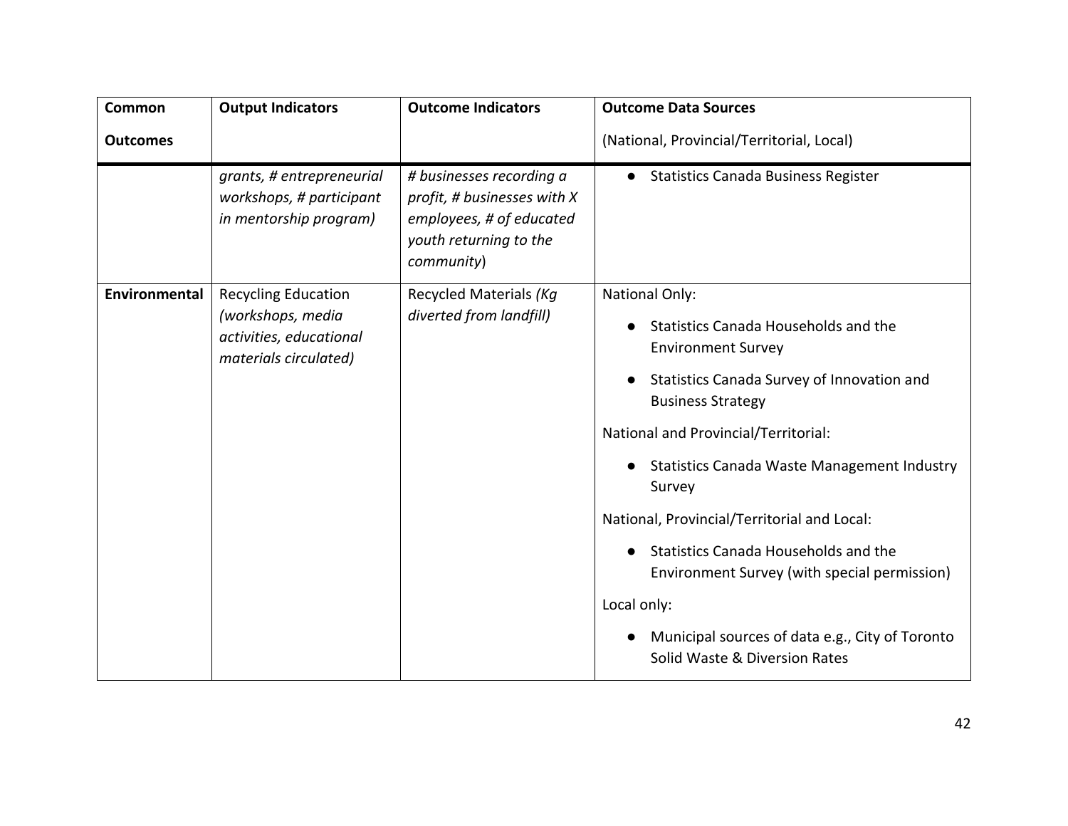| Common Outcomes | Output Indicators | Outcome Indicators | Outcome Data Sources (National, Provincial/Territorial, Local) |
|---|---|---|---|
| | *grants, # entrepreneurial workshops, # participant in mentorship program)* | *# businesses recording a profit, # businesses with X employees, # of educated youth returning to the community*) | ● Statistics Canada Business Register |
| **Environmental** | Recycling Education *(workshops, media activities, educational materials circulated)* | Recycled Materials *(Kg diverted from landfill)* | National Only: <br> ● Statistics Canada Households and the Environment Survey <br> ● Statistics Canada Survey of Innovation and Business Strategy <br> National and Provincial/Territorial: <br> ● Statistics Canada Waste Management Industry Survey <br> National, Provincial/Territorial and Local: <br> ● Statistics Canada Households and the Environment Survey (with special permission) <br> Local only: <br> ● Municipal sources of data e.g., City of Toronto Solid Waste & Diversion Rates |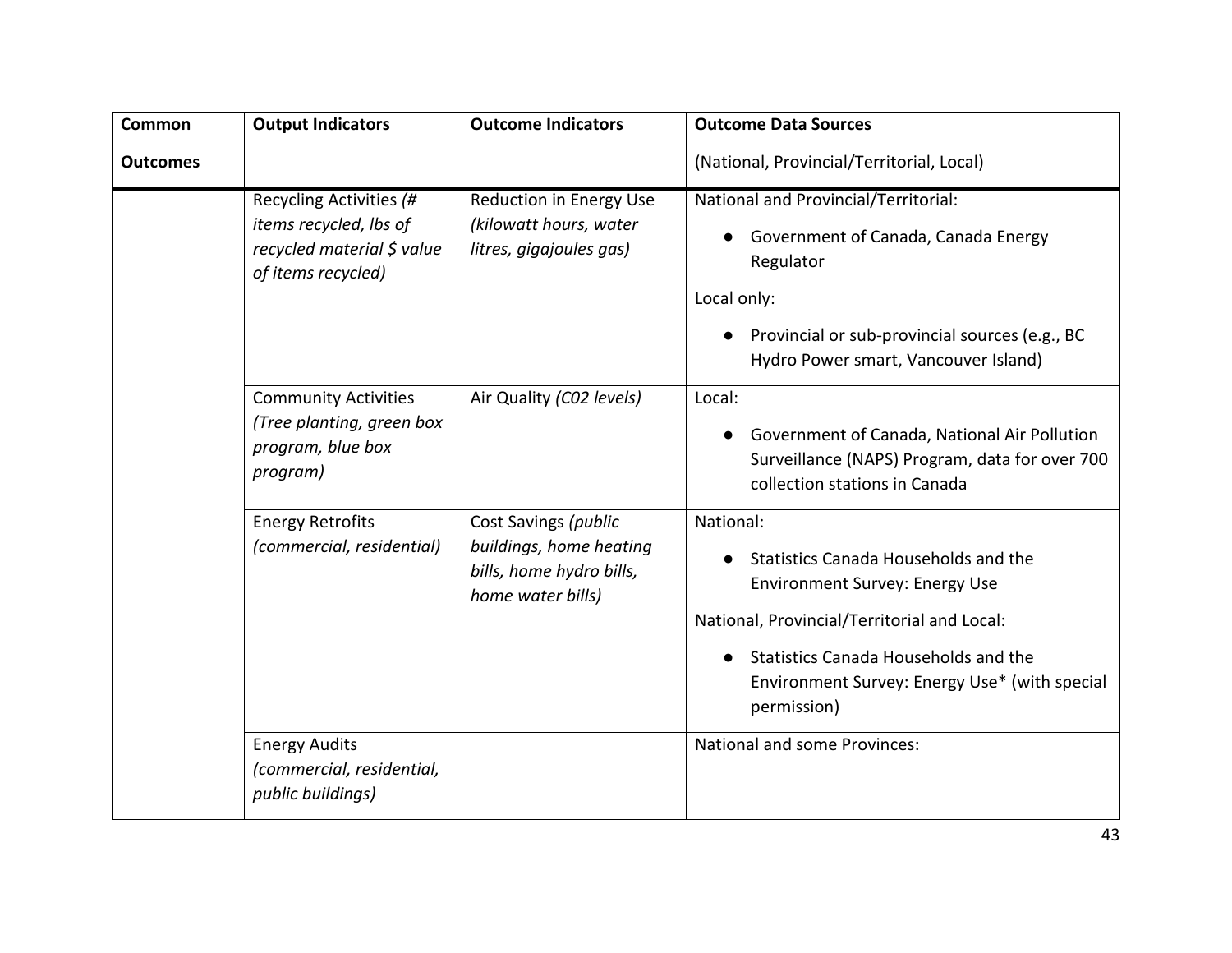| Common Outcomes | Output Indicators | Outcome Indicators | Outcome Data Sources (National, Provincial/Territorial, Local) |
|---|---|---|---|
| | Recycling Activities *(# items recycled, lbs of recycled material $ value of items recycled)* | Reduction in Energy Use *(kilowatt hours, water litres, gigajoules gas)* | National and Provincial/Territorial:<br>● Government of Canada, Canada Energy Regulator<br>Local only:<br>● Provincial or sub-provincial sources (e.g., BC Hydro Power smart, Vancouver Island) |
| | Community Activities *(Tree planting, green box program, blue box program)* | Air Quality *(C02 levels)* | Local:<br>● Government of Canada, National Air Pollution Surveillance (NAPS) Program, data for over 700 collection stations in Canada |
| | Energy Retrofits *(commercial, residential)* | Cost Savings *(public buildings, home heating bills, home hydro bills, home water bills)* | National:<br>● Statistics Canada Households and the Environment Survey: Energy Use<br>National, Provincial/Territorial and Local:<br>● Statistics Canada Households and the Environment Survey: Energy Use* (with special permission) |
| | Energy Audits *(commercial, residential, public buildings)* | | National and some Provinces: |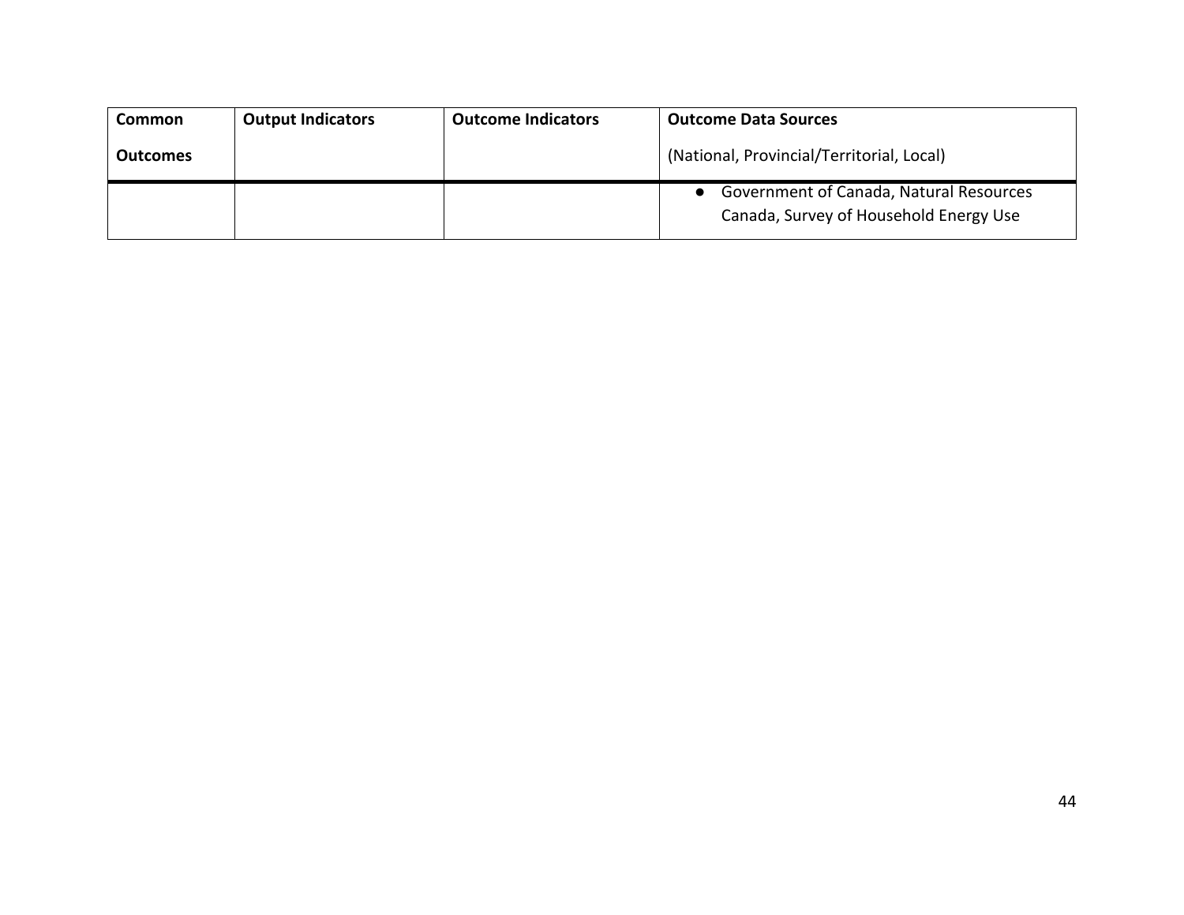| Common Outcomes | Output Indicators | Outcome Indicators | Outcome Data Sources (National, Provincial/Territorial, Local) |
|---|---|---|---|
| | | | ● Government of Canada, Natural Resources Canada, Survey of Household Energy Use |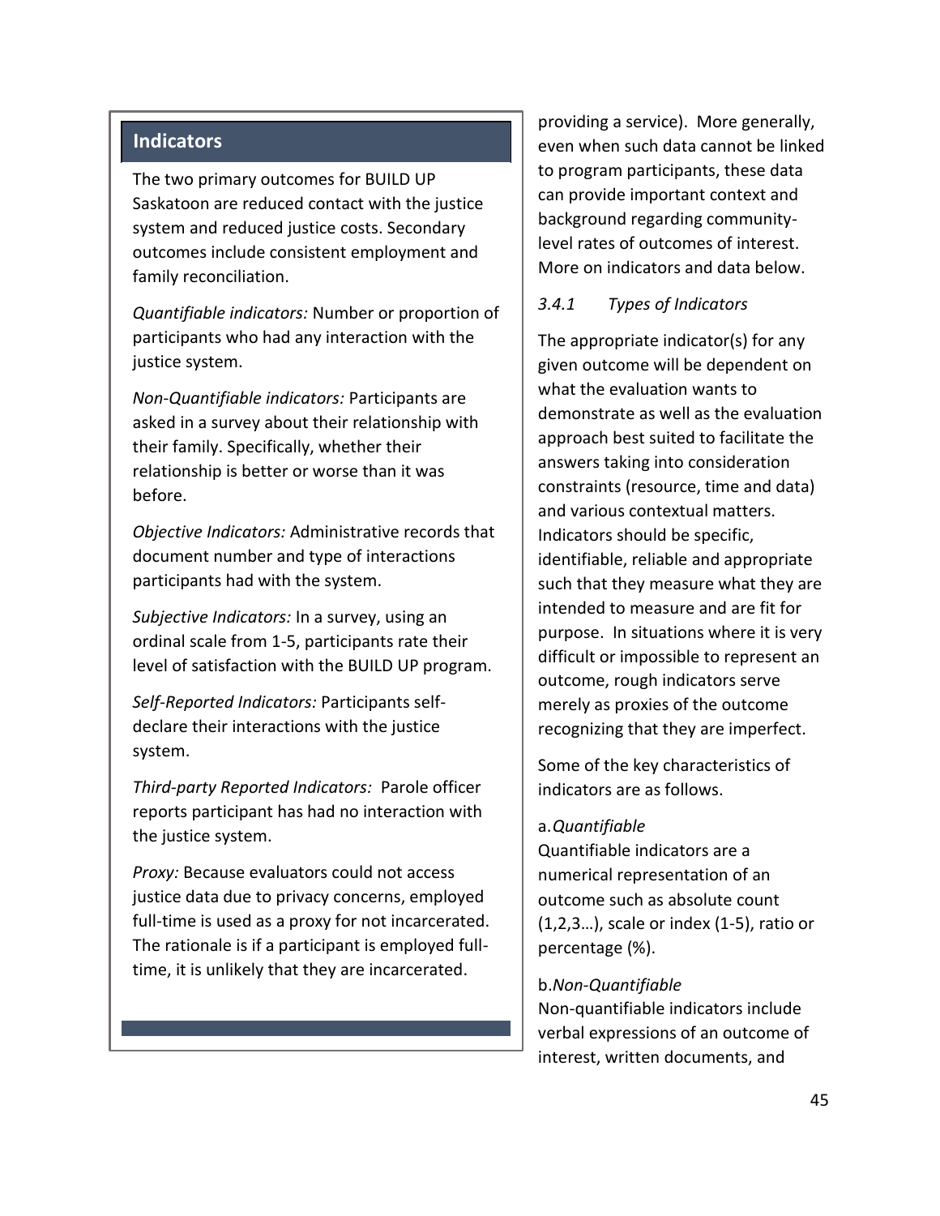## Indicators

The two primary outcomes for BUILD UP Saskatoon are reduced contact with the justice system and reduced justice costs. Secondary outcomes include consistent employment and family reconciliation.

*Quantifiable indicators:* Number or proportion of participants who had any interaction with the justice system.

*Non-Quantifiable indicators:* Participants are asked in a survey about their relationship with their family. Specifically, whether their relationship is better or worse than it was before.

*Objective Indicators:* Administrative records that document number and type of interactions participants had with the system.

*Subjective Indicators:* In a survey, using an ordinal scale from 1-5, participants rate their level of satisfaction with the BUILD UP program.

*Self-Reported Indicators:* Participants self-declare their interactions with the justice system.

*Third-party Reported Indicators:* Parole officer reports participant has had no interaction with the justice system.

*Proxy:* Because evaluators could not access justice data due to privacy concerns, employed full-time is used as a proxy for not incarcerated. The rationale is if a participant is employed full-time, it is unlikely that they are incarcerated.

providing a service). More generally, even when such data cannot be linked to program participants, these data can provide important context and background regarding community-level rates of outcomes of interest. More on indicators and data below.

### *3.4.1 Types of Indicators*

The appropriate indicator(s) for any given outcome will be dependent on what the evaluation wants to demonstrate as well as the evaluation approach best suited to facilitate the answers taking into consideration constraints (resource, time and data) and various contextual matters. Indicators should be specific, identifiable, reliable and appropriate such that they measure what they are intended to measure and are fit for purpose. In situations where it is very difficult or impossible to represent an outcome, rough indicators serve merely as proxies of the outcome recognizing that they are imperfect.

Some of the key characteristics of indicators are as follows.

a. *Quantifiable*
Quantifiable indicators are a numerical representation of an outcome such as absolute count (1,2,3…), scale or index (1-5), ratio or percentage (%).

b. *Non-Quantifiable*
Non-quantifiable indicators include verbal expressions of an outcome of interest, written documents, and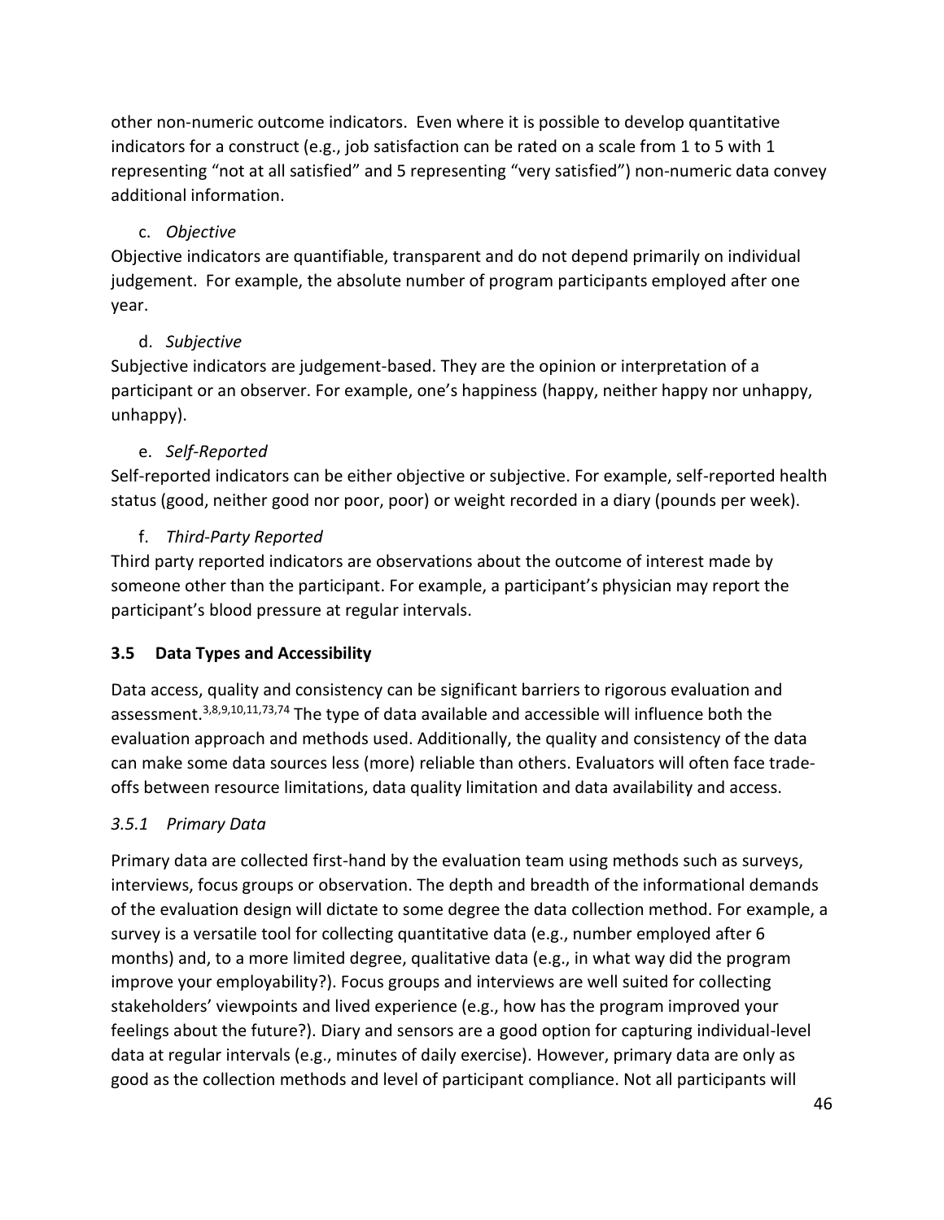other non-numeric outcome indicators. Even where it is possible to develop quantitative indicators for a construct (e.g., job satisfaction can be rated on a scale from 1 to 5 with 1 representing "not at all satisfied" and 5 representing "very satisfied") non-numeric data convey additional information.

c. *Objective*

Objective indicators are quantifiable, transparent and do not depend primarily on individual judgement. For example, the absolute number of program participants employed after one year.

d. *Subjective*

Subjective indicators are judgement-based. They are the opinion or interpretation of a participant or an observer. For example, one's happiness (happy, neither happy nor unhappy, unhappy).

e. *Self-Reported*

Self-reported indicators can be either objective or subjective. For example, self-reported health status (good, neither good nor poor, poor) or weight recorded in a diary (pounds per week).

f. *Third-Party Reported*

Third party reported indicators are observations about the outcome of interest made by someone other than the participant. For example, a participant's physician may report the participant's blood pressure at regular intervals.

### 3.5 Data Types and Accessibility

Data access, quality and consistency can be significant barriers to rigorous evaluation and assessment.[3,8,9,10,11,73,74] The type of data available and accessible will influence both the evaluation approach and methods used. Additionally, the quality and consistency of the data can make some data sources less (more) reliable than others. Evaluators will often face trade-offs between resource limitations, data quality limitation and data availability and access.

#### *3.5.1 Primary Data*

Primary data are collected first-hand by the evaluation team using methods such as surveys, interviews, focus groups or observation. The depth and breadth of the informational demands of the evaluation design will dictate to some degree the data collection method. For example, a survey is a versatile tool for collecting quantitative data (e.g., number employed after 6 months) and, to a more limited degree, qualitative data (e.g., in what way did the program improve your employability?). Focus groups and interviews are well suited for collecting stakeholders' viewpoints and lived experience (e.g., how has the program improved your feelings about the future?). Diary and sensors are a good option for capturing individual-level data at regular intervals (e.g., minutes of daily exercise). However, primary data are only as good as the collection methods and level of participant compliance. Not all participants will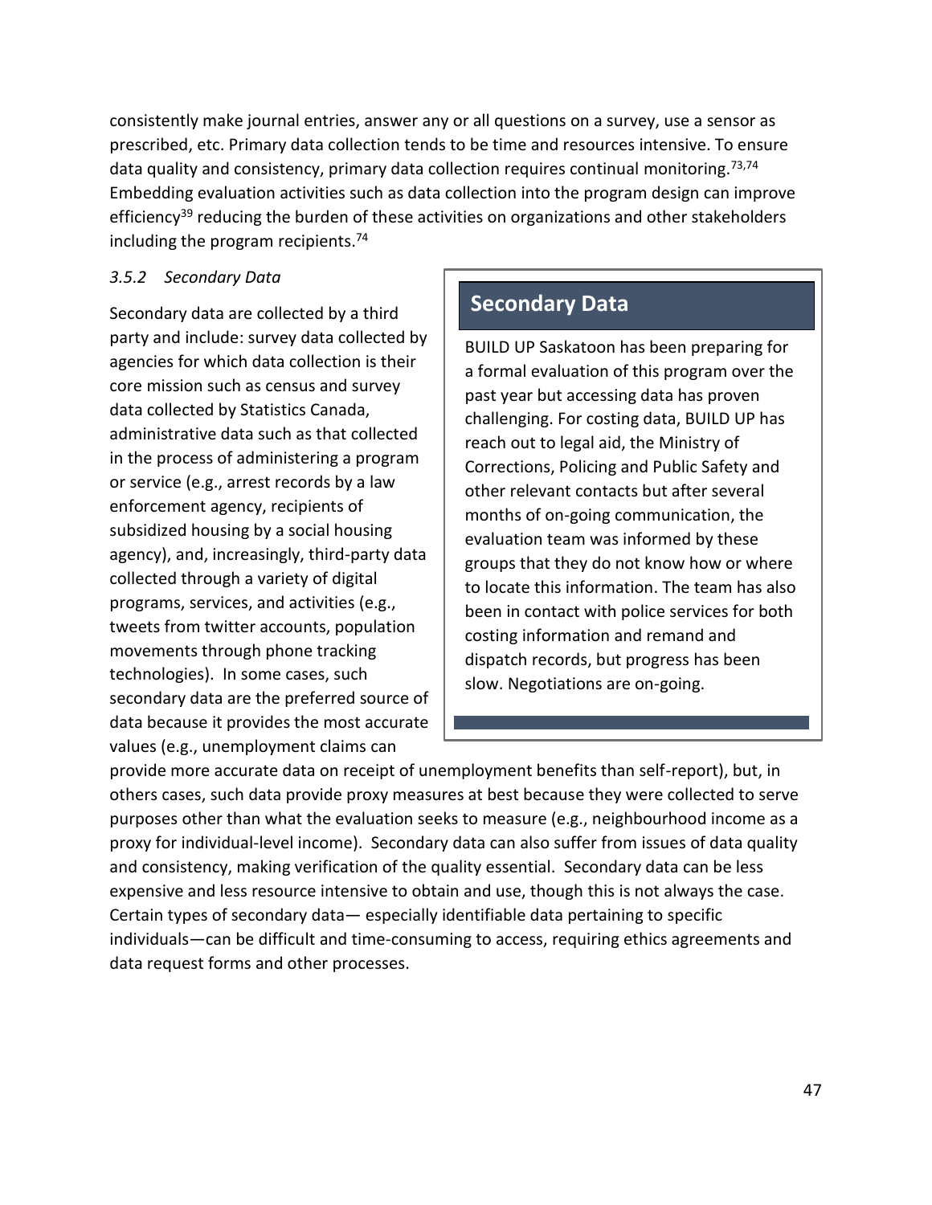consistently make journal entries, answer any or all questions on a survey, use a sensor as prescribed, etc. Primary data collection tends to be time and resources intensive. To ensure data quality and consistency, primary data collection requires continual monitoring.[73,74] Embedding evaluation activities such as data collection into the program design can improve efficiency[39] reducing the burden of these activities on organizations and other stakeholders including the program recipients.[74]

### *3.5.2 Secondary Data*

Secondary data are collected by a third party and include: survey data collected by agencies for which data collection is their core mission such as census and survey data collected by Statistics Canada, administrative data such as that collected in the process of administering a program or service (e.g., arrest records by a law enforcement agency, recipients of subsidized housing by a social housing agency), and, increasingly, third-party data collected through a variety of digital programs, services, and activities (e.g., tweets from twitter accounts, population movements through phone tracking technologies). In some cases, such secondary data are the preferred source of data because it provides the most accurate values (e.g., unemployment claims can provide more accurate data on receipt of unemployment benefits than self-report), but, in others cases, such data provide proxy measures at best because they were collected to serve purposes other than what the evaluation seeks to measure (e.g., neighbourhood income as a proxy for individual-level income). Secondary data can also suffer from issues of data quality and consistency, making verification of the quality essential. Secondary data can be less expensive and less resource intensive to obtain and use, though this is not always the case. Certain types of secondary data— especially identifiable data pertaining to specific individuals—can be difficult and time-consuming to access, requiring ethics agreements and data request forms and other processes.

> **Secondary Data**
>
> BUILD UP Saskatoon has been preparing for a formal evaluation of this program over the past year but accessing data has proven challenging. For costing data, BUILD UP has reach out to legal aid, the Ministry of Corrections, Policing and Public Safety and other relevant contacts but after several months of on-going communication, the evaluation team was informed by these groups that they do not know how or where to locate this information. The team has also been in contact with police services for both costing information and remand and dispatch records, but progress has been slow. Negotiations are on-going.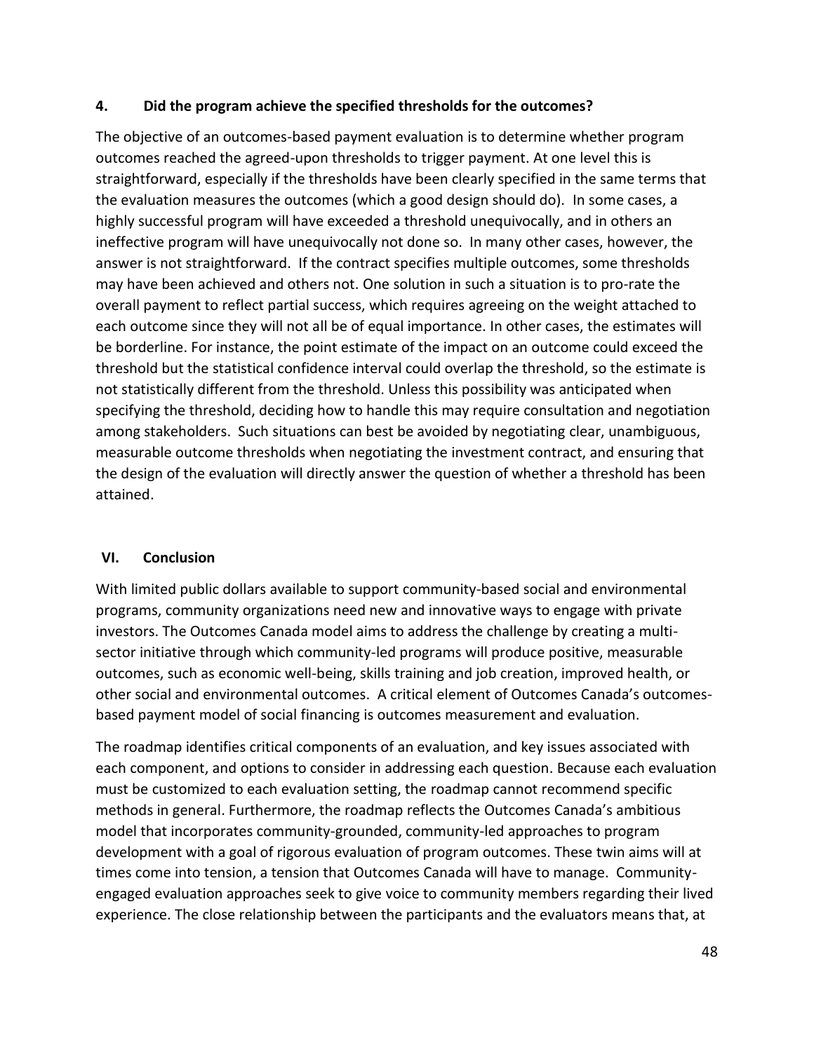#### 4. Did the program achieve the specified thresholds for the outcomes?

The objective of an outcomes-based payment evaluation is to determine whether program outcomes reached the agreed-upon thresholds to trigger payment. At one level this is straightforward, especially if the thresholds have been clearly specified in the same terms that the evaluation measures the outcomes (which a good design should do). In some cases, a highly successful program will have exceeded a threshold unequivocally, and in others an ineffective program will have unequivocally not done so. In many other cases, however, the answer is not straightforward. If the contract specifies multiple outcomes, some thresholds may have been achieved and others not. One solution in such a situation is to pro-rate the overall payment to reflect partial success, which requires agreeing on the weight attached to each outcome since they will not all be of equal importance. In other cases, the estimates will be borderline. For instance, the point estimate of the impact on an outcome could exceed the threshold but the statistical confidence interval could overlap the threshold, so the estimate is not statistically different from the threshold. Unless this possibility was anticipated when specifying the threshold, deciding how to handle this may require consultation and negotiation among stakeholders. Such situations can best be avoided by negotiating clear, unambiguous, measurable outcome thresholds when negotiating the investment contract, and ensuring that the design of the evaluation will directly answer the question of whether a threshold has been attained.

## VI. Conclusion

With limited public dollars available to support community-based social and environmental programs, community organizations need new and innovative ways to engage with private investors. The Outcomes Canada model aims to address the challenge by creating a multi-sector initiative through which community-led programs will produce positive, measurable outcomes, such as economic well-being, skills training and job creation, improved health, or other social and environmental outcomes. A critical element of Outcomes Canada's outcomes-based payment model of social financing is outcomes measurement and evaluation.

The roadmap identifies critical components of an evaluation, and key issues associated with each component, and options to consider in addressing each question. Because each evaluation must be customized to each evaluation setting, the roadmap cannot recommend specific methods in general. Furthermore, the roadmap reflects the Outcomes Canada's ambitious model that incorporates community-grounded, community-led approaches to program development with a goal of rigorous evaluation of program outcomes. These twin aims will at times come into tension, a tension that Outcomes Canada will have to manage. Community-engaged evaluation approaches seek to give voice to community members regarding their lived experience. The close relationship between the participants and the evaluators means that, at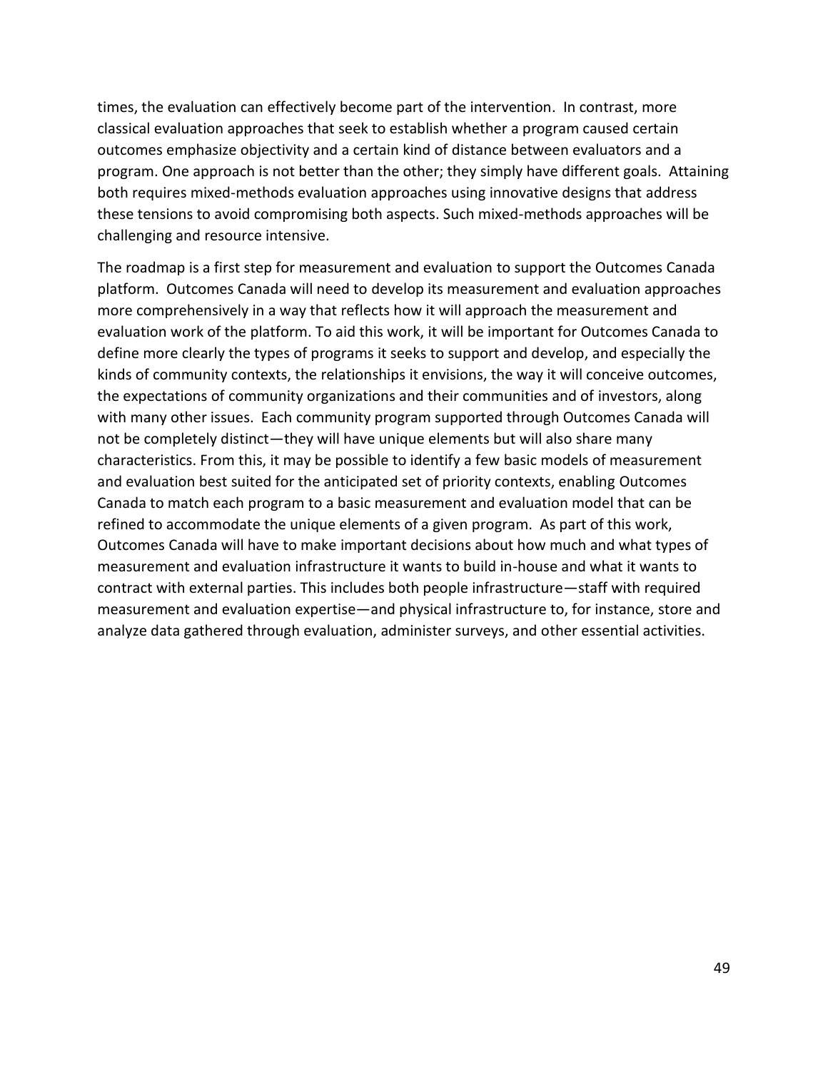times, the evaluation can effectively become part of the intervention. In contrast, more classical evaluation approaches that seek to establish whether a program caused certain outcomes emphasize objectivity and a certain kind of distance between evaluators and a program. One approach is not better than the other; they simply have different goals. Attaining both requires mixed-methods evaluation approaches using innovative designs that address these tensions to avoid compromising both aspects. Such mixed-methods approaches will be challenging and resource intensive.

The roadmap is a first step for measurement and evaluation to support the Outcomes Canada platform. Outcomes Canada will need to develop its measurement and evaluation approaches more comprehensively in a way that reflects how it will approach the measurement and evaluation work of the platform. To aid this work, it will be important for Outcomes Canada to define more clearly the types of programs it seeks to support and develop, and especially the kinds of community contexts, the relationships it envisions, the way it will conceive outcomes, the expectations of community organizations and their communities and of investors, along with many other issues. Each community program supported through Outcomes Canada will not be completely distinct—they will have unique elements but will also share many characteristics. From this, it may be possible to identify a few basic models of measurement and evaluation best suited for the anticipated set of priority contexts, enabling Outcomes Canada to match each program to a basic measurement and evaluation model that can be refined to accommodate the unique elements of a given program. As part of this work, Outcomes Canada will have to make important decisions about how much and what types of measurement and evaluation infrastructure it wants to build in-house and what it wants to contract with external parties. This includes both people infrastructure—staff with required measurement and evaluation expertise—and physical infrastructure to, for instance, store and analyze data gathered through evaluation, administer surveys, and other essential activities.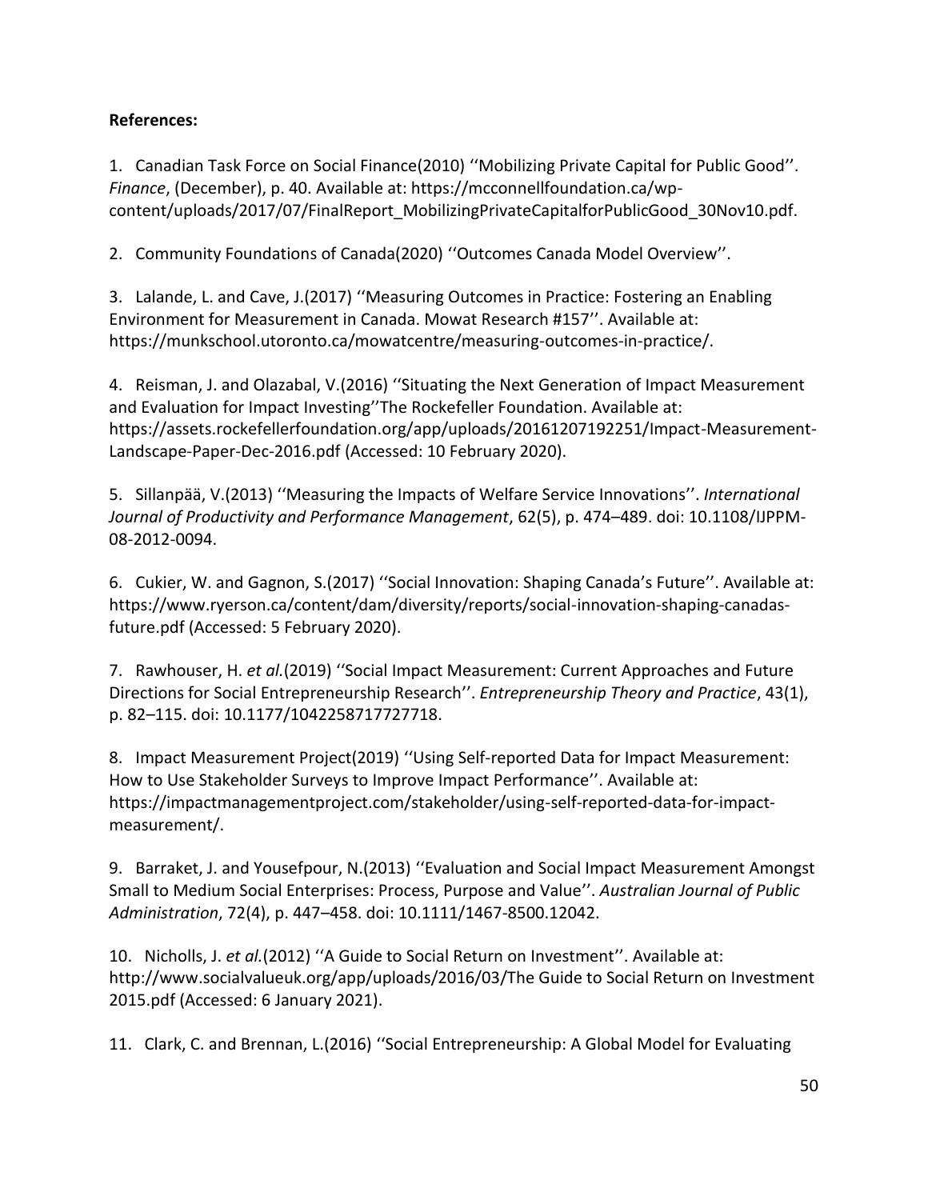**References:**

1. Canadian Task Force on Social Finance(2010) ''Mobilizing Private Capital for Public Good''. *Finance*, (December), p. 40. Available at: https://mcconnellfoundation.ca/wp-content/uploads/2017/07/FinalReport_MobilizingPrivateCapitalforPublicGood_30Nov10.pdf.

2. Community Foundations of Canada(2020) ''Outcomes Canada Model Overview''.

3. Lalande, L. and Cave, J.(2017) ''Measuring Outcomes in Practice: Fostering an Enabling Environment for Measurement in Canada. Mowat Research #157''. Available at: https://munkschool.utoronto.ca/mowatcentre/measuring-outcomes-in-practice/.

4. Reisman, J. and Olazabal, V.(2016) ''Situating the Next Generation of Impact Measurement and Evaluation for Impact Investing''The Rockefeller Foundation. Available at: https://assets.rockefellerfoundation.org/app/uploads/20161207192251/Impact-Measurement-Landscape-Paper-Dec-2016.pdf (Accessed: 10 February 2020).

5. Sillanpää, V.(2013) ''Measuring the Impacts of Welfare Service Innovations''. *International Journal of Productivity and Performance Management*, 62(5), p. 474–489. doi: 10.1108/IJPPM-08-2012-0094.

6. Cukier, W. and Gagnon, S.(2017) ''Social Innovation: Shaping Canada's Future''. Available at: https://www.ryerson.ca/content/dam/diversity/reports/social-innovation-shaping-canadas-future.pdf (Accessed: 5 February 2020).

7. Rawhouser, H. *et al.*(2019) ''Social Impact Measurement: Current Approaches and Future Directions for Social Entrepreneurship Research''. *Entrepreneurship Theory and Practice*, 43(1), p. 82–115. doi: 10.1177/1042258717727718.

8. Impact Measurement Project(2019) ''Using Self-reported Data for Impact Measurement: How to Use Stakeholder Surveys to Improve Impact Performance''. Available at: https://impactmanagementproject.com/stakeholder/using-self-reported-data-for-impact-measurement/.

9. Barraket, J. and Yousefpour, N.(2013) ''Evaluation and Social Impact Measurement Amongst Small to Medium Social Enterprises: Process, Purpose and Value''. *Australian Journal of Public Administration*, 72(4), p. 447–458. doi: 10.1111/1467-8500.12042.

10. Nicholls, J. *et al.*(2012) ''A Guide to Social Return on Investment''. Available at: http://www.socialvalueuk.org/app/uploads/2016/03/The Guide to Social Return on Investment 2015.pdf (Accessed: 6 January 2021).

11. Clark, C. and Brennan, L.(2016) ''Social Entrepreneurship: A Global Model for Evaluating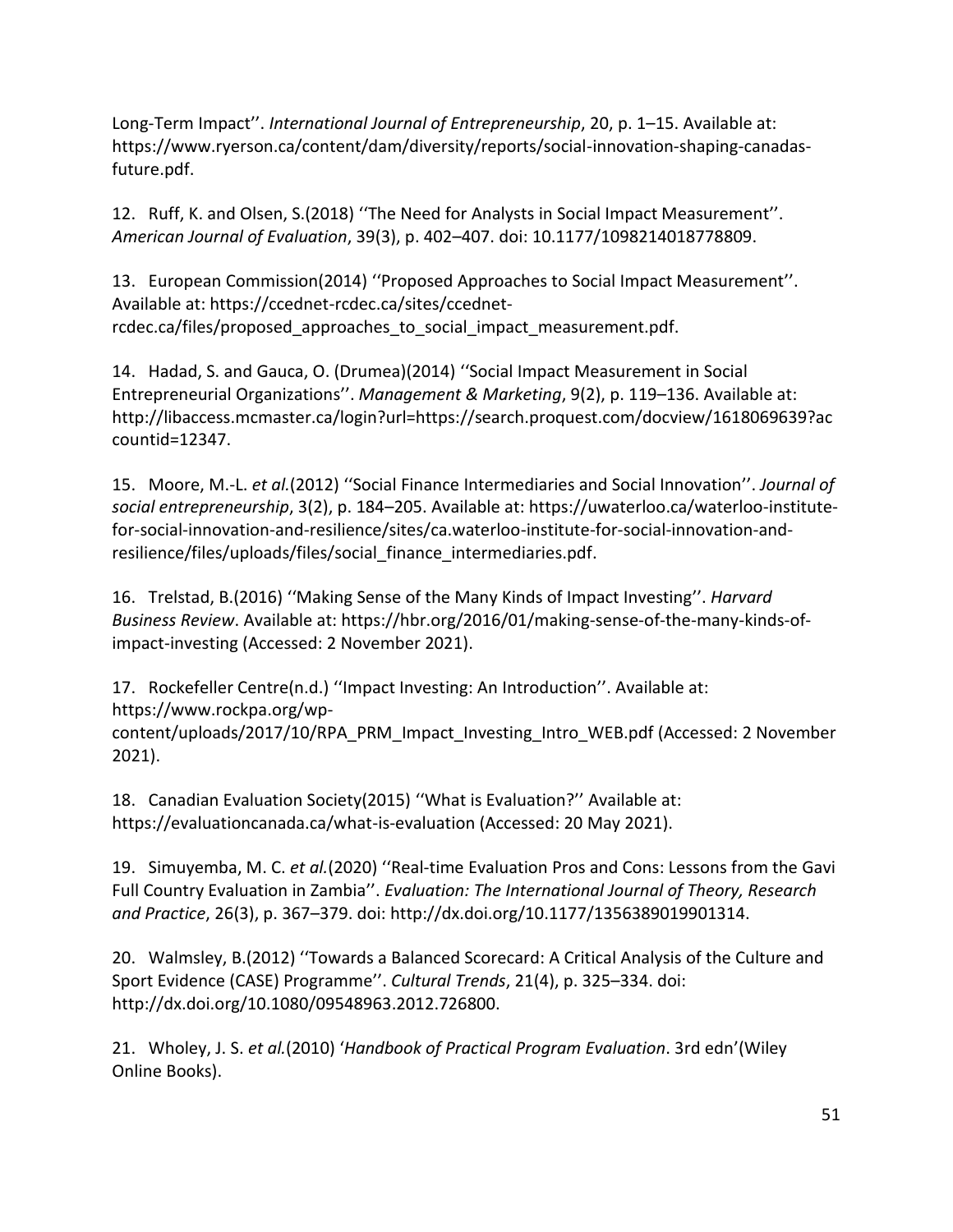Long-Term Impact''. *International Journal of Entrepreneurship*, 20, p. 1–15. Available at: https://www.ryerson.ca/content/dam/diversity/reports/social-innovation-shaping-canadas-future.pdf.

12. Ruff, K. and Olsen, S.(2018) ''The Need for Analysts in Social Impact Measurement''. *American Journal of Evaluation*, 39(3), p. 402–407. doi: 10.1177/1098214018778809.

13. European Commission(2014) ''Proposed Approaches to Social Impact Measurement''. Available at: https://ccednet-rcdec.ca/sites/ccednet-rcdec.ca/files/proposed_approaches_to_social_impact_measurement.pdf.

14. Hadad, S. and Gauca, O. (Drumea)(2014) ''Social Impact Measurement in Social Entrepreneurial Organizations''. *Management & Marketing*, 9(2), p. 119–136. Available at: http://libaccess.mcmaster.ca/login?url=https://search.proquest.com/docview/1618069639?accountid=12347.

15. Moore, M.-L. *et al.*(2012) ''Social Finance Intermediaries and Social Innovation''. *Journal of social entrepreneurship*, 3(2), p. 184–205. Available at: https://uwaterloo.ca/waterloo-institute-for-social-innovation-and-resilience/sites/ca.waterloo-institute-for-social-innovation-and-resilience/files/uploads/files/social_finance_intermediaries.pdf.

16. Trelstad, B.(2016) ''Making Sense of the Many Kinds of Impact Investing''. *Harvard Business Review*. Available at: https://hbr.org/2016/01/making-sense-of-the-many-kinds-of-impact-investing (Accessed: 2 November 2021).

17. Rockefeller Centre(n.d.) ''Impact Investing: An Introduction''. Available at: https://www.rockpa.org/wp-content/uploads/2017/10/RPA_PRM_Impact_Investing_Intro_WEB.pdf (Accessed: 2 November 2021).

18. Canadian Evaluation Society(2015) ''What is Evaluation?'' Available at: https://evaluationcanada.ca/what-is-evaluation (Accessed: 20 May 2021).

19. Simuyemba, M. C. *et al.*(2020) ''Real-time Evaluation Pros and Cons: Lessons from the Gavi Full Country Evaluation in Zambia''. *Evaluation: The International Journal of Theory, Research and Practice*, 26(3), p. 367–379. doi: http://dx.doi.org/10.1177/1356389019901314.

20. Walmsley, B.(2012) ''Towards a Balanced Scorecard: A Critical Analysis of the Culture and Sport Evidence (CASE) Programme''. *Cultural Trends*, 21(4), p. 325–334. doi: http://dx.doi.org/10.1080/09548963.2012.726800.

21. Wholey, J. S. *et al.*(2010) '*Handbook of Practical Program Evaluation*. 3rd edn'(Wiley Online Books).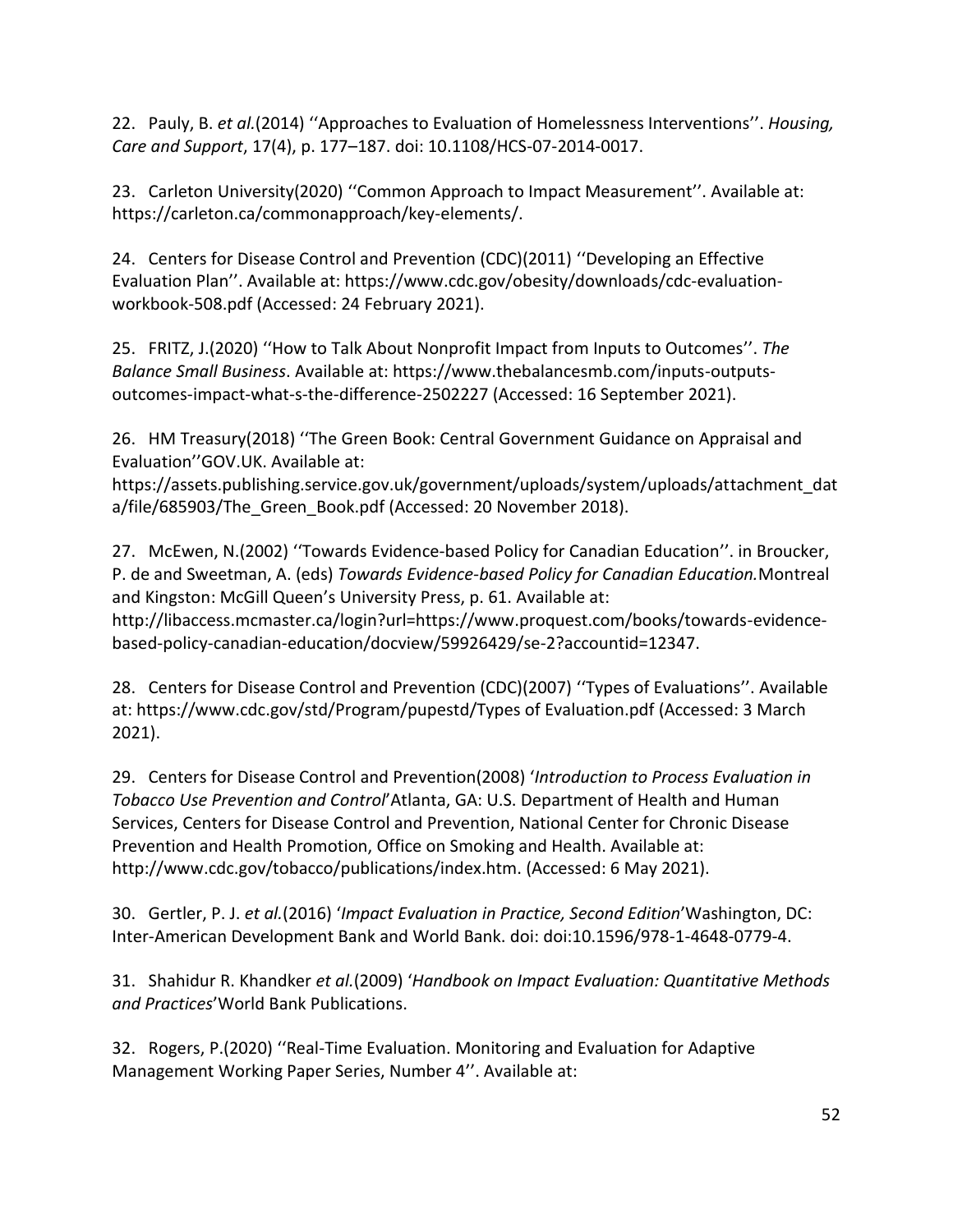22. Pauly, B. *et al.*(2014) ''Approaches to Evaluation of Homelessness Interventions''. *Housing, Care and Support*, 17(4), p. 177–187. doi: 10.1108/HCS-07-2014-0017.

23. Carleton University(2020) ''Common Approach to Impact Measurement''. Available at: https://carleton.ca/commonapproach/key-elements/.

24. Centers for Disease Control and Prevention (CDC)(2011) ''Developing an Effective Evaluation Plan''. Available at: https://www.cdc.gov/obesity/downloads/cdc-evaluation-workbook-508.pdf (Accessed: 24 February 2021).

25. FRITZ, J.(2020) ''How to Talk About Nonprofit Impact from Inputs to Outcomes''. *The Balance Small Business*. Available at: https://www.thebalancesmb.com/inputs-outputs-outcomes-impact-what-s-the-difference-2502227 (Accessed: 16 September 2021).

26. HM Treasury(2018) ''The Green Book: Central Government Guidance on Appraisal and Evaluation''GOV.UK. Available at: https://assets.publishing.service.gov.uk/government/uploads/system/uploads/attachment_data/file/685903/The_Green_Book.pdf (Accessed: 20 November 2018).

27. McEwen, N.(2002) ''Towards Evidence-based Policy for Canadian Education''. in Broucker, P. de and Sweetman, A. (eds) *Towards Evidence-based Policy for Canadian Education.*Montreal and Kingston: McGill Queen's University Press, p. 61. Available at: http://libaccess.mcmaster.ca/login?url=https://www.proquest.com/books/towards-evidence-based-policy-canadian-education/docview/59926429/se-2?accountid=12347.

28. Centers for Disease Control and Prevention (CDC)(2007) ''Types of Evaluations''. Available at: https://www.cdc.gov/std/Program/pupestd/Types of Evaluation.pdf (Accessed: 3 March 2021).

29. Centers for Disease Control and Prevention(2008) '*Introduction to Process Evaluation in Tobacco Use Prevention and Control*'Atlanta, GA: U.S. Department of Health and Human Services, Centers for Disease Control and Prevention, National Center for Chronic Disease Prevention and Health Promotion, Office on Smoking and Health. Available at: http://www.cdc.gov/tobacco/publications/index.htm. (Accessed: 6 May 2021).

30. Gertler, P. J. *et al.*(2016) '*Impact Evaluation in Practice, Second Edition*'Washington, DC: Inter-American Development Bank and World Bank. doi: doi:10.1596/978-1-4648-0779-4.

31. Shahidur R. Khandker *et al.*(2009) '*Handbook on Impact Evaluation: Quantitative Methods and Practices*'World Bank Publications.

32. Rogers, P.(2020) ''Real-Time Evaluation. Monitoring and Evaluation for Adaptive Management Working Paper Series, Number 4''. Available at: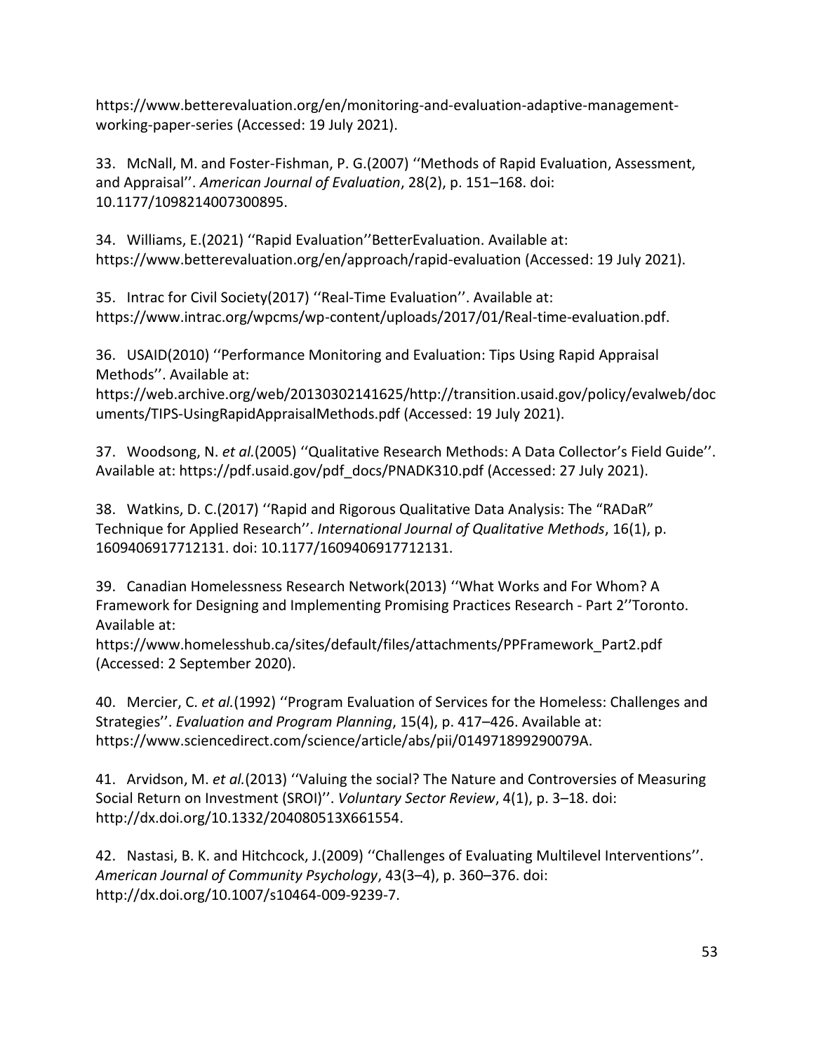https://www.betterevaluation.org/en/monitoring-and-evaluation-adaptive-management-working-paper-series (Accessed: 19 July 2021).

33. McNall, M. and Foster-Fishman, P. G.(2007) ''Methods of Rapid Evaluation, Assessment, and Appraisal''. *American Journal of Evaluation*, 28(2), p. 151–168. doi: 10.1177/1098214007300895.

34. Williams, E.(2021) ''Rapid Evaluation''BetterEvaluation. Available at: https://www.betterevaluation.org/en/approach/rapid-evaluation (Accessed: 19 July 2021).

35. Intrac for Civil Society(2017) ''Real-Time Evaluation''. Available at: https://www.intrac.org/wpcms/wp-content/uploads/2017/01/Real-time-evaluation.pdf.

36. USAID(2010) ''Performance Monitoring and Evaluation: Tips Using Rapid Appraisal Methods''. Available at: https://web.archive.org/web/20130302141625/http://transition.usaid.gov/policy/evalweb/documents/TIPS-UsingRapidAppraisalMethods.pdf (Accessed: 19 July 2021).

37. Woodsong, N. *et al.*(2005) ''Qualitative Research Methods: A Data Collector's Field Guide''. Available at: https://pdf.usaid.gov/pdf_docs/PNADK310.pdf (Accessed: 27 July 2021).

38. Watkins, D. C.(2017) ''Rapid and Rigorous Qualitative Data Analysis: The "RADaR" Technique for Applied Research''. *International Journal of Qualitative Methods*, 16(1), p. 1609406917712131. doi: 10.1177/1609406917712131.

39. Canadian Homelessness Research Network(2013) ''What Works and For Whom? A Framework for Designing and Implementing Promising Practices Research - Part 2''Toronto. Available at: https://www.homelesshub.ca/sites/default/files/attachments/PPFramework_Part2.pdf (Accessed: 2 September 2020).

40. Mercier, C. *et al.*(1992) ''Program Evaluation of Services for the Homeless: Challenges and Strategies''. *Evaluation and Program Planning*, 15(4), p. 417–426. Available at: https://www.sciencedirect.com/science/article/abs/pii/014971899290079A.

41. Arvidson, M. *et al.*(2013) ''Valuing the social? The Nature and Controversies of Measuring Social Return on Investment (SROI)''. *Voluntary Sector Review*, 4(1), p. 3–18. doi: http://dx.doi.org/10.1332/204080513X661554.

42. Nastasi, B. K. and Hitchcock, J.(2009) ''Challenges of Evaluating Multilevel Interventions''. *American Journal of Community Psychology*, 43(3–4), p. 360–376. doi: http://dx.doi.org/10.1007/s10464-009-9239-7.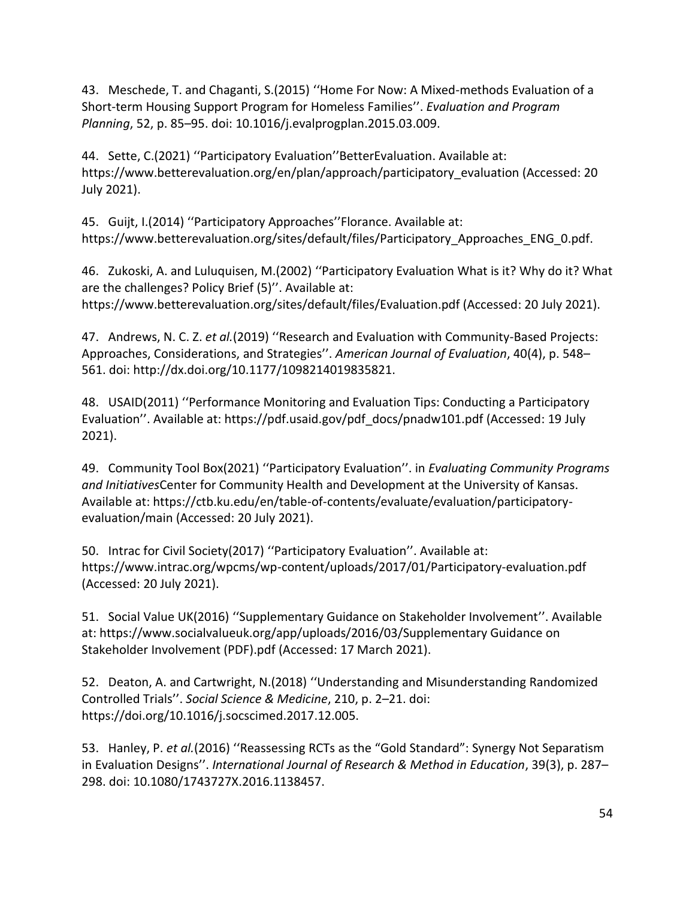43. Meschede, T. and Chaganti, S.(2015) ‘’Home For Now: A Mixed-methods Evaluation of a Short-term Housing Support Program for Homeless Families’’. *Evaluation and Program Planning*, 52, p. 85–95. doi: 10.1016/j.evalprogplan.2015.03.009.

44. Sette, C.(2021) ‘’Participatory Evaluation’’BetterEvaluation. Available at: https://www.betterevaluation.org/en/plan/approach/participatory_evaluation (Accessed: 20 July 2021).

45. Guijt, I.(2014) ‘’Participatory Approaches’’Florance. Available at: https://www.betterevaluation.org/sites/default/files/Participatory_Approaches_ENG_0.pdf.

46. Zukoski, A. and Luluquisen, M.(2002) ‘’Participatory Evaluation What is it? Why do it? What are the challenges? Policy Brief (5)’’. Available at: https://www.betterevaluation.org/sites/default/files/Evaluation.pdf (Accessed: 20 July 2021).

47. Andrews, N. C. Z. *et al.*(2019) ‘’Research and Evaluation with Community-Based Projects: Approaches, Considerations, and Strategies’’. *American Journal of Evaluation*, 40(4), p. 548–561. doi: http://dx.doi.org/10.1177/1098214019835821.

48. USAID(2011) ‘’Performance Monitoring and Evaluation Tips: Conducting a Participatory Evaluation’’. Available at: https://pdf.usaid.gov/pdf_docs/pnadw101.pdf (Accessed: 19 July 2021).

49. Community Tool Box(2021) ‘’Participatory Evaluation’’. in *Evaluating Community Programs and Initiatives*Center for Community Health and Development at the University of Kansas. Available at: https://ctb.ku.edu/en/table-of-contents/evaluate/evaluation/participatory-evaluation/main (Accessed: 20 July 2021).

50. Intrac for Civil Society(2017) ‘’Participatory Evaluation’’. Available at: https://www.intrac.org/wpcms/wp-content/uploads/2017/01/Participatory-evaluation.pdf (Accessed: 20 July 2021).

51. Social Value UK(2016) ‘’Supplementary Guidance on Stakeholder Involvement’’. Available at: https://www.socialvalueuk.org/app/uploads/2016/03/Supplementary Guidance on Stakeholder Involvement (PDF).pdf (Accessed: 17 March 2021).

52. Deaton, A. and Cartwright, N.(2018) ‘’Understanding and Misunderstanding Randomized Controlled Trials’’. *Social Science & Medicine*, 210, p. 2–21. doi: https://doi.org/10.1016/j.socscimed.2017.12.005.

53. Hanley, P. *et al.*(2016) ‘’Reassessing RCTs as the “Gold Standard”: Synergy Not Separatism in Evaluation Designs’’. *International Journal of Research & Method in Education*, 39(3), p. 287–298. doi: 10.1080/1743727X.2016.1138457.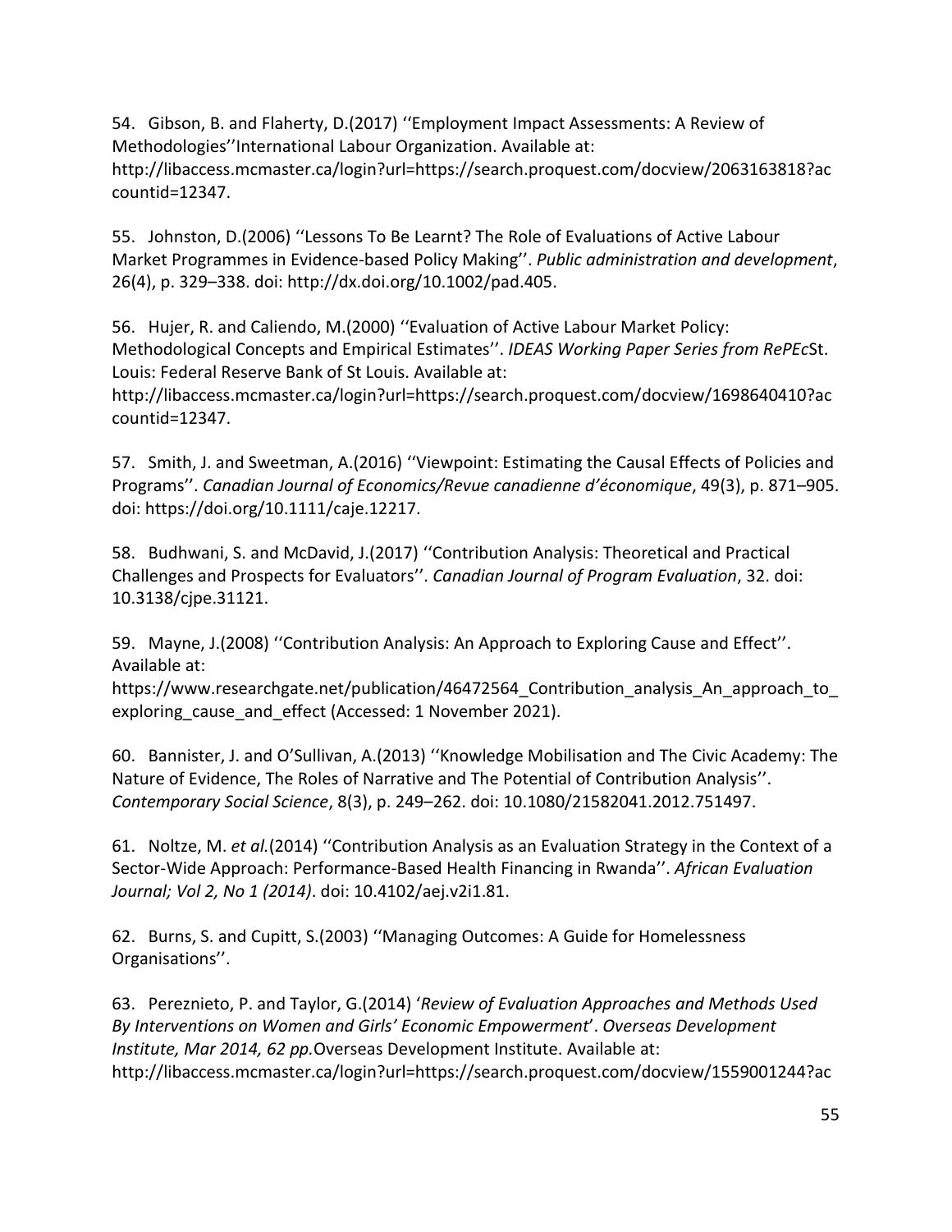54. Gibson, B. and Flaherty, D.(2017) ''Employment Impact Assessments: A Review of Methodologies''International Labour Organization. Available at: http://libaccess.mcmaster.ca/login?url=https://search.proquest.com/docview/2063163818?accountid=12347.

55. Johnston, D.(2006) ''Lessons To Be Learnt? The Role of Evaluations of Active Labour Market Programmes in Evidence-based Policy Making''. *Public administration and development*, 26(4), p. 329–338. doi: http://dx.doi.org/10.1002/pad.405.

56. Hujer, R. and Caliendo, M.(2000) ''Evaluation of Active Labour Market Policy: Methodological Concepts and Empirical Estimates''. *IDEAS Working Paper Series from RePEc*St. Louis: Federal Reserve Bank of St Louis. Available at: http://libaccess.mcmaster.ca/login?url=https://search.proquest.com/docview/1698640410?accountid=12347.

57. Smith, J. and Sweetman, A.(2016) ''Viewpoint: Estimating the Causal Effects of Policies and Programs''. *Canadian Journal of Economics/Revue canadienne d'économique*, 49(3), p. 871–905. doi: https://doi.org/10.1111/caje.12217.

58. Budhwani, S. and McDavid, J.(2017) ''Contribution Analysis: Theoretical and Practical Challenges and Prospects for Evaluators''. *Canadian Journal of Program Evaluation*, 32. doi: 10.3138/cjpe.31121.

59. Mayne, J.(2008) ''Contribution Analysis: An Approach to Exploring Cause and Effect''. Available at: https://www.researchgate.net/publication/46472564_Contribution_analysis_An_approach_to_exploring_cause_and_effect (Accessed: 1 November 2021).

60. Bannister, J. and O'Sullivan, A.(2013) ''Knowledge Mobilisation and The Civic Academy: The Nature of Evidence, The Roles of Narrative and The Potential of Contribution Analysis''. *Contemporary Social Science*, 8(3), p. 249–262. doi: 10.1080/21582041.2012.751497.

61. Noltze, M. *et al.*(2014) ''Contribution Analysis as an Evaluation Strategy in the Context of a Sector-Wide Approach: Performance-Based Health Financing in Rwanda''. *African Evaluation Journal; Vol 2, No 1 (2014)*. doi: 10.4102/aej.v2i1.81.

62. Burns, S. and Cupitt, S.(2003) ''Managing Outcomes: A Guide for Homelessness Organisations''.

63. Pereznieto, P. and Taylor, G.(2014) '*Review of Evaluation Approaches and Methods Used By Interventions on Women and Girls' Economic Empowerment*'. *Overseas Development Institute, Mar 2014, 62 pp.*Overseas Development Institute. Available at: http://libaccess.mcmaster.ca/login?url=https://search.proquest.com/docview/1559001244?ac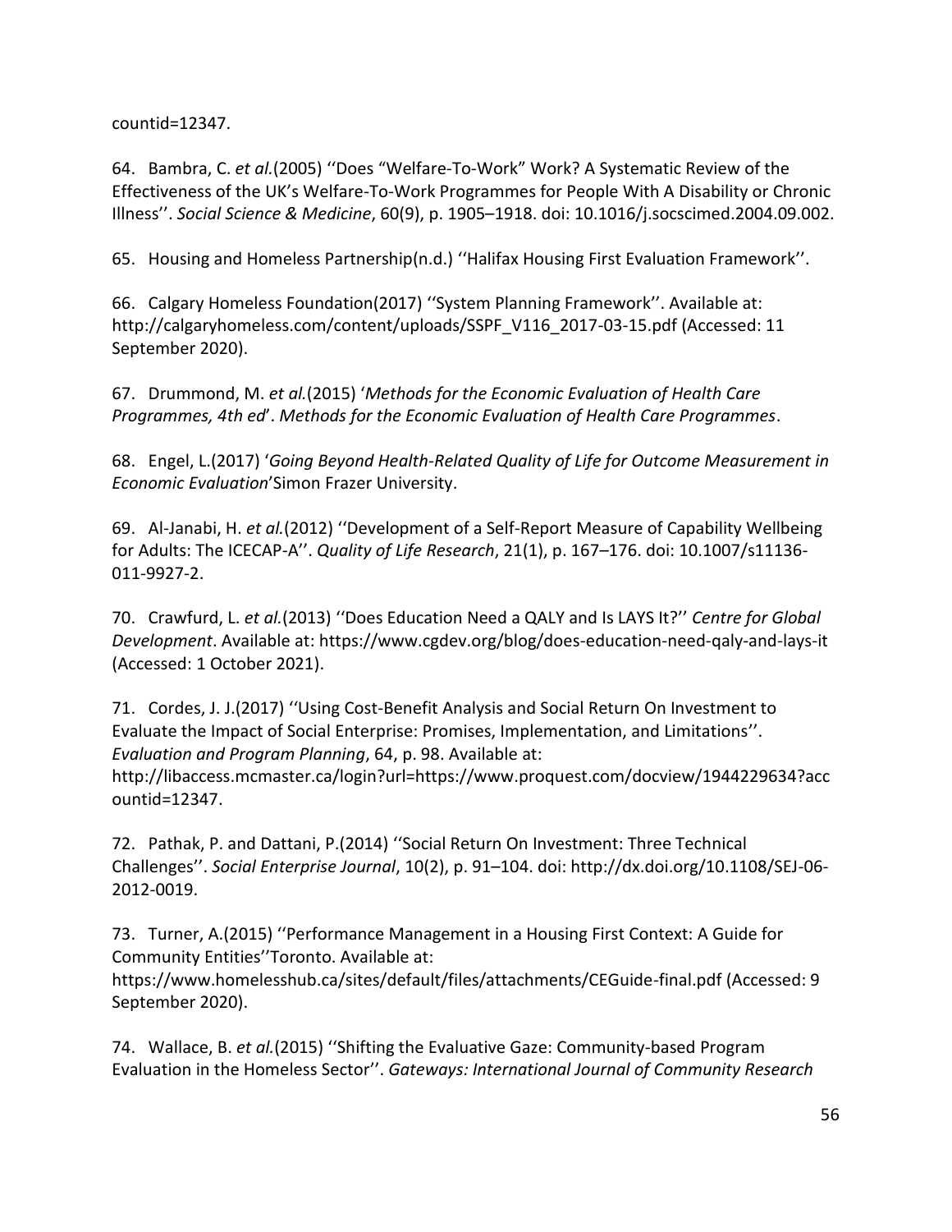countid=12347.

64. Bambra, C. *et al.*(2005) ‘‘Does “Welfare-To-Work” Work? A Systematic Review of the Effectiveness of the UK’s Welfare-To-Work Programmes for People With A Disability or Chronic Illness’’. *Social Science & Medicine*, 60(9), p. 1905–1918. doi: 10.1016/j.socscimed.2004.09.002.

65. Housing and Homeless Partnership(n.d.) ‘‘Halifax Housing First Evaluation Framework’’.

66. Calgary Homeless Foundation(2017) ‘‘System Planning Framework’’. Available at: http://calgaryhomeless.com/content/uploads/SSPF_V116_2017-03-15.pdf (Accessed: 11 September 2020).

67. Drummond, M. *et al.*(2015) ‘*Methods for the Economic Evaluation of Health Care Programmes, 4th ed*’. *Methods for the Economic Evaluation of Health Care Programmes*.

68. Engel, L.(2017) ‘*Going Beyond Health-Related Quality of Life for Outcome Measurement in Economic Evaluation*’Simon Frazer University.

69. Al-Janabi, H. *et al.*(2012) ‘‘Development of a Self-Report Measure of Capability Wellbeing for Adults: The ICECAP-A’’. *Quality of Life Research*, 21(1), p. 167–176. doi: 10.1007/s11136-011-9927-2.

70. Crawfurd, L. *et al.*(2013) ‘‘Does Education Need a QALY and Is LAYS It?’’ *Centre for Global Development*. Available at: https://www.cgdev.org/blog/does-education-need-qaly-and-lays-it (Accessed: 1 October 2021).

71. Cordes, J. J.(2017) ‘‘Using Cost-Benefit Analysis and Social Return On Investment to Evaluate the Impact of Social Enterprise: Promises, Implementation, and Limitations’’. *Evaluation and Program Planning*, 64, p. 98. Available at: http://libaccess.mcmaster.ca/login?url=https://www.proquest.com/docview/1944229634?accountid=12347.

72. Pathak, P. and Dattani, P.(2014) ‘‘Social Return On Investment: Three Technical Challenges’’. *Social Enterprise Journal*, 10(2), p. 91–104. doi: http://dx.doi.org/10.1108/SEJ-06-2012-0019.

73. Turner, A.(2015) ‘‘Performance Management in a Housing First Context: A Guide for Community Entities’’Toronto. Available at: https://www.homelesshub.ca/sites/default/files/attachments/CEGuide-final.pdf (Accessed: 9 September 2020).

74. Wallace, B. *et al.*(2015) ‘‘Shifting the Evaluative Gaze: Community-based Program Evaluation in the Homeless Sector’’. *Gateways: International Journal of Community Research*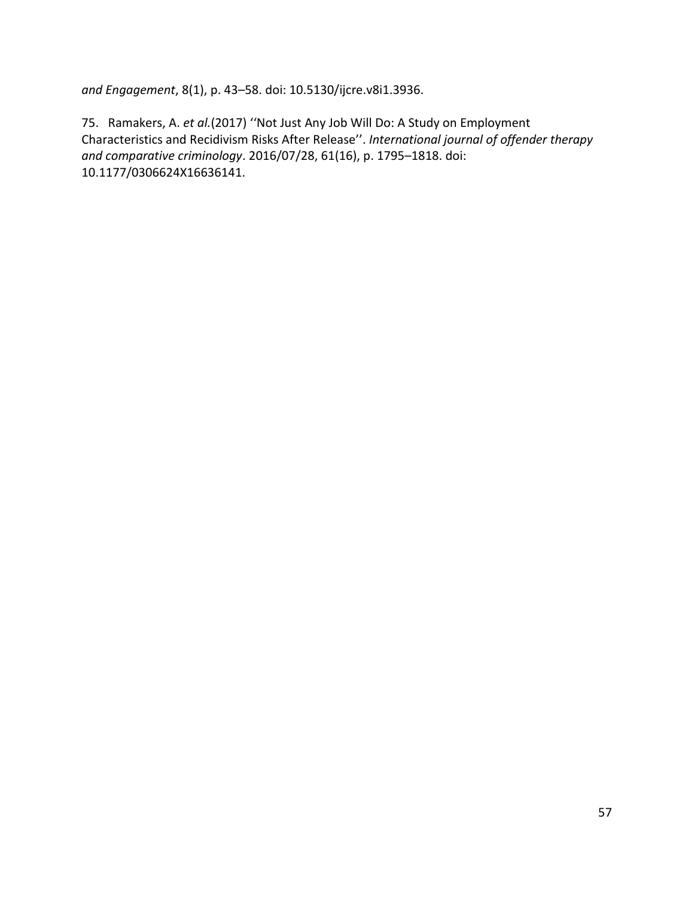*and Engagement*, 8(1), p. 43–58. doi: 10.5130/ijcre.v8i1.3936.

75. Ramakers, A. *et al.*(2017) ''Not Just Any Job Will Do: A Study on Employment Characteristics and Recidivism Risks After Release''. *International journal of offender therapy and comparative criminology*. 2016/07/28, 61(16), p. 1795–1818. doi: 10.1177/0306624X16636141.